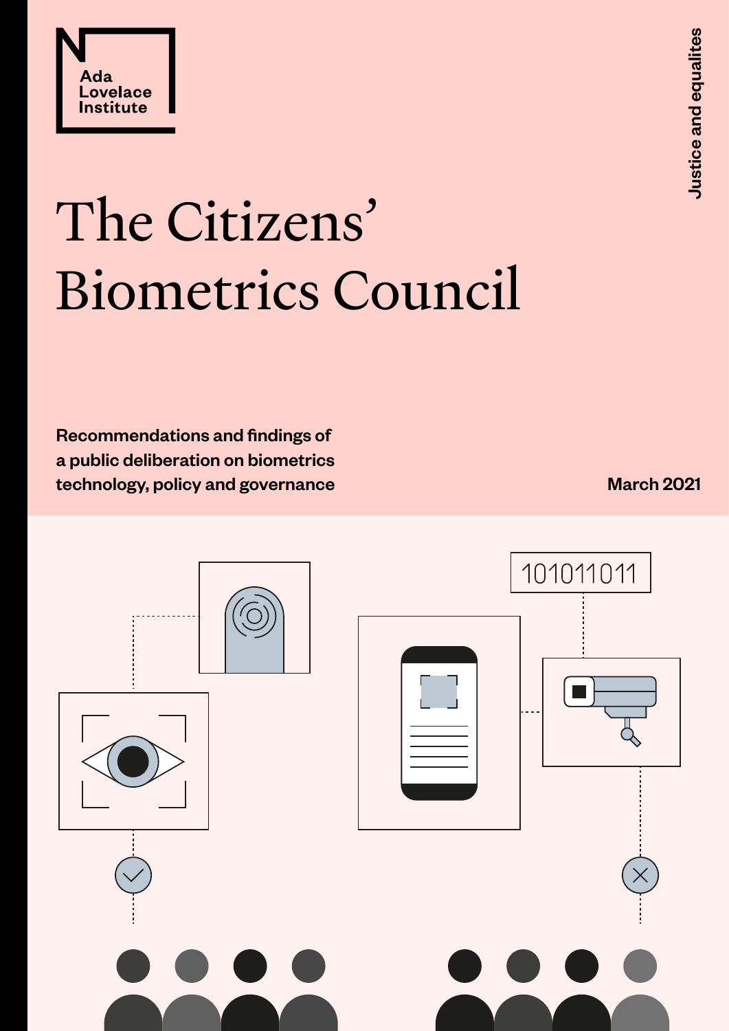Ada Lovelace Institute

Justice and equalites

# The Citizens' Biometrics Council

**Recommendations and findings of a public deliberation on biometrics technology, policy and governance**

**March 2021**

101011011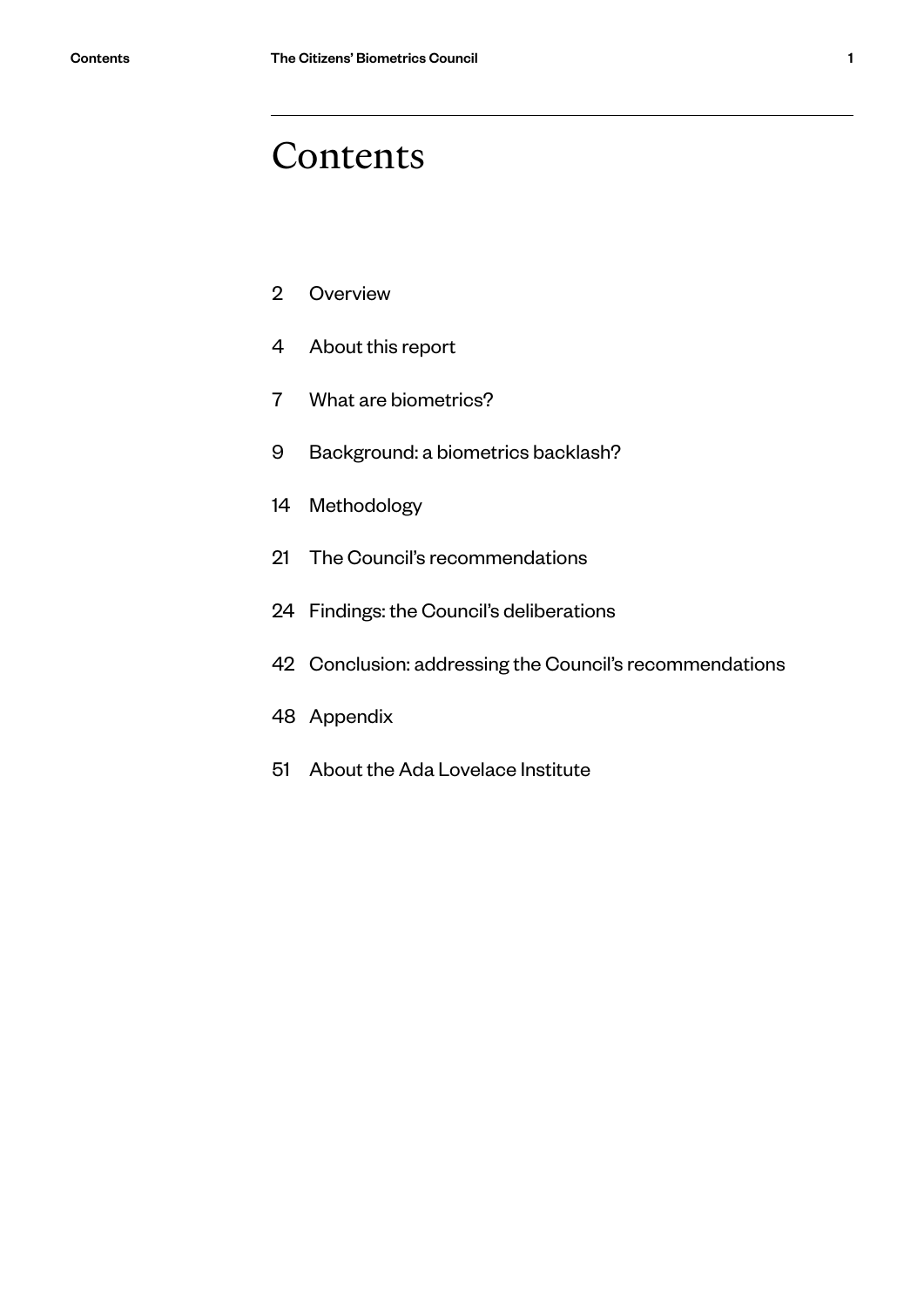# Contents

2 Overview

4 About this report

7 What are biometrics?

9 Background: a biometrics backlash?

14 Methodology

21 The Council's recommendations

24 Findings: the Council's deliberations

42 Conclusion: addressing the Council's recommendations

48 Appendix

51 About the Ada Lovelace Institute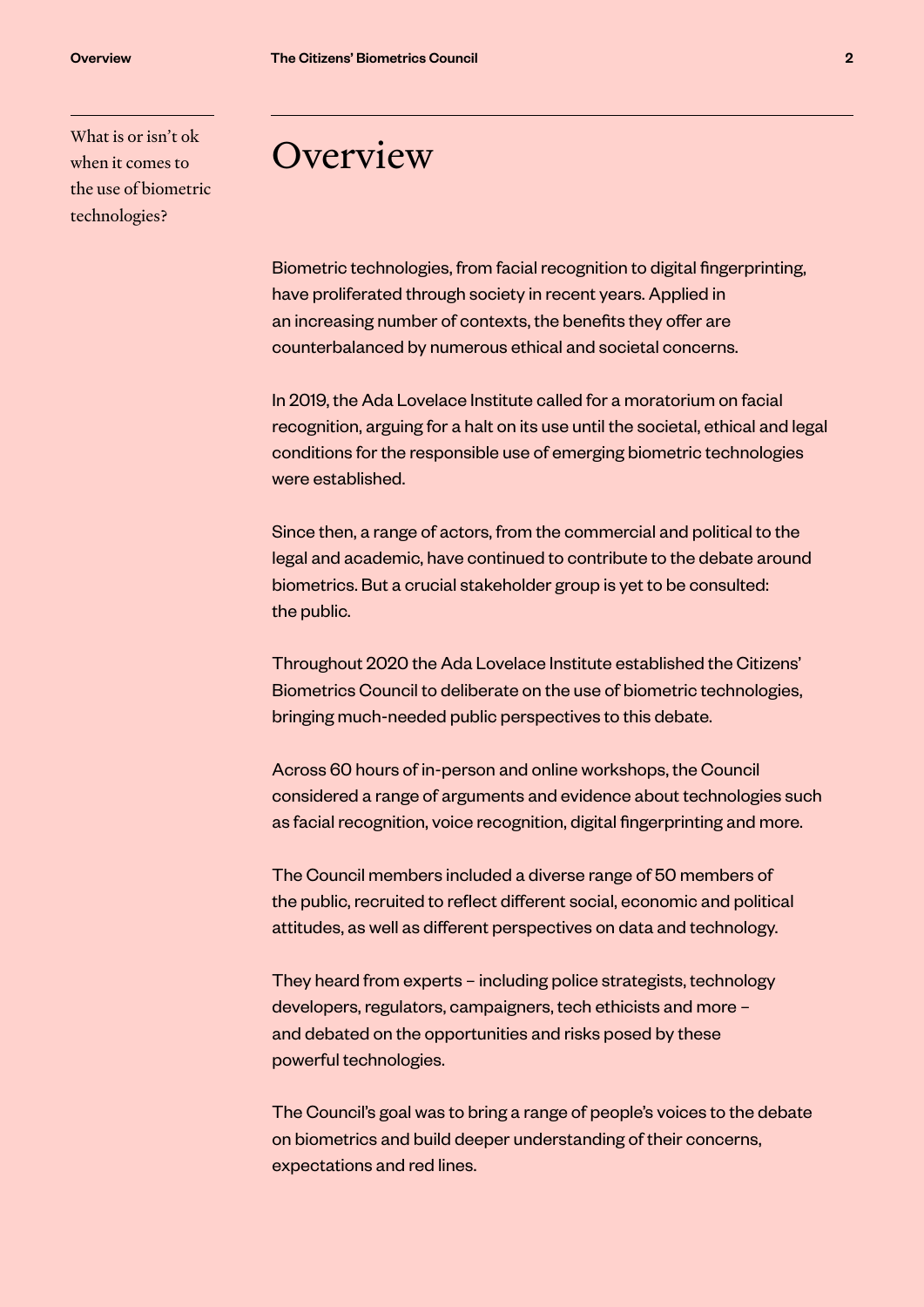What is or isn't ok when it comes to the use of biometric technologies?

# Overview

Biometric technologies, from facial recognition to digital fingerprinting, have proliferated through society in recent years. Applied in an increasing number of contexts, the benefits they offer are counterbalanced by numerous ethical and societal concerns.

In 2019, the Ada Lovelace Institute called for a moratorium on facial recognition, arguing for a halt on its use until the societal, ethical and legal conditions for the responsible use of emerging biometric technologies were established.

Since then, a range of actors, from the commercial and political to the legal and academic, have continued to contribute to the debate around biometrics. But a crucial stakeholder group is yet to be consulted: the public.

Throughout 2020 the Ada Lovelace Institute established the Citizens' Biometrics Council to deliberate on the use of biometric technologies, bringing much-needed public perspectives to this debate.

Across 60 hours of in-person and online workshops, the Council considered a range of arguments and evidence about technologies such as facial recognition, voice recognition, digital fingerprinting and more.

The Council members included a diverse range of 50 members of the public, recruited to reflect different social, economic and political attitudes, as well as different perspectives on data and technology.

They heard from experts – including police strategists, technology developers, regulators, campaigners, tech ethicists and more – and debated on the opportunities and risks posed by these powerful technologies.

The Council's goal was to bring a range of people's voices to the debate on biometrics and build deeper understanding of their concerns, expectations and red lines.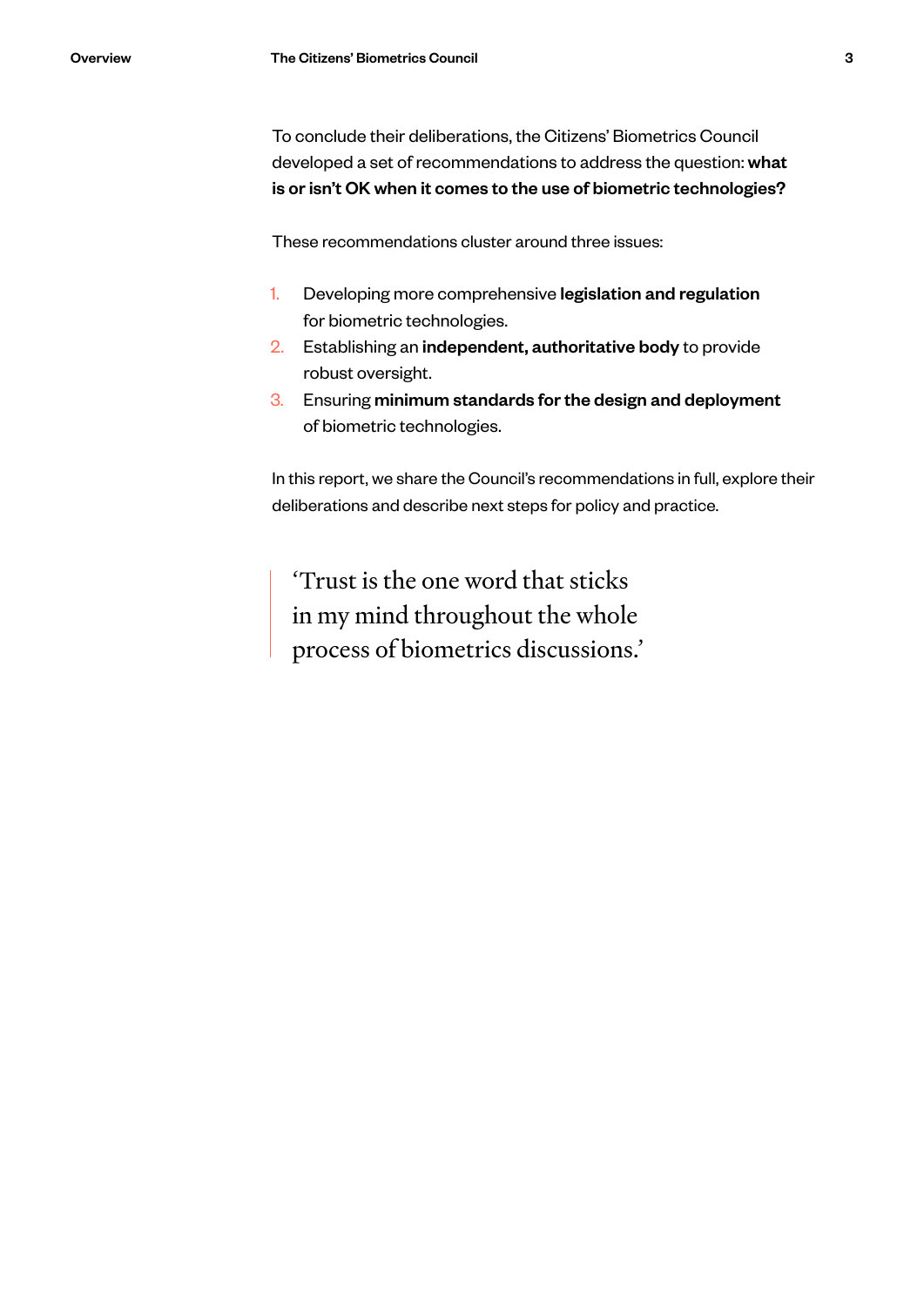To conclude their deliberations, the Citizens' Biometrics Council developed a set of recommendations to address the question: **what is or isn't OK when it comes to the use of biometric technologies?**

These recommendations cluster around three issues:

1. Developing more comprehensive **legislation and regulation** for biometric technologies.
2. Establishing an **independent, authoritative body** to provide robust oversight.
3. Ensuring **minimum standards for the design and deployment** of biometric technologies.

In this report, we share the Council's recommendations in full, explore their deliberations and describe next steps for policy and practice.

> 'Trust is the one word that sticks in my mind throughout the whole process of biometrics discussions.'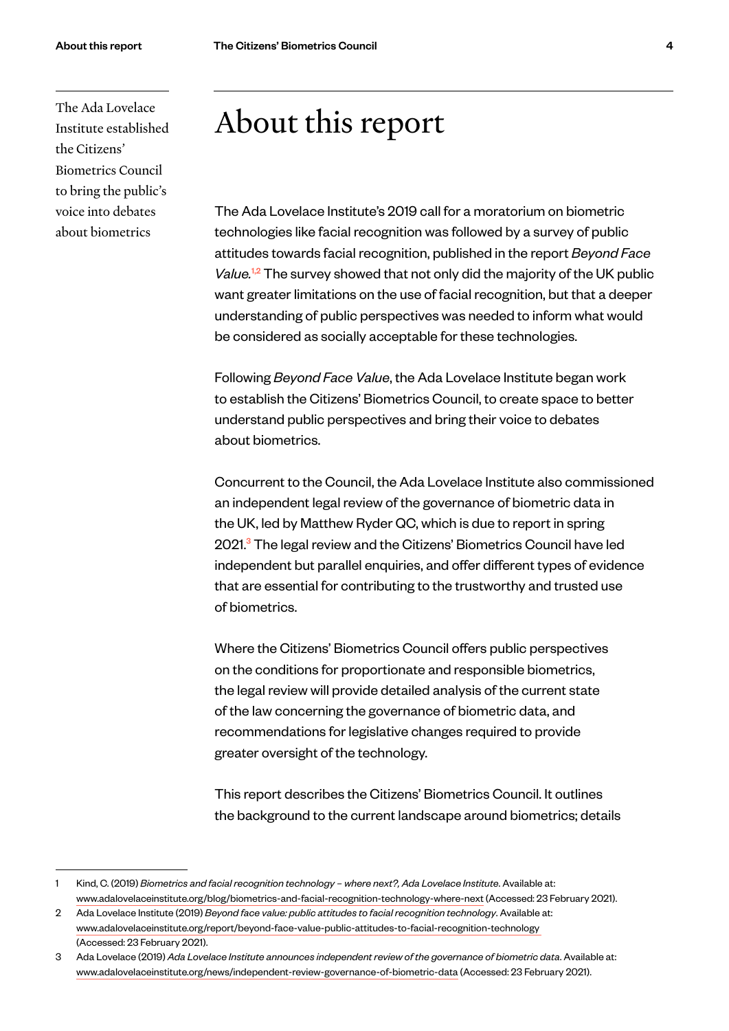The Ada Lovelace Institute established the Citizens' Biometrics Council to bring the public's voice into debates about biometrics

# About this report

The Ada Lovelace Institute's 2019 call for a moratorium on biometric technologies like facial recognition was followed by a survey of public attitudes towards facial recognition, published in the report *Beyond Face Value*.[1,2] The survey showed that not only did the majority of the UK public want greater limitations on the use of facial recognition, but that a deeper understanding of public perspectives was needed to inform what would be considered as socially acceptable for these technologies.

Following *Beyond Face Value*, the Ada Lovelace Institute began work to establish the Citizens' Biometrics Council, to create space to better understand public perspectives and bring their voice to debates about biometrics.

Concurrent to the Council, the Ada Lovelace Institute also commissioned an independent legal review of the governance of biometric data in the UK, led by Matthew Ryder QC, which is due to report in spring 2021.[3] The legal review and the Citizens' Biometrics Council have led independent but parallel enquiries, and offer different types of evidence that are essential for contributing to the trustworthy and trusted use of biometrics.

Where the Citizens' Biometrics Council offers public perspectives on the conditions for proportionate and responsible biometrics, the legal review will provide detailed analysis of the current state of the law concerning the governance of biometric data, and recommendations for legislative changes required to provide greater oversight of the technology.

This report describes the Citizens' Biometrics Council. It outlines the background to the current landscape around biometrics; details

---

1 Kind, C. (2019) *Biometrics and facial recognition technology – where next?, Ada Lovelace Institute*. Available at: www.adalovelaceinstitute.org/blog/biometrics-and-facial-recognition-technology-where-next (Accessed: 23 February 2021).

2 Ada Lovelace Institute (2019) *Beyond face value: public attitudes to facial recognition technology*. Available at: www.adalovelaceinstitute.org/report/beyond-face-value-public-attitudes-to-facial-recognition-technology (Accessed: 23 February 2021).

3 Ada Lovelace (2019) *Ada Lovelace Institute announces independent review of the governance of biometric data*. Available at: www.adalovelaceinstitute.org/news/independent-review-governance-of-biometric-data (Accessed: 23 February 2021).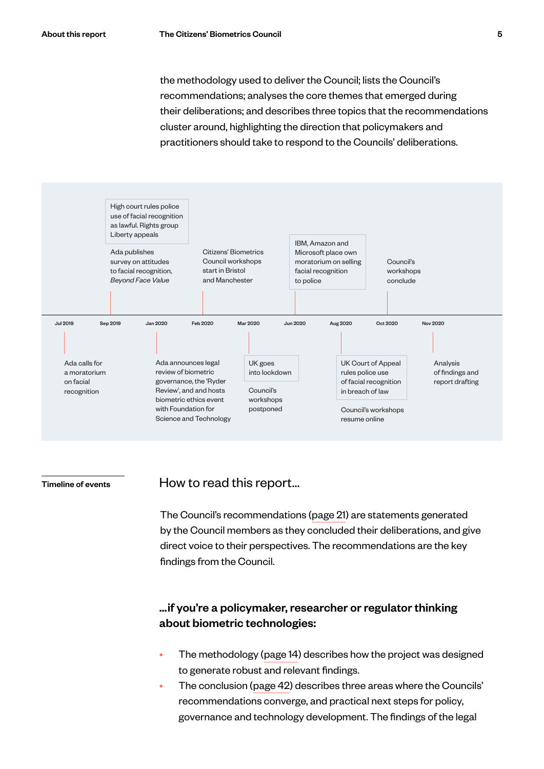the methodology used to deliver the Council; lists the Council's recommendations; analyses the core themes that emerged during their deliberations; and describes three topics that the recommendations cluster around, highlighting the direction that policymakers and practitioners should take to respond to the Councils' deliberations.

Timeline of events

- **Jul 2019**: Ada calls for a moratorium on facial recognition
- **Sep 2019**: High court rules police use of facial recognition as lawful. Rights group Liberty appeals. Ada publishes survey on attitudes to facial recognition, *Beyond Face Value*
- **Jan 2020**: Ada announces legal review of biometric governance, the 'Ryder Review', and and hosts biometric ethics event with Foundation for Science and Technology
- **Feb 2020**: Citizens' Biometrics Council workshops start in Bristol and Manchester
- **Mar 2020**: UK goes into lockdown. Council's workshops postponed
- **Jun 2020**: IBM, Amazon and Microsoft place own moratorium on selling facial recognition to police
- **Aug 2020**: UK Court of Appeal rules police use of facial recognition in breach of law. Council's workshops resume online
- **Oct 2020**: Council's workshops conclude
- **Nov 2020**: Analysis of findings and report drafting

## How to read this report...

The Council's recommendations (page 21) are statements generated by the Council members as they concluded their deliberations, and give direct voice to their perspectives. The recommendations are the key findings from the Council.

### ...if you're a policymaker, researcher or regulator thinking about biometric technologies:

- The methodology (page 14) describes how the project was designed to generate robust and relevant findings.
- The conclusion (page 42) describes three areas where the Councils' recommendations converge, and practical next steps for policy, governance and technology development. The findings of the legal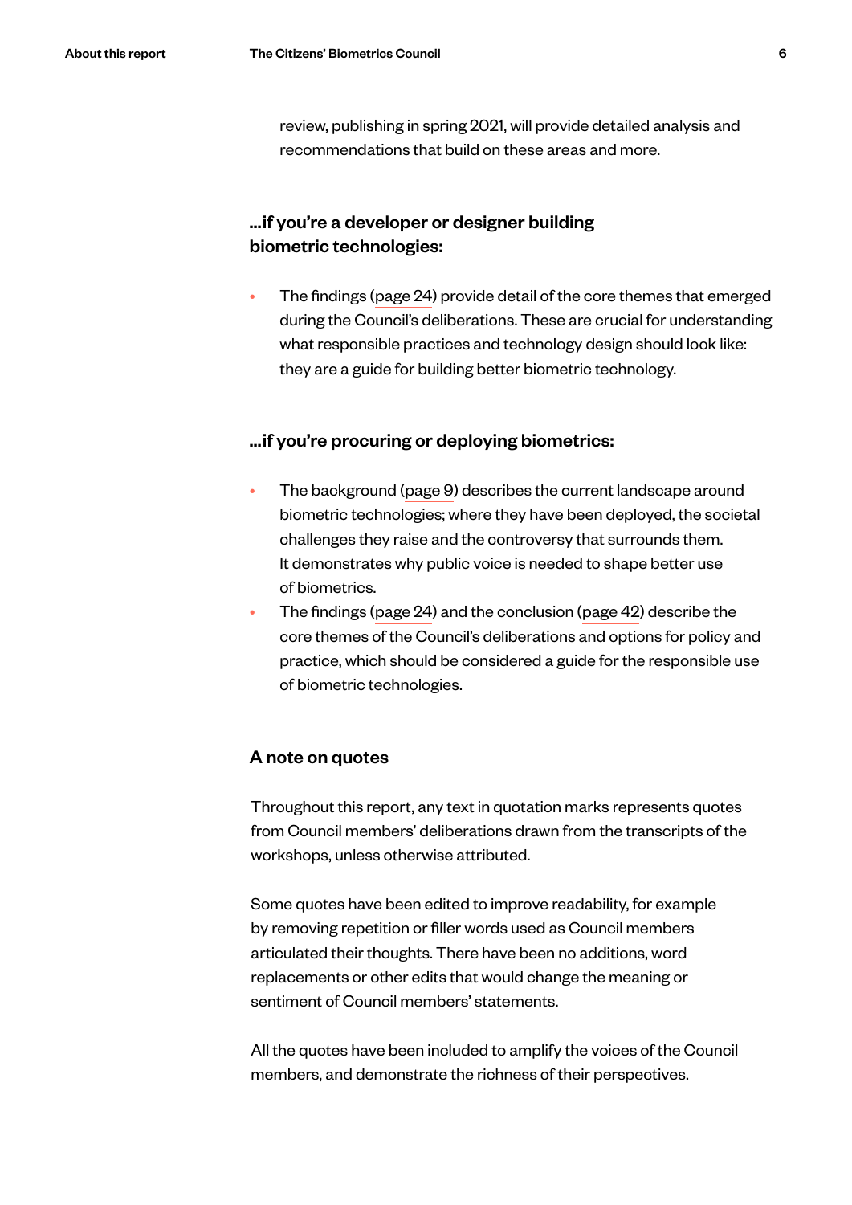review, publishing in spring 2021, will provide detailed analysis and recommendations that build on these areas and more.

### …if you're a developer or designer building biometric technologies:

- The findings (page 24) provide detail of the core themes that emerged during the Council's deliberations. These are crucial for understanding what responsible practices and technology design should look like: they are a guide for building better biometric technology.

### …if you're procuring or deploying biometrics:

- The background (page 9) describes the current landscape around biometric technologies; where they have been deployed, the societal challenges they raise and the controversy that surrounds them. It demonstrates why public voice is needed to shape better use of biometrics.
- The findings (page 24) and the conclusion (page 42) describe the core themes of the Council's deliberations and options for policy and practice, which should be considered a guide for the responsible use of biometric technologies.

## A note on quotes

Throughout this report, any text in quotation marks represents quotes from Council members' deliberations drawn from the transcripts of the workshops, unless otherwise attributed.

Some quotes have been edited to improve readability, for example by removing repetition or filler words used as Council members articulated their thoughts. There have been no additions, word replacements or other edits that would change the meaning or sentiment of Council members' statements.

All the quotes have been included to amplify the voices of the Council members, and demonstrate the richness of their perspectives.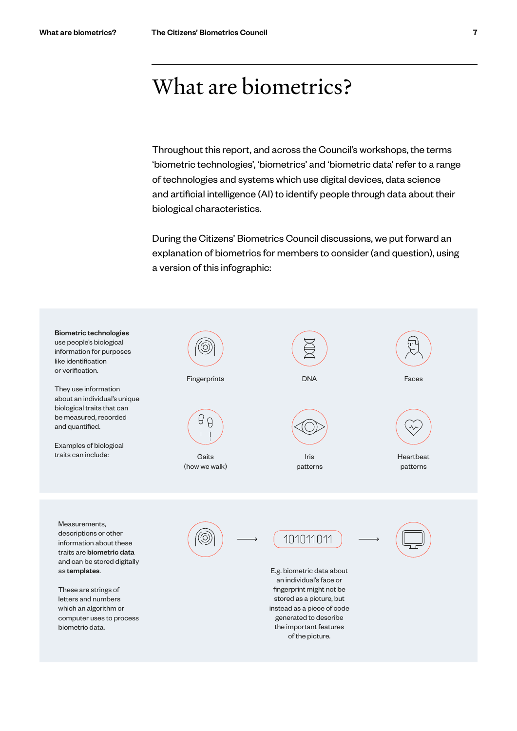# What are biometrics?

Throughout this report, and across the Council's workshops, the terms 'biometric technologies', 'biometrics' and 'biometric data' refer to a range of technologies and systems which use digital devices, data science and artificial intelligence (AI) to identify people through data about their biological characteristics.

During the Citizens' Biometrics Council discussions, we put forward an explanation of biometrics for members to consider (and question), using a version of this infographic:

**Biometric technologies** use people's biological information for purposes like identification or verification.

They use information about an individual's unique biological traits that can be measured, recorded and quantified.

Examples of biological traits can include:

- Fingerprints
- DNA
- Faces
- Gaits (how we walk)
- Iris patterns
- Heartbeat patterns

Measurements, descriptions or other information about these traits are **biometric data** and can be stored digitally as **templates**.

These are strings of letters and numbers which an algorithm or computer uses to process biometric data.

101011011

E.g. biometric data about an individual's face or fingerprint might not be stored as a picture, but instead as a piece of code generated to describe the important features of the picture.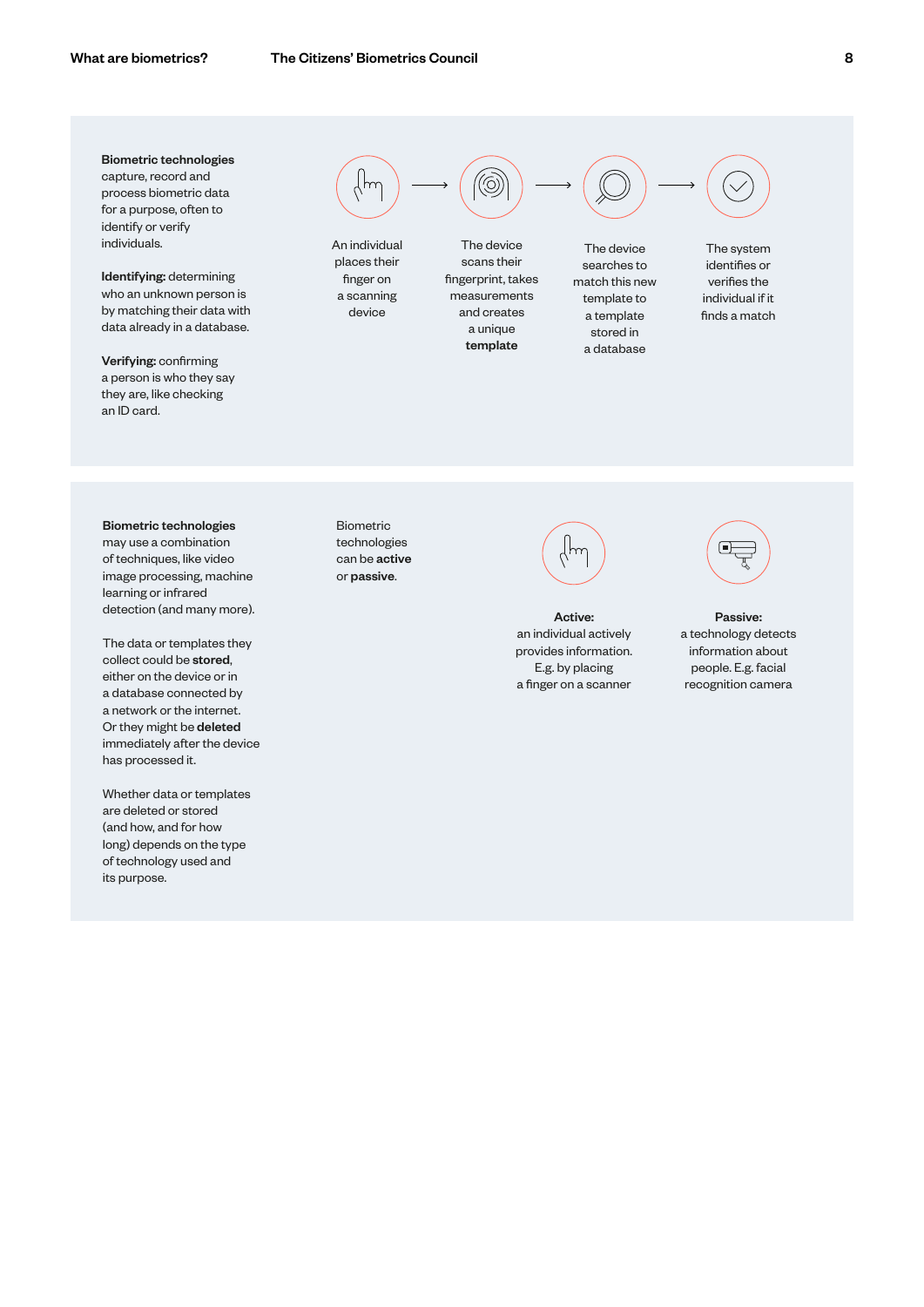**Biometric technologies** capture, record and process biometric data for a purpose, often to identify or verify individuals.

**Identifying:** determining who an unknown person is by matching their data with data already in a database.

**Verifying:** confirming a person is who they say they are, like checking an ID card.

An individual places their finger on a scanning device → The device scans their fingerprint, takes measurements and creates a unique **template** → The device searches to match this new template to a template stored in a database → The system identifies or verifies the individual if it finds a match

**Biometric technologies** may use a combination of techniques, like video image processing, machine learning or infrared detection (and many more).

The data or templates they collect could be **stored**, either on the device or in a database connected by a network or the internet. Or they might be **deleted** immediately after the device has processed it.

Whether data or templates are deleted or stored (and how, and for how long) depends on the type of technology used and its purpose.

Biometric technologies can be **active** or **passive**.

**Active:**
an individual actively provides information. E.g. by placing a finger on a scanner

**Passive:**
a technology detects information about people. E.g. facial recognition camera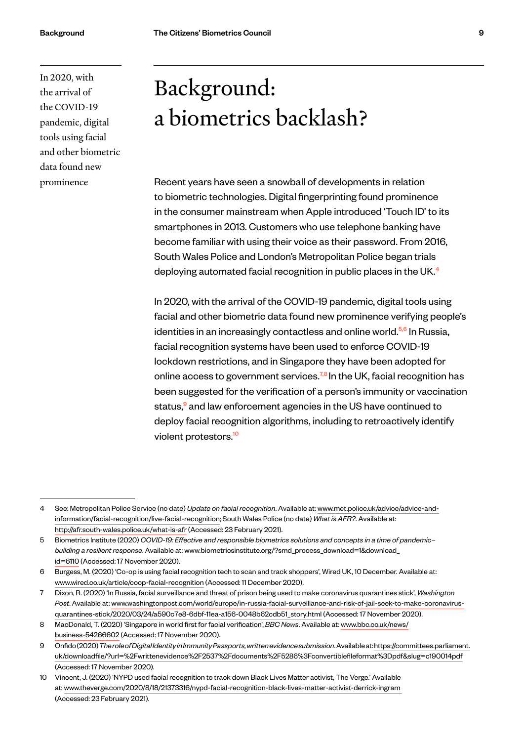In 2020, with the arrival of the COVID-19 pandemic, digital tools using facial and other biometric data found new prominence

# Background: a biometrics backlash?

Recent years have seen a snowball of developments in relation to biometric technologies. Digital fingerprinting found prominence in the consumer mainstream when Apple introduced 'Touch ID' to its smartphones in 2013. Customers who use telephone banking have become familiar with using their voice as their password. From 2016, South Wales Police and London's Metropolitan Police began trials deploying automated facial recognition in public places in the UK.[4]

In 2020, with the arrival of the COVID-19 pandemic, digital tools using facial and other biometric data found new prominence verifying people's identities in an increasingly contactless and online world.[5,6] In Russia, facial recognition systems have been used to enforce COVID-19 lockdown restrictions, and in Singapore they have been adopted for online access to government services.[7,8] In the UK, facial recognition has been suggested for the verification of a person's immunity or vaccination status,[9] and law enforcement agencies in the US have continued to deploy facial recognition algorithms, including to retroactively identify violent protestors.[10]

---

4 See: Metropolitan Police Service (no date) *Update on facial recognition*. Available at: www.met.police.uk/advice/advice-and-information/facial-recognition/live-facial-recognition; South Wales Police (no date) *What is AFR?*. Available at: http://afr.south-wales.police.uk/what-is-afr (Accessed: 23 February 2021).

5 Biometrics Institute (2020) *COVID-19: Effective and responsible biometrics solutions and concepts in a time of pandemic–building a resilient response*. Available at: www.biometricsinstitute.org/?smd_process_download=1&download_id=6110 (Accessed: 17 November 2020).

6 Burgess, M. (2020) 'Co-op is using facial recognition tech to scan and track shoppers', Wired UK, 10 December. Available at: www.wired.co.uk/article/coop-facial-recognition (Accessed: 11 December 2020).

7 Dixon, R. (2020) 'In Russia, facial surveillance and threat of prison being used to make coronavirus quarantines stick', *Washington Post*. Available at: www.washingtonpost.com/world/europe/in-russia-facial-surveillance-and-risk-of-jail-seek-to-make-coronavirus-quarantines-stick/2020/03/24/a590c7e8-6dbf-11ea-a156-0048b62cdb51_story.html (Accessed: 17 November 2020).

8 MacDonald, T. (2020) 'Singapore in world first for facial verification', *BBC News*. Available at: www.bbc.co.uk/news/business-54266602 (Accessed: 17 November 2020).

9 Onfido (2020) *The role of Digital Identity in Immunity Passports, written evidence submission*. Available at: https://committees.parliament.uk/downloadfile/?url=%2Fwrittenevidence%2F2537%2Fdocuments%2F5286%3Fconvertiblefileformat%3Dpdf&slug=c190014pdf (Accessed: 17 November 2020).

10 Vincent, J. (2020) 'NYPD used facial recognition to track down Black Lives Matter activist, The Verge.' Available at: www.theverge.com/2020/8/18/21373316/nypd-facial-recognition-black-lives-matter-activist-derrick-ingram (Accessed: 23 February 2021).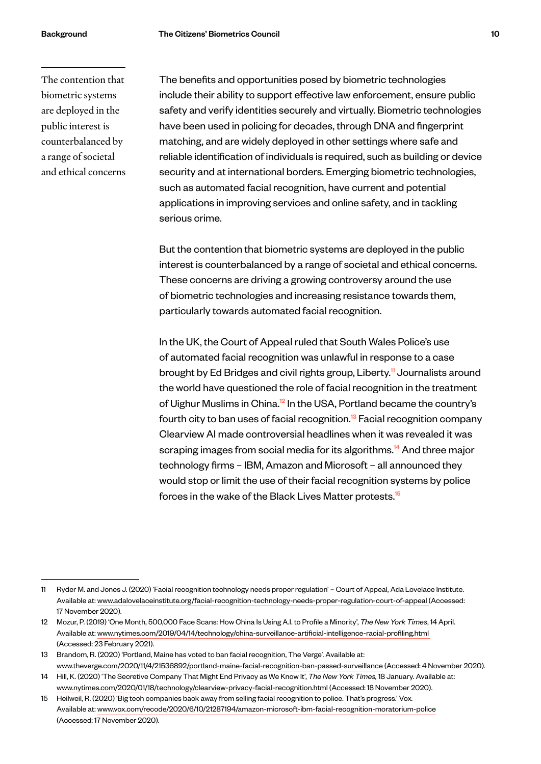The contention that biometric systems are deployed in the public interest is counterbalanced by a range of societal and ethical concerns

The benefits and opportunities posed by biometric technologies include their ability to support effective law enforcement, ensure public safety and verify identities securely and virtually. Biometric technologies have been used in policing for decades, through DNA and fingerprint matching, and are widely deployed in other settings where safe and reliable identification of individuals is required, such as building or device security and at international borders. Emerging biometric technologies, such as automated facial recognition, have current and potential applications in improving services and online safety, and in tackling serious crime.

But the contention that biometric systems are deployed in the public interest is counterbalanced by a range of societal and ethical concerns. These concerns are driving a growing controversy around the use of biometric technologies and increasing resistance towards them, particularly towards automated facial recognition.

In the UK, the Court of Appeal ruled that South Wales Police's use of automated facial recognition was unlawful in response to a case brought by Ed Bridges and civil rights group, Liberty.[11] Journalists around the world have questioned the role of facial recognition in the treatment of Uighur Muslims in China.[12] In the USA, Portland became the country's fourth city to ban uses of facial recognition.[13] Facial recognition company Clearview AI made controversial headlines when it was revealed it was scraping images from social media for its algorithms.[14] And three major technology firms – IBM, Amazon and Microsoft – all announced they would stop or limit the use of their facial recognition systems by police forces in the wake of the Black Lives Matter protests.[15]

---

11 Ryder M. and Jones J. (2020) 'Facial recognition technology needs proper regulation' – Court of Appeal, Ada Lovelace Institute. Available at: www.adalovelaceinstitute.org/facial-recognition-technology-needs-proper-regulation-court-of-appeal (Accessed: 17 November 2020).

12 Mozur, P. (2019) 'One Month, 500,000 Face Scans: How China Is Using A.I. to Profile a Minority', *The New York Times*, 14 April. Available at: www.nytimes.com/2019/04/14/technology/china-surveillance-artificial-intelligence-racial-profiling.html (Accessed: 23 February 2021).

13 Brandom, R. (2020) 'Portland, Maine has voted to ban facial recognition, The Verge'. Available at: www.theverge.com/2020/11/4/21536892/portland-maine-facial-recognition-ban-passed-surveillance (Accessed: 4 November 2020).

14 Hill, K. (2020) 'The Secretive Company That Might End Privacy as We Know It', *The New York Times,* 18 January. Available at: www.nytimes.com/2020/01/18/technology/clearview-privacy-facial-recognition.html (Accessed: 18 November 2020).

15 Heilweil, R. (2020) 'Big tech companies back away from selling facial recognition to police. That's progress.' Vox. Available at: www.vox.com/recode/2020/6/10/21287194/amazon-microsoft-ibm-facial-recognition-moratorium-police (Accessed: 17 November 2020).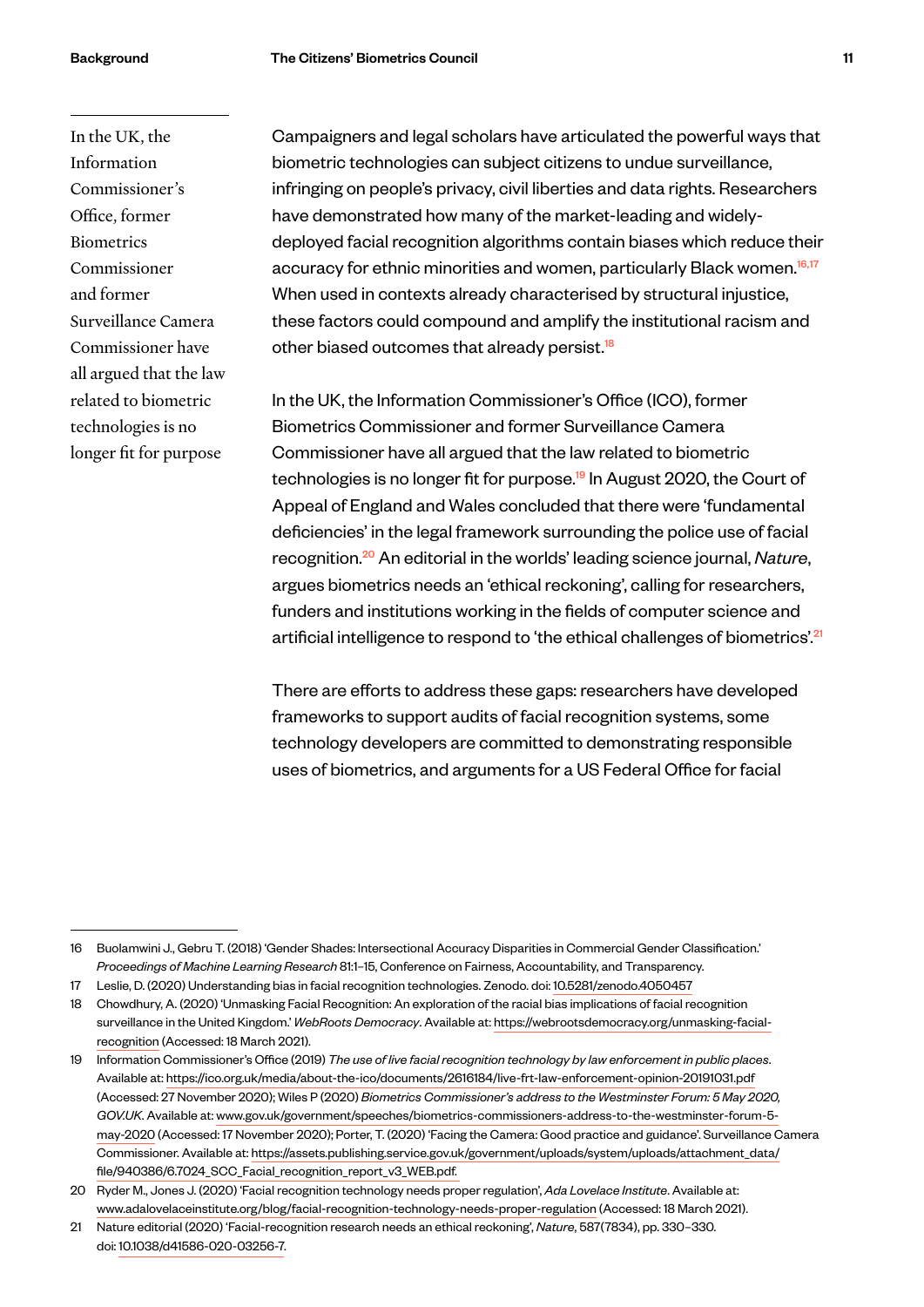> In the UK, the Information Commissioner's Office, former Biometrics Commissioner and former Surveillance Camera Commissioner have all argued that the law related to biometric technologies is no longer fit for purpose

Campaigners and legal scholars have articulated the powerful ways that biometric technologies can subject citizens to undue surveillance, infringing on people's privacy, civil liberties and data rights. Researchers have demonstrated how many of the market-leading and widely-deployed facial recognition algorithms contain biases which reduce their accuracy for ethnic minorities and women, particularly Black women.[16,17] When used in contexts already characterised by structural injustice, these factors could compound and amplify the institutional racism and other biased outcomes that already persist.[18]

In the UK, the Information Commissioner's Office (ICO), former Biometrics Commissioner and former Surveillance Camera Commissioner have all argued that the law related to biometric technologies is no longer fit for purpose.[19] In August 2020, the Court of Appeal of England and Wales concluded that there were 'fundamental deficiencies' in the legal framework surrounding the police use of facial recognition.[20] An editorial in the worlds' leading science journal, *Nature*, argues biometrics needs an 'ethical reckoning', calling for researchers, funders and institutions working in the fields of computer science and artificial intelligence to respond to 'the ethical challenges of biometrics'.[21]

There are efforts to address these gaps: researchers have developed frameworks to support audits of facial recognition systems, some technology developers are committed to demonstrating responsible uses of biometrics, and arguments for a US Federal Office for facial

---

16 Buolamwini J., Gebru T. (2018) 'Gender Shades: Intersectional Accuracy Disparities in Commercial Gender Classification.' *Proceedings of Machine Learning Research* 81:1–15, Conference on Fairness, Accountability, and Transparency.

17 Leslie, D. (2020) Understanding bias in facial recognition technologies. Zenodo. doi: 10.5281/zenodo.4050457

18 Chowdhury, A. (2020) 'Unmasking Facial Recognition: An exploration of the racial bias implications of facial recognition surveillance in the United Kingdom.' *WebRoots Democracy*. Available at: https://webrootsdemocracy.org/unmasking-facial-recognition (Accessed: 18 March 2021).

19 Information Commissioner's Office (2019) *The use of live facial recognition technology by law enforcement in public places*. Available at: https://ico.org.uk/media/about-the-ico/documents/2616184/live-frt-law-enforcement-opinion-20191031.pdf (Accessed: 27 November 2020); Wiles P (2020) *Biometrics Commissioner's address to the Westminster Forum: 5 May 2020, GOV.UK*. Available at: www.gov.uk/government/speeches/biometrics-commissioners-address-to-the-westminster-forum-5-may-2020 (Accessed: 17 November 2020); Porter, T. (2020) 'Facing the Camera: Good practice and guidance'. Surveillance Camera Commissioner. Available at: https://assets.publishing.service.gov.uk/government/uploads/system/uploads/attachment_data/file/940386/6.7024_SCC_Facial_recognition_report_v3_WEB.pdf.

20 Ryder M., Jones J. (2020) 'Facial recognition technology needs proper regulation', *Ada Lovelace Institute*. Available at: www.adalovelaceinstitute.org/blog/facial-recognition-technology-needs-proper-regulation (Accessed: 18 March 2021).

21 Nature editorial (2020) 'Facial-recognition research needs an ethical reckoning', *Nature*, 587(7834), pp. 330–330. doi: 10.1038/d41586-020-03256-7.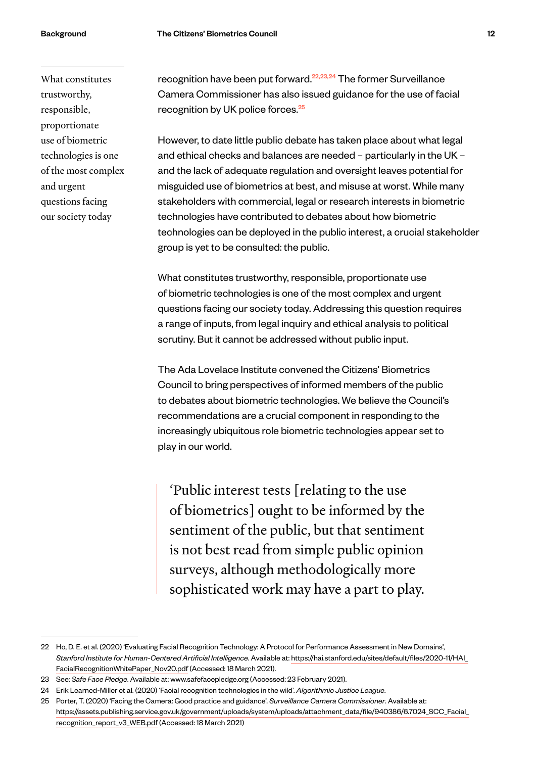What constitutes trustworthy, responsible, proportionate use of biometric technologies is one of the most complex and urgent questions facing our society today

recognition have been put forward.[22,23,24] The former Surveillance Camera Commissioner has also issued guidance for the use of facial recognition by UK police forces.[25]

However, to date little public debate has taken place about what legal and ethical checks and balances are needed – particularly in the UK – and the lack of adequate regulation and oversight leaves potential for misguided use of biometrics at best, and misuse at worst. While many stakeholders with commercial, legal or research interests in biometric technologies have contributed to debates about how biometric technologies can be deployed in the public interest, a crucial stakeholder group is yet to be consulted: the public.

What constitutes trustworthy, responsible, proportionate use of biometric technologies is one of the most complex and urgent questions facing our society today. Addressing this question requires a range of inputs, from legal inquiry and ethical analysis to political scrutiny. But it cannot be addressed without public input.

The Ada Lovelace Institute convened the Citizens' Biometrics Council to bring perspectives of informed members of the public to debates about biometric technologies. We believe the Council's recommendations are a crucial component in responding to the increasingly ubiquitous role biometric technologies appear set to play in our world.

> 'Public interest tests [relating to the use of biometrics] ought to be informed by the sentiment of the public, but that sentiment is not best read from simple public opinion surveys, although methodologically more sophisticated work may have a part to play.

---

22 Ho, D. E. et al. (2020) 'Evaluating Facial Recognition Technology: A Protocol for Performance Assessment in New Domains', *Stanford Institute for Human-Centered Artificial Intelligence*. Available at: https://hai.stanford.edu/sites/default/files/2020-11/HAI_FacialRecognitionWhitePaper_Nov20.pdf (Accessed: 18 March 2021).

23 See: *Safe Face Pledge*. Available at: www.safefacepledge.org (Accessed: 23 February 2021).

24 Erik Learned-Miller et al. (2020) 'Facial recognition technologies in the wild'. *Algorithmic Justice League*.

25 Porter, T. (2020) 'Facing the Camera: Good practice and guidance'. *Surveillance Camera Commissioner*. Available at: https://assets.publishing.service.gov.uk/government/uploads/system/uploads/attachment_data/file/940386/6.7024_SCC_Facial_recognition_report_v3_WEB.pdf (Accessed: 18 March 2021)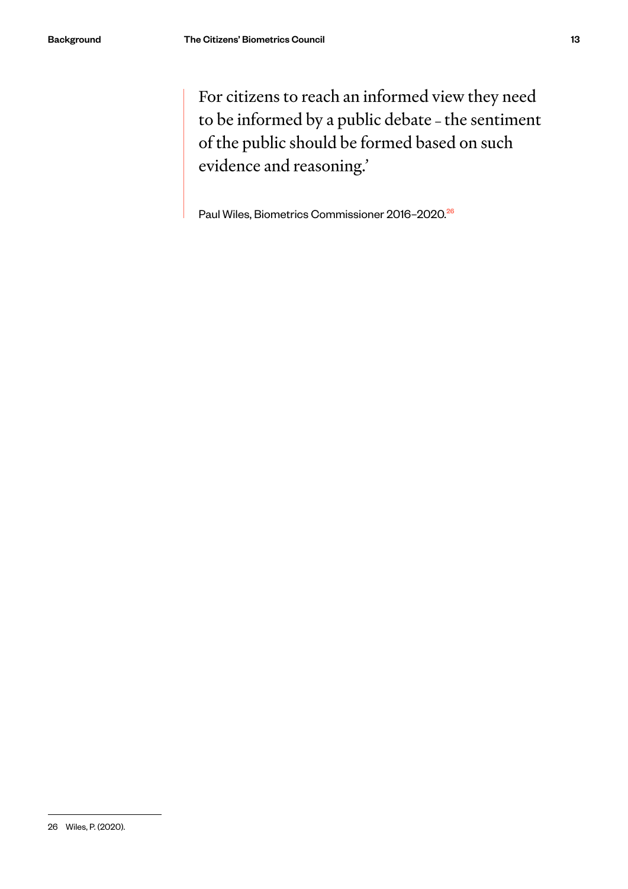> For citizens to reach an informed view they need to be informed by a public debate – the sentiment of the public should be formed based on such evidence and reasoning.'
>
> Paul Wiles, Biometrics Commissioner 2016–2020.[26]

26 Wiles, P. (2020).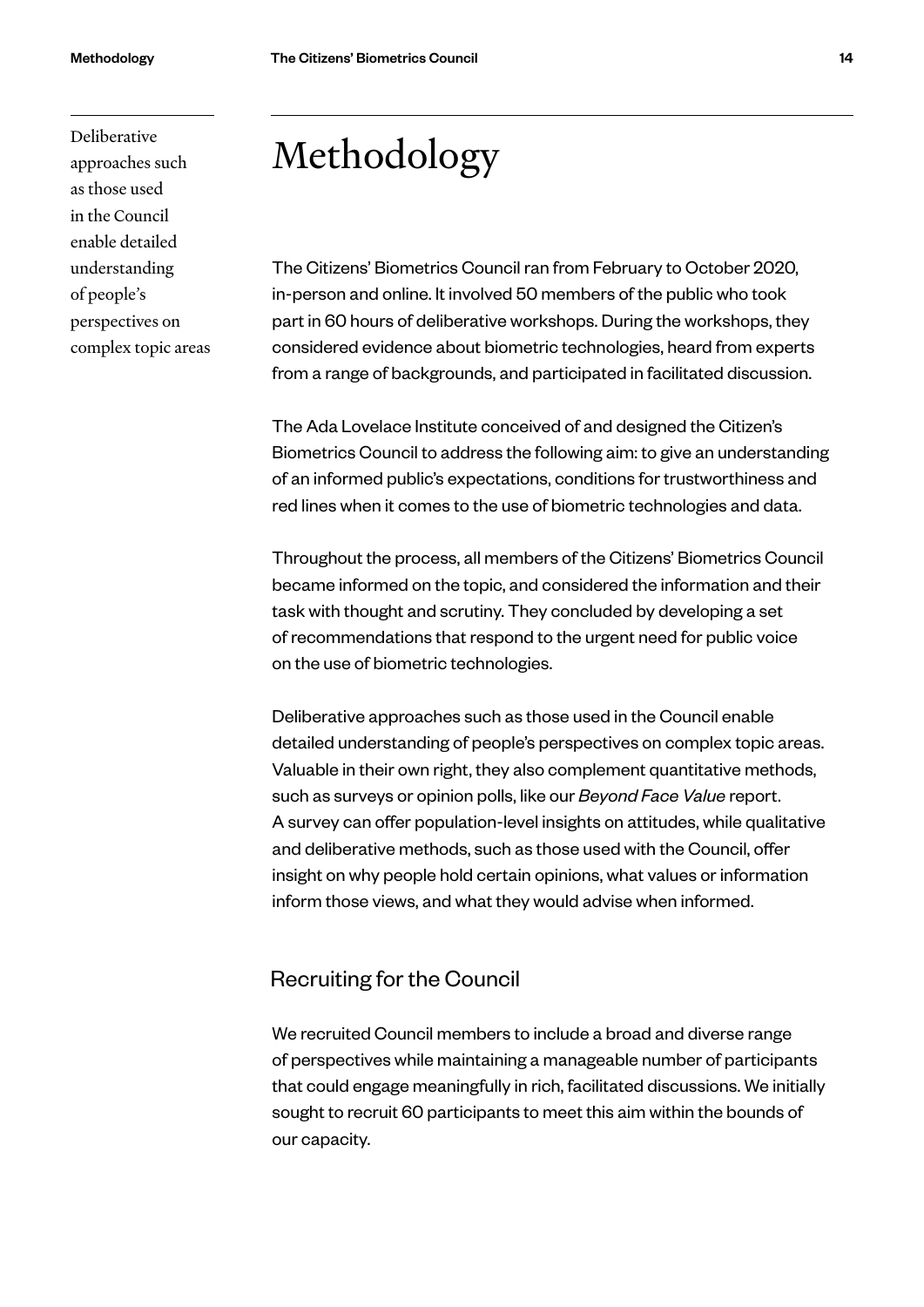Deliberative approaches such as those used in the Council enable detailed understanding of people's perspectives on complex topic areas

# Methodology

The Citizens' Biometrics Council ran from February to October 2020, in-person and online. It involved 50 members of the public who took part in 60 hours of deliberative workshops. During the workshops, they considered evidence about biometric technologies, heard from experts from a range of backgrounds, and participated in facilitated discussion.

The Ada Lovelace Institute conceived of and designed the Citizen's Biometrics Council to address the following aim: to give an understanding of an informed public's expectations, conditions for trustworthiness and red lines when it comes to the use of biometric technologies and data.

Throughout the process, all members of the Citizens' Biometrics Council became informed on the topic, and considered the information and their task with thought and scrutiny. They concluded by developing a set of recommendations that respond to the urgent need for public voice on the use of biometric technologies.

Deliberative approaches such as those used in the Council enable detailed understanding of people's perspectives on complex topic areas. Valuable in their own right, they also complement quantitative methods, such as surveys or opinion polls, like our *Beyond Face Value* report. A survey can offer population-level insights on attitudes, while qualitative and deliberative methods, such as those used with the Council, offer insight on why people hold certain opinions, what values or information inform those views, and what they would advise when informed.

## Recruiting for the Council

We recruited Council members to include a broad and diverse range of perspectives while maintaining a manageable number of participants that could engage meaningfully in rich, facilitated discussions. We initially sought to recruit 60 participants to meet this aim within the bounds of our capacity.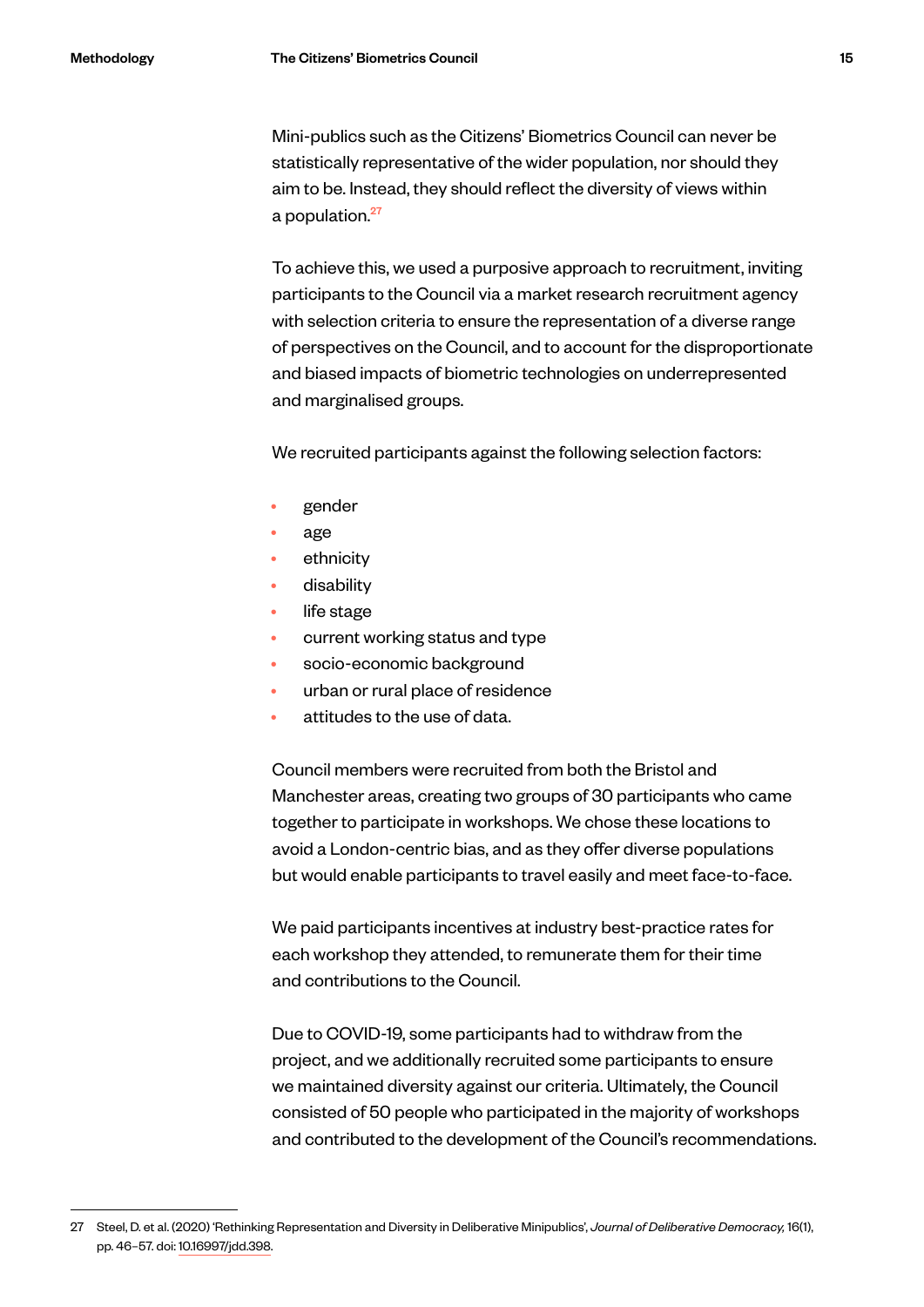Mini-publics such as the Citizens' Biometrics Council can never be statistically representative of the wider population, nor should they aim to be. Instead, they should reflect the diversity of views within a population.[27]

To achieve this, we used a purposive approach to recruitment, inviting participants to the Council via a market research recruitment agency with selection criteria to ensure the representation of a diverse range of perspectives on the Council, and to account for the disproportionate and biased impacts of biometric technologies on underrepresented and marginalised groups.

We recruited participants against the following selection factors:

- gender
- age
- ethnicity
- disability
- life stage
- current working status and type
- socio-economic background
- urban or rural place of residence
- attitudes to the use of data.

Council members were recruited from both the Bristol and Manchester areas, creating two groups of 30 participants who came together to participate in workshops. We chose these locations to avoid a London-centric bias, and as they offer diverse populations but would enable participants to travel easily and meet face-to-face.

We paid participants incentives at industry best-practice rates for each workshop they attended, to remunerate them for their time and contributions to the Council.

Due to COVID-19, some participants had to withdraw from the project, and we additionally recruited some participants to ensure we maintained diversity against our criteria. Ultimately, the Council consisted of 50 people who participated in the majority of workshops and contributed to the development of the Council's recommendations.

---

27 Steel, D. et al. (2020) 'Rethinking Representation and Diversity in Deliberative Minipublics', *Journal of Deliberative Democracy,* 16(1), pp. 46–57. doi: 10.16997/jdd.398.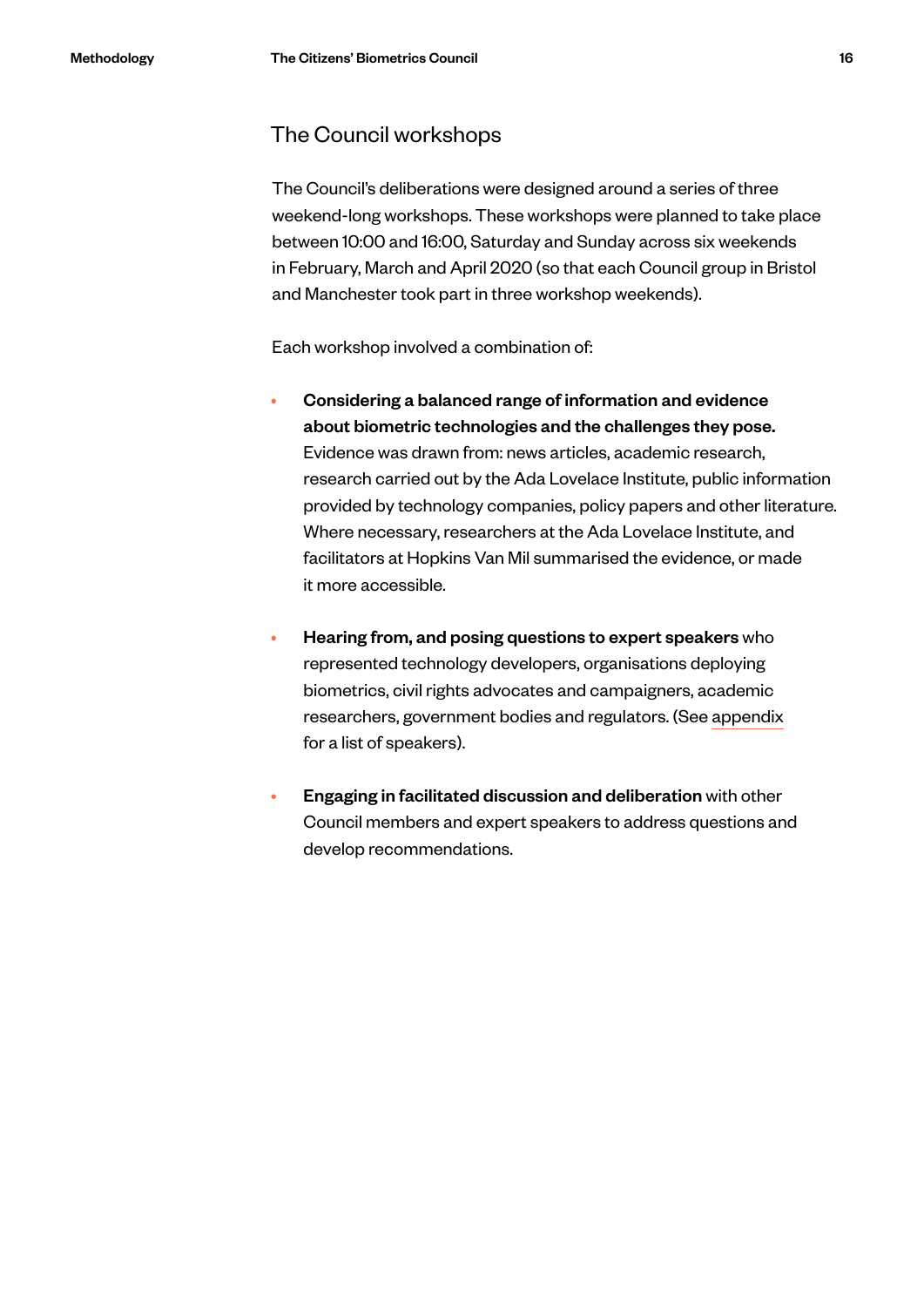## The Council workshops

The Council's deliberations were designed around a series of three weekend-long workshops. These workshops were planned to take place between 10:00 and 16:00, Saturday and Sunday across six weekends in February, March and April 2020 (so that each Council group in Bristol and Manchester took part in three workshop weekends).

Each workshop involved a combination of:

- **Considering a balanced range of information and evidence about biometric technologies and the challenges they pose.** Evidence was drawn from: news articles, academic research, research carried out by the Ada Lovelace Institute, public information provided by technology companies, policy papers and other literature. Where necessary, researchers at the Ada Lovelace Institute, and facilitators at Hopkins Van Mil summarised the evidence, or made it more accessible.

- **Hearing from, and posing questions to expert speakers** who represented technology developers, organisations deploying biometrics, civil rights advocates and campaigners, academic researchers, government bodies and regulators. (See appendix for a list of speakers).

- **Engaging in facilitated discussion and deliberation** with other Council members and expert speakers to address questions and develop recommendations.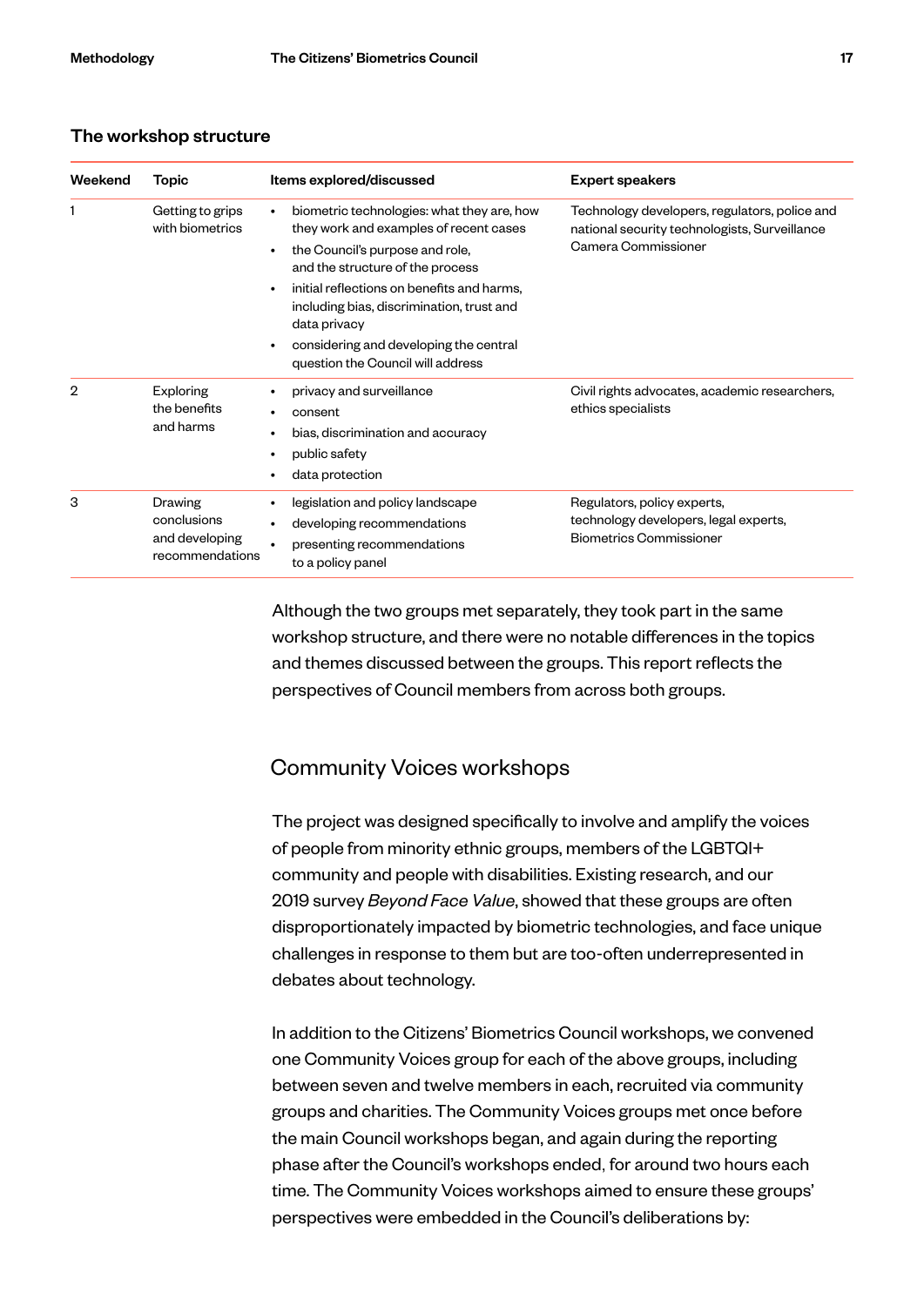### The workshop structure

| Weekend | Topic | Items explored/discussed | Expert speakers |
|---|---|---|---|
| 1 | Getting to grips with biometrics | • biometric technologies: what they are, how they work and examples of recent cases<br>• the Council's purpose and role, and the structure of the process<br>• initial reflections on benefits and harms, including bias, discrimination, trust and data privacy<br>• considering and developing the central question the Council will address | Technology developers, regulators, police and national security technologists, Surveillance Camera Commissioner |
| 2 | Exploring the benefits and harms | • privacy and surveillance<br>• consent<br>• bias, discrimination and accuracy<br>• public safety<br>• data protection | Civil rights advocates, academic researchers, ethics specialists |
| 3 | Drawing conclusions and developing recommendations | • legislation and policy landscape<br>• developing recommendations<br>• presenting recommendations to a policy panel | Regulators, policy experts, technology developers, legal experts, Biometrics Commissioner |

Although the two groups met separately, they took part in the same workshop structure, and there were no notable differences in the topics and themes discussed between the groups. This report reflects the perspectives of Council members from across both groups.

## Community Voices workshops

The project was designed specifically to involve and amplify the voices of people from minority ethnic groups, members of the LGBTQI+ community and people with disabilities. Existing research, and our 2019 survey *Beyond Face Value*, showed that these groups are often disproportionately impacted by biometric technologies, and face unique challenges in response to them but are too-often underrepresented in debates about technology.

In addition to the Citizens' Biometrics Council workshops, we convened one Community Voices group for each of the above groups, including between seven and twelve members in each, recruited via community groups and charities. The Community Voices groups met once before the main Council workshops began, and again during the reporting phase after the Council's workshops ended, for around two hours each time. The Community Voices workshops aimed to ensure these groups' perspectives were embedded in the Council's deliberations by: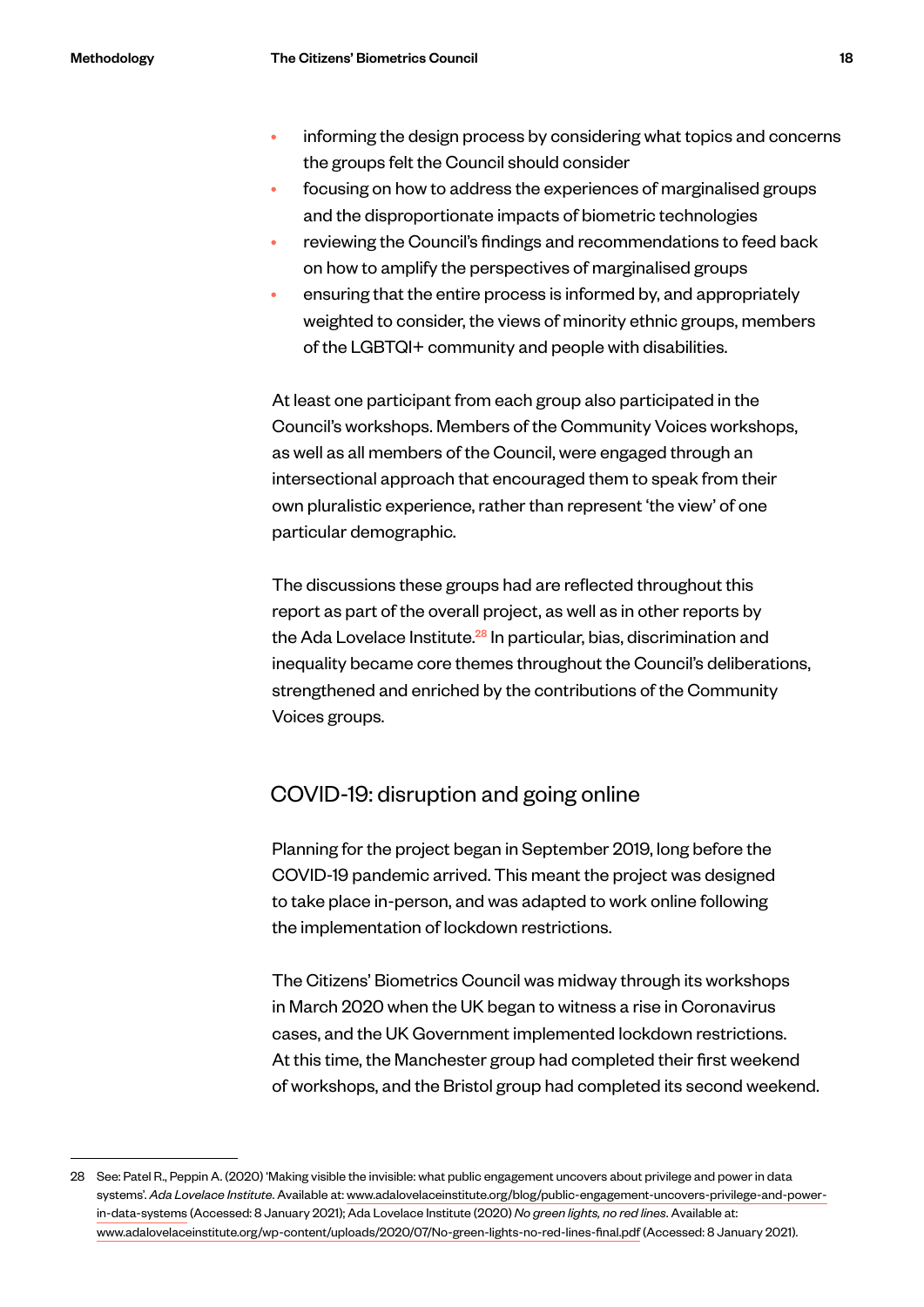- informing the design process by considering what topics and concerns the groups felt the Council should consider
- focusing on how to address the experiences of marginalised groups and the disproportionate impacts of biometric technologies
- reviewing the Council's findings and recommendations to feed back on how to amplify the perspectives of marginalised groups
- ensuring that the entire process is informed by, and appropriately weighted to consider, the views of minority ethnic groups, members of the LGBTQI+ community and people with disabilities.

At least one participant from each group also participated in the Council's workshops. Members of the Community Voices workshops, as well as all members of the Council, were engaged through an intersectional approach that encouraged them to speak from their own pluralistic experience, rather than represent 'the view' of one particular demographic.

The discussions these groups had are reflected throughout this report as part of the overall project, as well as in other reports by the Ada Lovelace Institute.[28] In particular, bias, discrimination and inequality became core themes throughout the Council's deliberations, strengthened and enriched by the contributions of the Community Voices groups.

## COVID-19: disruption and going online

Planning for the project began in September 2019, long before the COVID-19 pandemic arrived. This meant the project was designed to take place in-person, and was adapted to work online following the implementation of lockdown restrictions.

The Citizens' Biometrics Council was midway through its workshops in March 2020 when the UK began to witness a rise in Coronavirus cases, and the UK Government implemented lockdown restrictions. At this time, the Manchester group had completed their first weekend of workshops, and the Bristol group had completed its second weekend.

---

28 See: Patel R., Peppin A. (2020) 'Making visible the invisible: what public engagement uncovers about privilege and power in data systems'. *Ada Lovelace Institute*. Available at: www.adalovelaceinstitute.org/blog/public-engagement-uncovers-privilege-and-power-in-data-systems (Accessed: 8 January 2021); Ada Lovelace Institute (2020) *No green lights, no red lines*. Available at: www.adalovelaceinstitute.org/wp-content/uploads/2020/07/No-green-lights-no-red-lines-final.pdf (Accessed: 8 January 2021).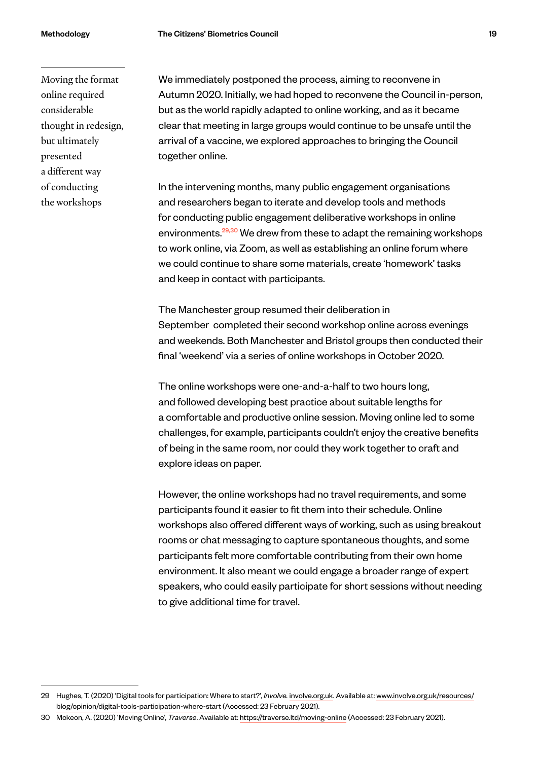Moving the format online required considerable thought in redesign, but ultimately presented a different way of conducting the workshops

We immediately postponed the process, aiming to reconvene in Autumn 2020. Initially, we had hoped to reconvene the Council in-person, but as the world rapidly adapted to online working, and as it became clear that meeting in large groups would continue to be unsafe until the arrival of a vaccine, we explored approaches to bringing the Council together online.

In the intervening months, many public engagement organisations and researchers began to iterate and develop tools and methods for conducting public engagement deliberative workshops in online environments.[29,30] We drew from these to adapt the remaining workshops to work online, via Zoom, as well as establishing an online forum where we could continue to share some materials, create 'homework' tasks and keep in contact with participants.

The Manchester group resumed their deliberation in September  completed their second workshop online across evenings and weekends. Both Manchester and Bristol groups then conducted their final 'weekend' via a series of online workshops in October 2020.

The online workshops were one-and-a-half to two hours long, and followed developing best practice about suitable lengths for a comfortable and productive online session. Moving online led to some challenges, for example, participants couldn't enjoy the creative benefits of being in the same room, nor could they work together to craft and explore ideas on paper.

However, the online workshops had no travel requirements, and some participants found it easier to fit them into their schedule. Online workshops also offered different ways of working, such as using breakout rooms or chat messaging to capture spontaneous thoughts, and some participants felt more comfortable contributing from their own home environment. It also meant we could engage a broader range of expert speakers, who could easily participate for short sessions without needing to give additional time for travel.

---

29 Hughes, T. (2020) 'Digital tools for participation: Where to start?', *Involve.* involve.org.uk. Available at: www.involve.org.uk/resources/blog/opinion/digital-tools-participation-where-start (Accessed: 23 February 2021).

30 Mckeon, A. (2020) 'Moving Online', *Traverse*. Available at: https://traverse.ltd/moving-online (Accessed: 23 February 2021).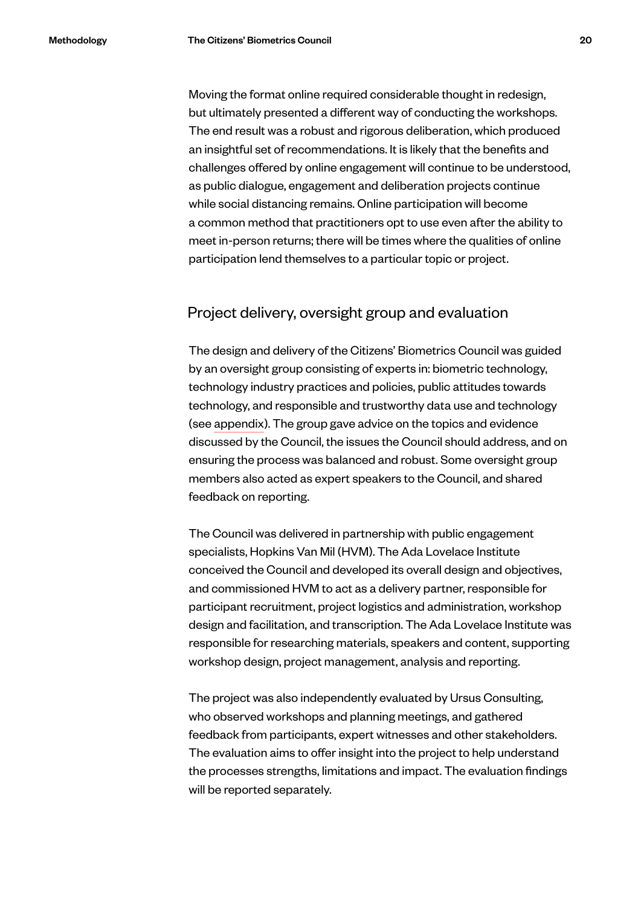Moving the format online required considerable thought in redesign, but ultimately presented a different way of conducting the workshops. The end result was a robust and rigorous deliberation, which produced an insightful set of recommendations. It is likely that the benefits and challenges offered by online engagement will continue to be understood, as public dialogue, engagement and deliberation projects continue while social distancing remains. Online participation will become a common method that practitioners opt to use even after the ability to meet in-person returns; there will be times where the qualities of online participation lend themselves to a particular topic or project.

## Project delivery, oversight group and evaluation

The design and delivery of the Citizens' Biometrics Council was guided by an oversight group consisting of experts in: biometric technology, technology industry practices and policies, public attitudes towards technology, and responsible and trustworthy data use and technology (see appendix). The group gave advice on the topics and evidence discussed by the Council, the issues the Council should address, and on ensuring the process was balanced and robust. Some oversight group members also acted as expert speakers to the Council, and shared feedback on reporting.

The Council was delivered in partnership with public engagement specialists, Hopkins Van Mil (HVM). The Ada Lovelace Institute conceived the Council and developed its overall design and objectives, and commissioned HVM to act as a delivery partner, responsible for participant recruitment, project logistics and administration, workshop design and facilitation, and transcription. The Ada Lovelace Institute was responsible for researching materials, speakers and content, supporting workshop design, project management, analysis and reporting.

The project was also independently evaluated by Ursus Consulting, who observed workshops and planning meetings, and gathered feedback from participants, expert witnesses and other stakeholders. The evaluation aims to offer insight into the project to help understand the processes strengths, limitations and impact. The evaluation findings will be reported separately.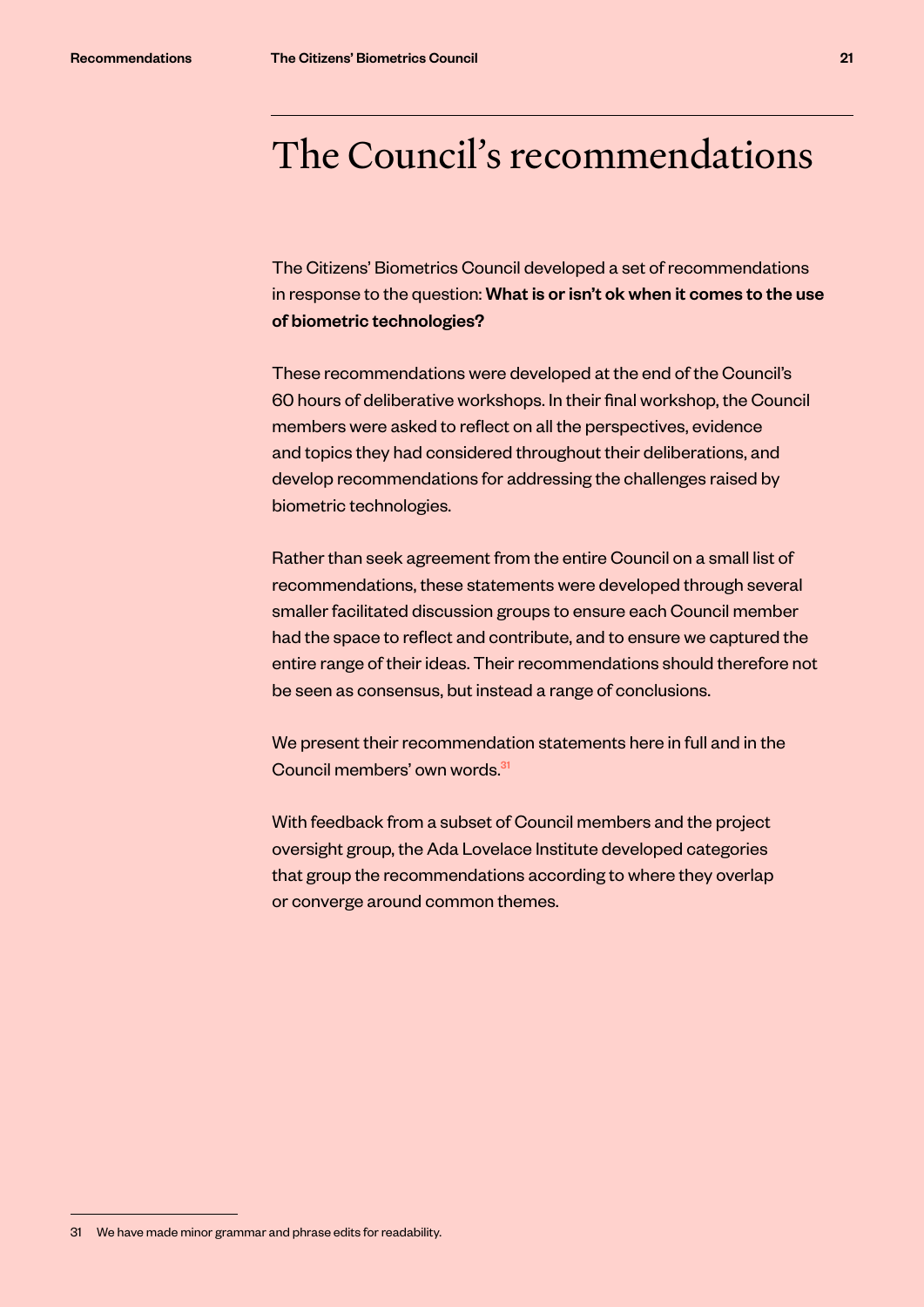# The Council's recommendations

The Citizens' Biometrics Council developed a set of recommendations in response to the question: **What is or isn't ok when it comes to the use of biometric technologies?**

These recommendations were developed at the end of the Council's 60 hours of deliberative workshops. In their final workshop, the Council members were asked to reflect on all the perspectives, evidence and topics they had considered throughout their deliberations, and develop recommendations for addressing the challenges raised by biometric technologies.

Rather than seek agreement from the entire Council on a small list of recommendations, these statements were developed through several smaller facilitated discussion groups to ensure each Council member had the space to reflect and contribute, and to ensure we captured the entire range of their ideas. Their recommendations should therefore not be seen as consensus, but instead a range of conclusions.

We present their recommendation statements here in full and in the Council members' own words.[31]

With feedback from a subset of Council members and the project oversight group, the Ada Lovelace Institute developed categories that group the recommendations according to where they overlap or converge around common themes.

---

31 We have made minor grammar and phrase edits for readability.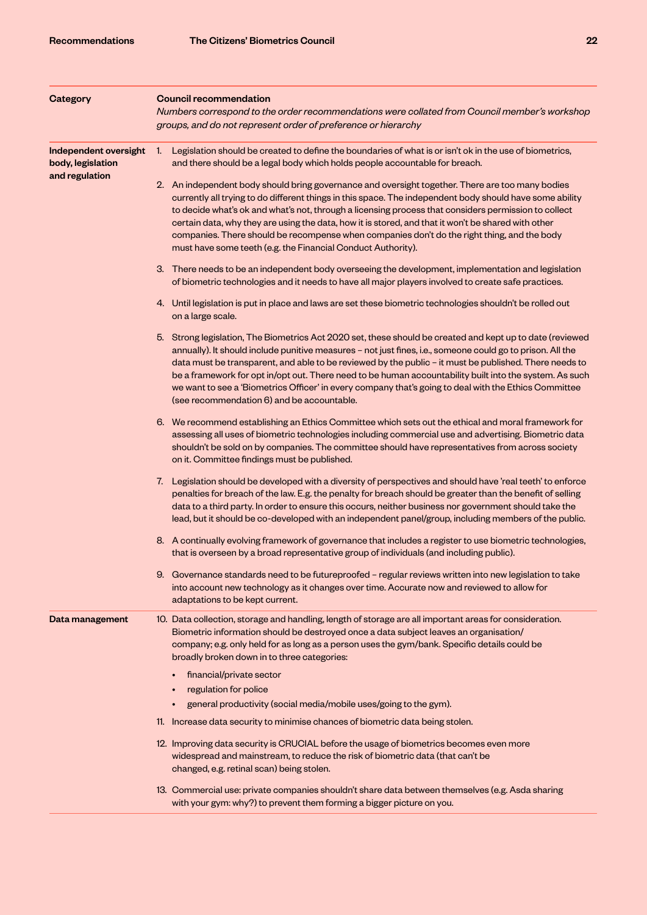| Category | Council recommendation<br>*Numbers correspond to the order recommendations were collated from Council member's workshop groups, and do not represent order of preference or hierarchy* |
|---|---|
| **Independent oversight body, legislation and regulation** | 1. Legislation should be created to define the boundaries of what is or isn't ok in the use of biometrics, and there should be a legal body which holds people accountable for breach. |
| | 2. An independent body should bring governance and oversight together. There are too many bodies currently all trying to do different things in this space. The independent body should have some ability to decide what's ok and what's not, through a licensing process that considers permission to collect certain data, why they are using the data, how it is stored, and that it won't be shared with other companies. There should be recompense when companies don't do the right thing, and the body must have some teeth (e.g. the Financial Conduct Authority). |
| | 3. There needs to be an independent body overseeing the development, implementation and legislation of biometric technologies and it needs to have all major players involved to create safe practices. |
| | 4. Until legislation is put in place and laws are set these biometric technologies shouldn't be rolled out on a large scale. |
| | 5. Strong legislation, The Biometrics Act 2020 set, these should be created and kept up to date (reviewed annually). It should include punitive measures – not just fines, i.e., someone could go to prison. All the data must be transparent, and able to be reviewed by the public – it must be published. There needs to be a framework for opt in/opt out. There need to be human accountability built into the system. As such we want to see a 'Biometrics Officer' in every company that's going to deal with the Ethics Committee (see recommendation 6) and be accountable. |
| | 6. We recommend establishing an Ethics Committee which sets out the ethical and moral framework for assessing all uses of biometric technologies including commercial use and advertising. Biometric data shouldn't be sold on by companies. The committee should have representatives from across society on it. Committee findings must be published. |
| | 7. Legislation should be developed with a diversity of perspectives and should have 'real teeth' to enforce penalties for breach of the law. E.g. the penalty for breach should be greater than the benefit of selling data to a third party. In order to ensure this occurs, neither business nor government should take the lead, but it should be co-developed with an independent panel/group, including members of the public. |
| | 8. A continually evolving framework of governance that includes a register to use biometric technologies, that is overseen by a broad representative group of individuals (and including public). |
| | 9. Governance standards need to be futureproofed – regular reviews written into new legislation to take into account new technology as it changes over time. Accurate now and reviewed to allow for adaptations to be kept current. |
| **Data management** | 10. Data collection, storage and handling, length of storage are all important areas for consideration. Biometric information should be destroyed once a data subject leaves an organisation/company; e.g. only held for as long as a person uses the gym/bank. Specific details could be broadly broken down in to three categories:<br>• financial/private sector<br>• regulation for police<br>• general productivity (social media/mobile uses/going to the gym). |
| | 11. Increase data security to minimise chances of biometric data being stolen. |
| | 12. Improving data security is CRUCIAL before the usage of biometrics becomes even more widespread and mainstream, to reduce the risk of biometric data (that can't be changed, e.g. retinal scan) being stolen. |
| | 13. Commercial use: private companies shouldn't share data between themselves (e.g. Asda sharing with your gym: why?) to prevent them forming a bigger picture on you. |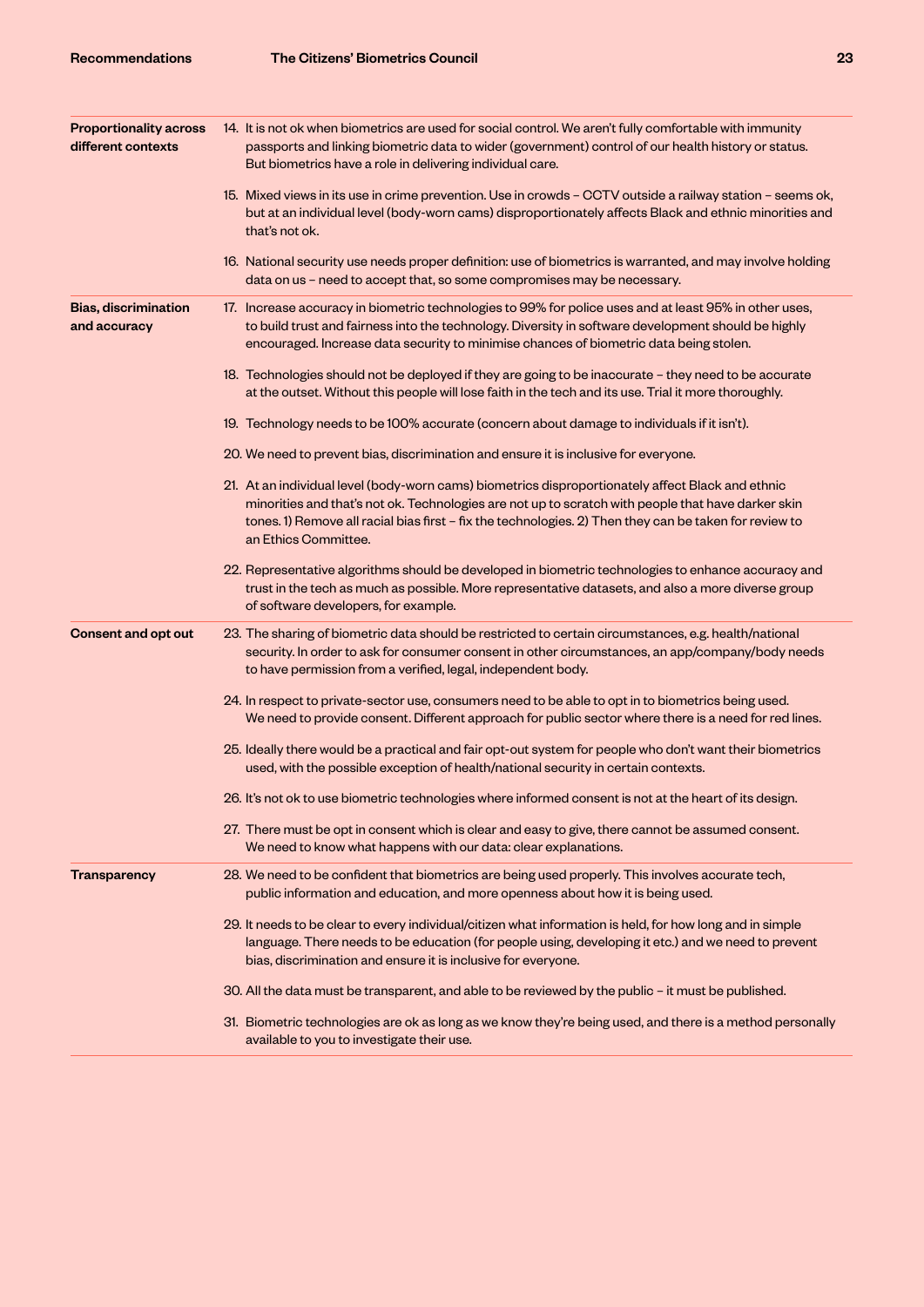| | |
|---|---|
| **Proportionality across different contexts** | 14. It is not ok when biometrics are used for social control. We aren't fully comfortable with immunity passports and linking biometric data to wider (government) control of our health history or status. But biometrics have a role in delivering individual care. |
| | 15. Mixed views in its use in crime prevention. Use in crowds – CCTV outside a railway station – seems ok, but at an individual level (body-worn cams) disproportionately affects Black and ethnic minorities and that's not ok. |
| | 16. National security use needs proper definition: use of biometrics is warranted, and may involve holding data on us – need to accept that, so some compromises may be necessary. |
| **Bias, discrimination and accuracy** | 17. Increase accuracy in biometric technologies to 99% for police uses and at least 95% in other uses, to build trust and fairness into the technology. Diversity in software development should be highly encouraged. Increase data security to minimise chances of biometric data being stolen. |
| | 18. Technologies should not be deployed if they are going to be inaccurate – they need to be accurate at the outset. Without this people will lose faith in the tech and its use. Trial it more thoroughly. |
| | 19. Technology needs to be 100% accurate (concern about damage to individuals if it isn't). |
| | 20. We need to prevent bias, discrimination and ensure it is inclusive for everyone. |
| | 21. At an individual level (body-worn cams) biometrics disproportionately affect Black and ethnic minorities and that's not ok. Technologies are not up to scratch with people that have darker skin tones. 1) Remove all racial bias first – fix the technologies. 2) Then they can be taken for review to an Ethics Committee. |
| | 22. Representative algorithms should be developed in biometric technologies to enhance accuracy and trust in the tech as much as possible. More representative datasets, and also a more diverse group of software developers, for example. |
| **Consent and opt out** | 23. The sharing of biometric data should be restricted to certain circumstances, e.g. health/national security. In order to ask for consumer consent in other circumstances, an app/company/body needs to have permission from a verified, legal, independent body. |
| | 24. In respect to private-sector use, consumers need to be able to opt in to biometrics being used. We need to provide consent. Different approach for public sector where there is a need for red lines. |
| | 25. Ideally there would be a practical and fair opt-out system for people who don't want their biometrics used, with the possible exception of health/national security in certain contexts. |
| | 26. It's not ok to use biometric technologies where informed consent is not at the heart of its design. |
| | 27. There must be opt in consent which is clear and easy to give, there cannot be assumed consent. We need to know what happens with our data: clear explanations. |
| **Transparency** | 28. We need to be confident that biometrics are being used properly. This involves accurate tech, public information and education, and more openness about how it is being used. |
| | 29. It needs to be clear to every individual/citizen what information is held, for how long and in simple language. There needs to be education (for people using, developing it etc.) and we need to prevent bias, discrimination and ensure it is inclusive for everyone. |
| | 30. All the data must be transparent, and able to be reviewed by the public – it must be published. |
| | 31. Biometric technologies are ok as long as we know they're being used, and there is a method personally available to you to investigate their use. |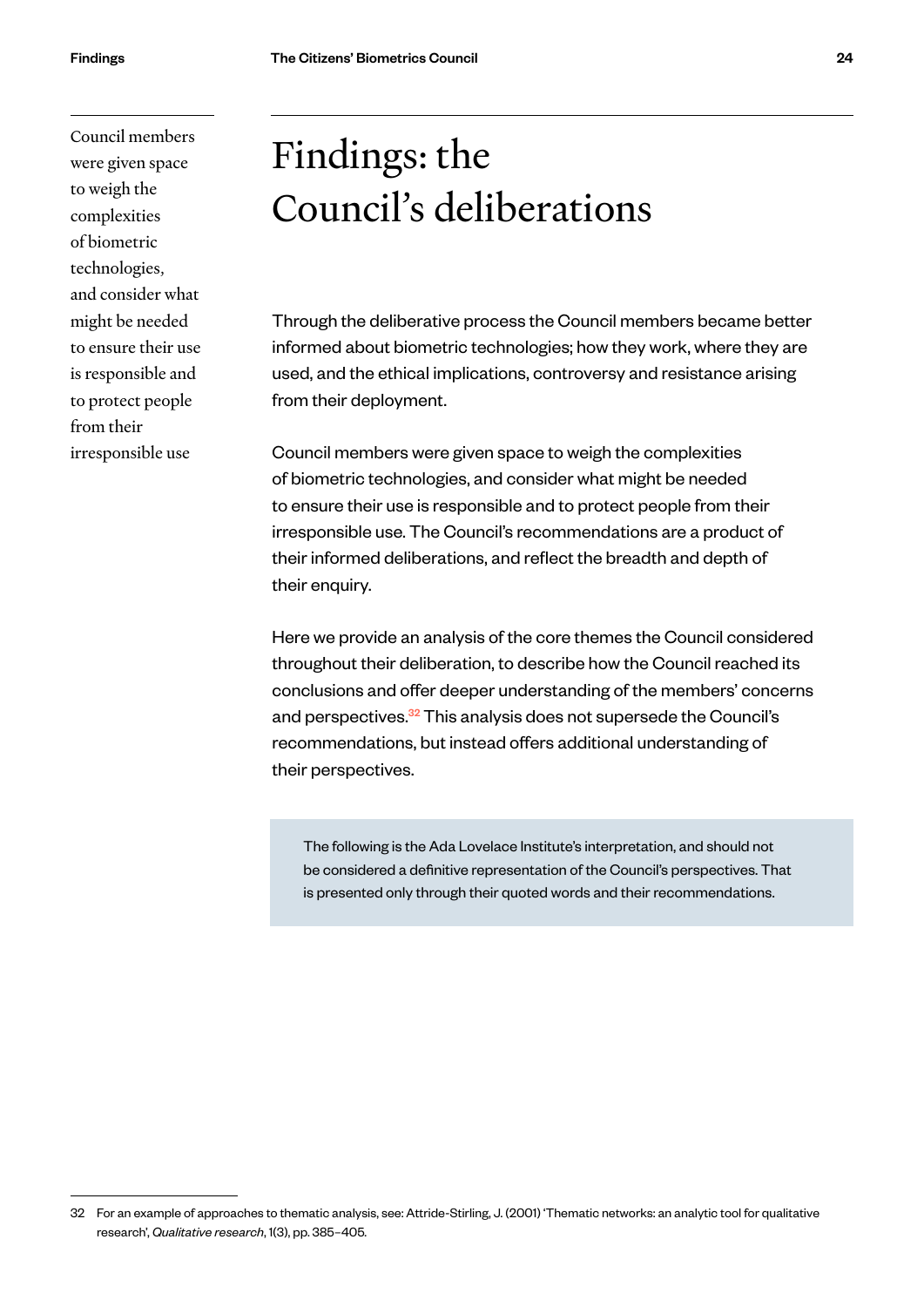Council members were given space to weigh the complexities of biometric technologies, and consider what might be needed to ensure their use is responsible and to protect people from their irresponsible use

# Findings: the Council's deliberations

Through the deliberative process the Council members became better informed about biometric technologies; how they work, where they are used, and the ethical implications, controversy and resistance arising from their deployment.

Council members were given space to weigh the complexities of biometric technologies, and consider what might be needed to ensure their use is responsible and to protect people from their irresponsible use. The Council's recommendations are a product of their informed deliberations, and reflect the breadth and depth of their enquiry.

Here we provide an analysis of the core themes the Council considered throughout their deliberation, to describe how the Council reached its conclusions and offer deeper understanding of the members' concerns and perspectives.[32] This analysis does not supersede the Council's recommendations, but instead offers additional understanding of their perspectives.

> The following is the Ada Lovelace Institute's interpretation, and should not be considered a definitive representation of the Council's perspectives. That is presented only through their quoted words and their recommendations.

32 For an example of approaches to thematic analysis, see: Attride-Stirling, J. (2001) 'Thematic networks: an analytic tool for qualitative research', *Qualitative research*, 1(3), pp. 385–405.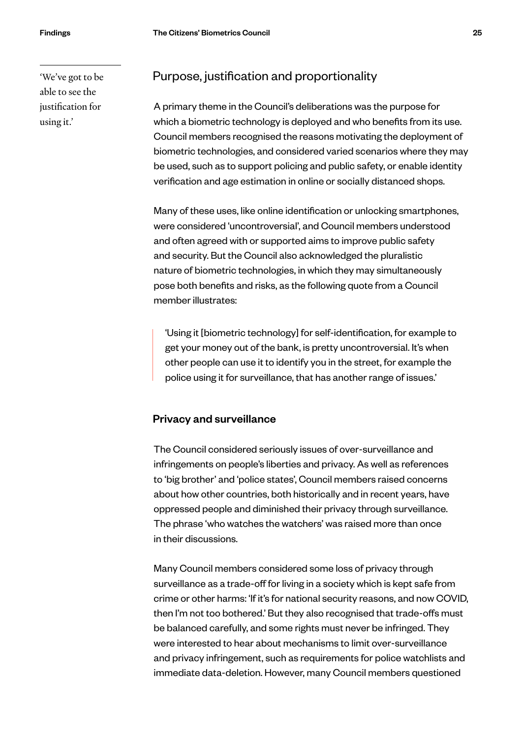'We've got to be able to see the justification for using it.'

## Purpose, justification and proportionality

A primary theme in the Council's deliberations was the purpose for which a biometric technology is deployed and who benefits from its use. Council members recognised the reasons motivating the deployment of biometric technologies, and considered varied scenarios where they may be used, such as to support policing and public safety, or enable identity verification and age estimation in online or socially distanced shops.

Many of these uses, like online identification or unlocking smartphones, were considered 'uncontroversial', and Council members understood and often agreed with or supported aims to improve public safety and security. But the Council also acknowledged the pluralistic nature of biometric technologies, in which they may simultaneously pose both benefits and risks, as the following quote from a Council member illustrates:

> 'Using it [biometric technology] for self-identification, for example to get your money out of the bank, is pretty uncontroversial. It's when other people can use it to identify you in the street, for example the police using it for surveillance, that has another range of issues.'

### Privacy and surveillance

The Council considered seriously issues of over-surveillance and infringements on people's liberties and privacy. As well as references to 'big brother' and 'police states', Council members raised concerns about how other countries, both historically and in recent years, have oppressed people and diminished their privacy through surveillance. The phrase 'who watches the watchers' was raised more than once in their discussions.

Many Council members considered some loss of privacy through surveillance as a trade-off for living in a society which is kept safe from crime or other harms: 'If it's for national security reasons, and now COVID, then I'm not too bothered.' But they also recognised that trade-offs must be balanced carefully, and some rights must never be infringed. They were interested to hear about mechanisms to limit over-surveillance and privacy infringement, such as requirements for police watchlists and immediate data-deletion. However, many Council members questioned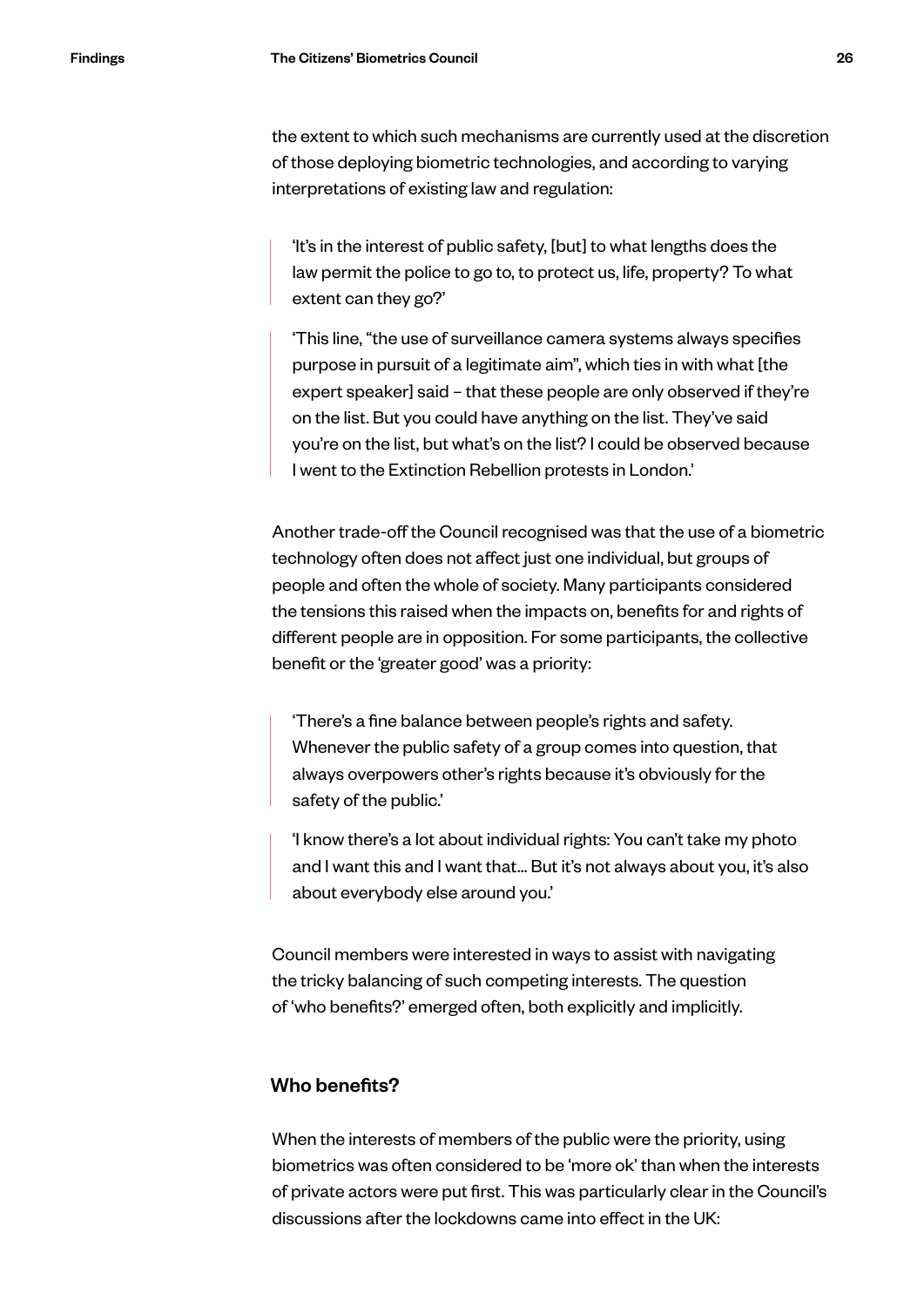the extent to which such mechanisms are currently used at the discretion of those deploying biometric technologies, and according to varying interpretations of existing law and regulation:

> 'It's in the interest of public safety, [but] to what lengths does the law permit the police to go to, to protect us, life, property? To what extent can they go?'

> 'This line, "the use of surveillance camera systems always specifies purpose in pursuit of a legitimate aim", which ties in with what [the expert speaker] said – that these people are only observed if they're on the list. But you could have anything on the list. They've said you're on the list, but what's on the list? I could be observed because I went to the Extinction Rebellion protests in London.'

Another trade-off the Council recognised was that the use of a biometric technology often does not affect just one individual, but groups of people and often the whole of society. Many participants considered the tensions this raised when the impacts on, benefits for and rights of different people are in opposition. For some participants, the collective benefit or the 'greater good' was a priority:

> 'There's a fine balance between people's rights and safety. Whenever the public safety of a group comes into question, that always overpowers other's rights because it's obviously for the safety of the public.'

> 'I know there's a lot about individual rights: You can't take my photo and I want this and I want that... But it's not always about you, it's also about everybody else around you.'

Council members were interested in ways to assist with navigating the tricky balancing of such competing interests. The question of 'who benefits?' emerged often, both explicitly and implicitly.

### Who benefits?

When the interests of members of the public were the priority, using biometrics was often considered to be 'more ok' than when the interests of private actors were put first. This was particularly clear in the Council's discussions after the lockdowns came into effect in the UK: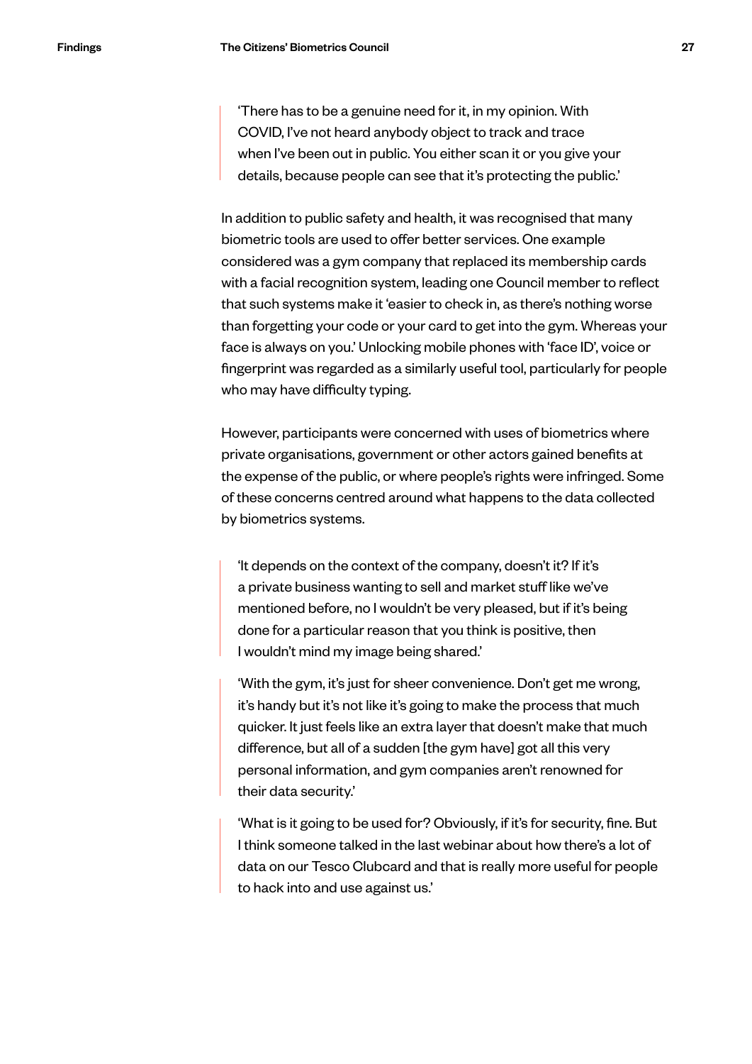> 'There has to be a genuine need for it, in my opinion. With COVID, I've not heard anybody object to track and trace when I've been out in public. You either scan it or you give your details, because people can see that it's protecting the public.'

In addition to public safety and health, it was recognised that many biometric tools are used to offer better services. One example considered was a gym company that replaced its membership cards with a facial recognition system, leading one Council member to reflect that such systems make it 'easier to check in, as there's nothing worse than forgetting your code or your card to get into the gym. Whereas your face is always on you.' Unlocking mobile phones with 'face ID', voice or fingerprint was regarded as a similarly useful tool, particularly for people who may have difficulty typing.

However, participants were concerned with uses of biometrics where private organisations, government or other actors gained benefits at the expense of the public, or where people's rights were infringed. Some of these concerns centred around what happens to the data collected by biometrics systems.

> 'It depends on the context of the company, doesn't it? If it's a private business wanting to sell and market stuff like we've mentioned before, no I wouldn't be very pleased, but if it's being done for a particular reason that you think is positive, then I wouldn't mind my image being shared.'

> 'With the gym, it's just for sheer convenience. Don't get me wrong, it's handy but it's not like it's going to make the process that much quicker. It just feels like an extra layer that doesn't make that much difference, but all of a sudden [the gym have] got all this very personal information, and gym companies aren't renowned for their data security.'

> 'What is it going to be used for? Obviously, if it's for security, fine. But I think someone talked in the last webinar about how there's a lot of data on our Tesco Clubcard and that is really more useful for people to hack into and use against us.'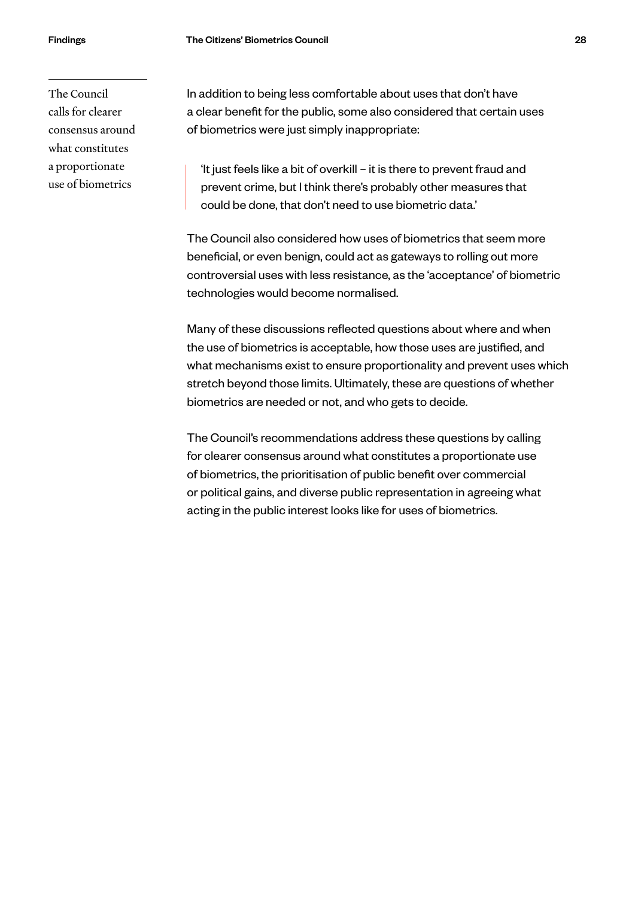The Council calls for clearer consensus around what constitutes a proportionate use of biometrics

In addition to being less comfortable about uses that don't have a clear benefit for the public, some also considered that certain uses of biometrics were just simply inappropriate:

> 'It just feels like a bit of overkill – it is there to prevent fraud and prevent crime, but I think there's probably other measures that could be done, that don't need to use biometric data.'

The Council also considered how uses of biometrics that seem more beneficial, or even benign, could act as gateways to rolling out more controversial uses with less resistance, as the 'acceptance' of biometric technologies would become normalised.

Many of these discussions reflected questions about where and when the use of biometrics is acceptable, how those uses are justified, and what mechanisms exist to ensure proportionality and prevent uses which stretch beyond those limits. Ultimately, these are questions of whether biometrics are needed or not, and who gets to decide.

The Council's recommendations address these questions by calling for clearer consensus around what constitutes a proportionate use of biometrics, the prioritisation of public benefit over commercial or political gains, and diverse public representation in agreeing what acting in the public interest looks like for uses of biometrics.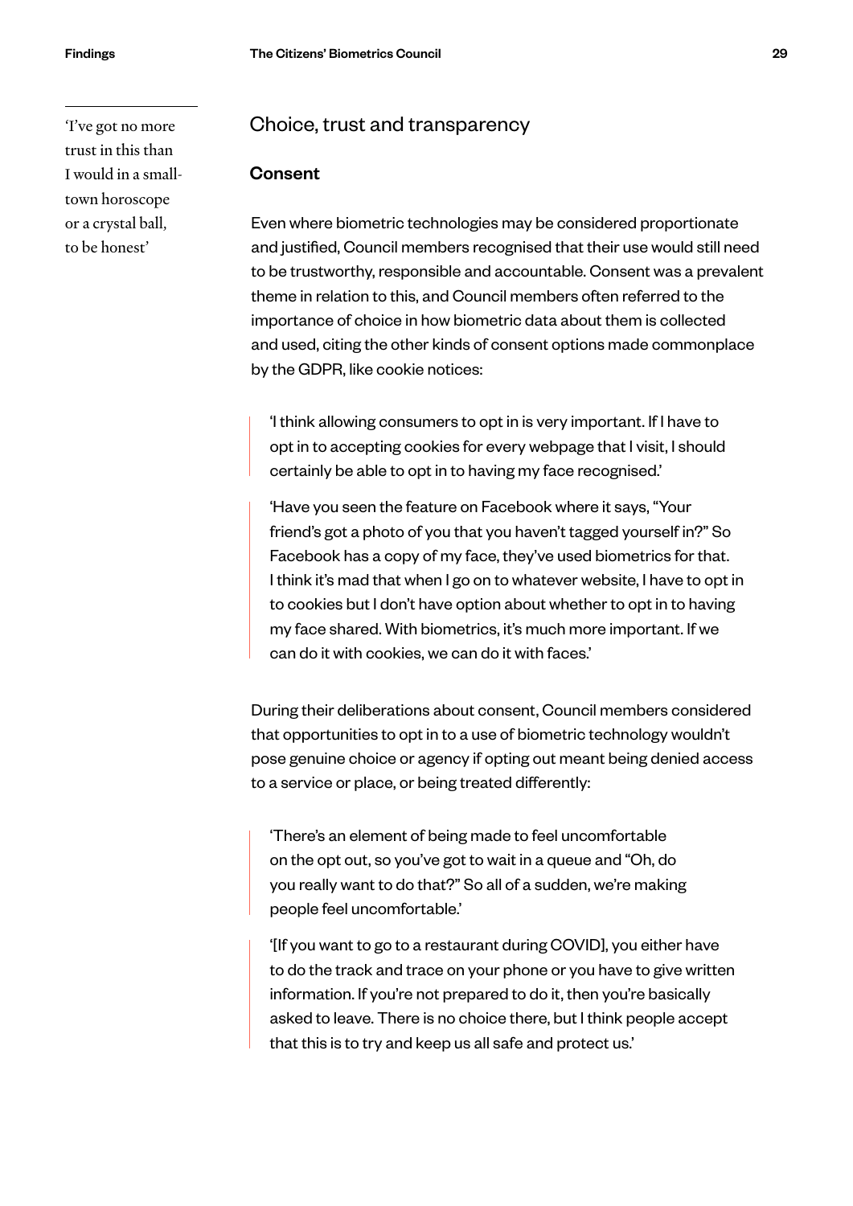> 'I've got no more trust in this than I would in a small-town horoscope or a crystal ball, to be honest'

## Choice, trust and transparency

### Consent

Even where biometric technologies may be considered proportionate and justified, Council members recognised that their use would still need to be trustworthy, responsible and accountable. Consent was a prevalent theme in relation to this, and Council members often referred to the importance of choice in how biometric data about them is collected and used, citing the other kinds of consent options made commonplace by the GDPR, like cookie notices:

> 'I think allowing consumers to opt in is very important. If I have to opt in to accepting cookies for every webpage that I visit, I should certainly be able to opt in to having my face recognised.'

> 'Have you seen the feature on Facebook where it says, "Your friend's got a photo of you that you haven't tagged yourself in?" So Facebook has a copy of my face, they've used biometrics for that. I think it's mad that when I go on to whatever website, I have to opt in to cookies but I don't have option about whether to opt in to having my face shared. With biometrics, it's much more important. If we can do it with cookies, we can do it with faces.'

During their deliberations about consent, Council members considered that opportunities to opt in to a use of biometric technology wouldn't pose genuine choice or agency if opting out meant being denied access to a service or place, or being treated differently:

> 'There's an element of being made to feel uncomfortable on the opt out, so you've got to wait in a queue and "Oh, do you really want to do that?" So all of a sudden, we're making people feel uncomfortable.'

> '[If you want to go to a restaurant during COVID], you either have to do the track and trace on your phone or you have to give written information. If you're not prepared to do it, then you're basically asked to leave. There is no choice there, but I think people accept that this is to try and keep us all safe and protect us.'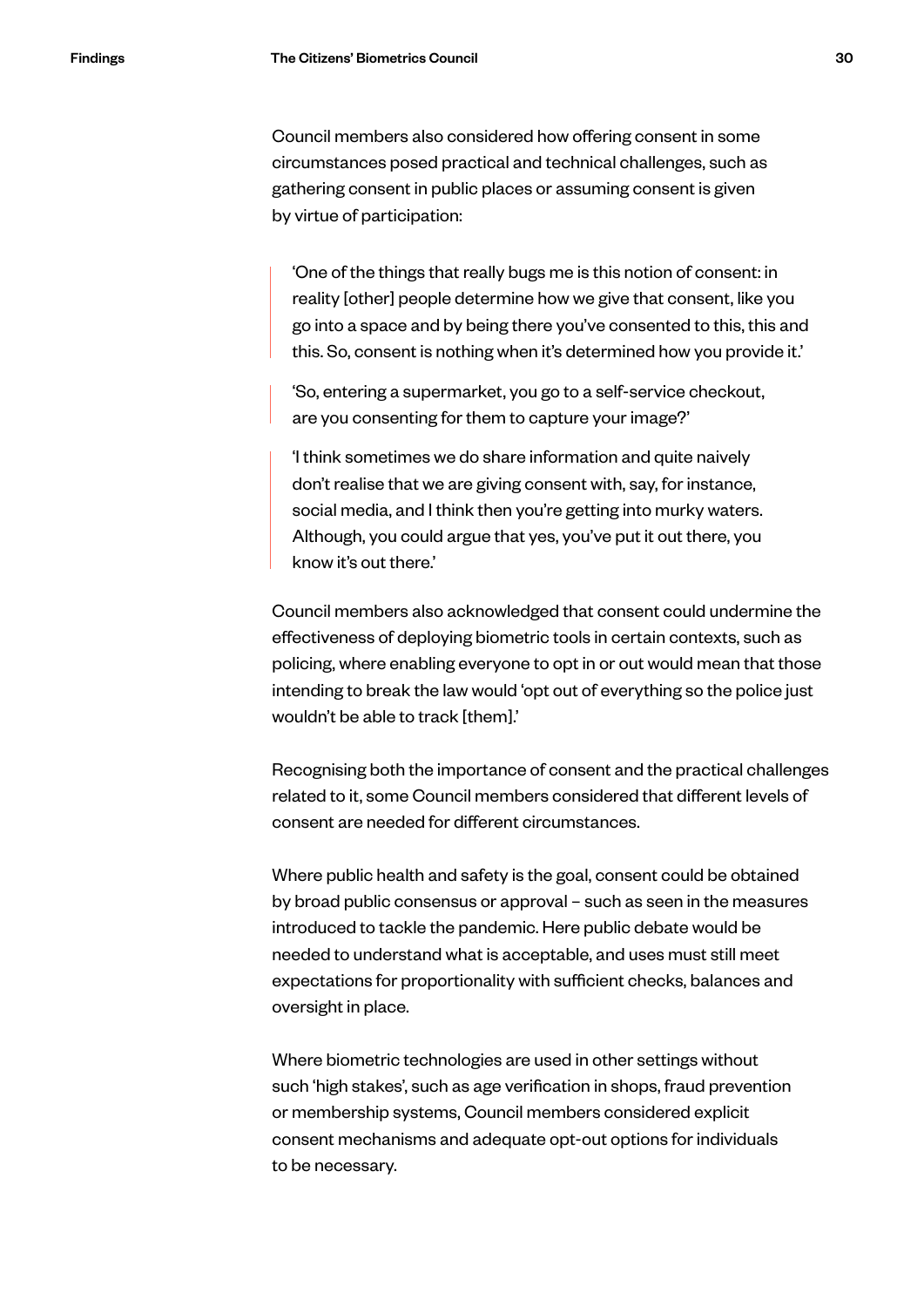Council members also considered how offering consent in some circumstances posed practical and technical challenges, such as gathering consent in public places or assuming consent is given by virtue of participation:

> 'One of the things that really bugs me is this notion of consent: in reality [other] people determine how we give that consent, like you go into a space and by being there you've consented to this, this and this. So, consent is nothing when it's determined how you provide it.'

> 'So, entering a supermarket, you go to a self-service checkout, are you consenting for them to capture your image?'

> 'I think sometimes we do share information and quite naively don't realise that we are giving consent with, say, for instance, social media, and I think then you're getting into murky waters. Although, you could argue that yes, you've put it out there, you know it's out there.'

Council members also acknowledged that consent could undermine the effectiveness of deploying biometric tools in certain contexts, such as policing, where enabling everyone to opt in or out would mean that those intending to break the law would 'opt out of everything so the police just wouldn't be able to track [them].'

Recognising both the importance of consent and the practical challenges related to it, some Council members considered that different levels of consent are needed for different circumstances.

Where public health and safety is the goal, consent could be obtained by broad public consensus or approval – such as seen in the measures introduced to tackle the pandemic. Here public debate would be needed to understand what is acceptable, and uses must still meet expectations for proportionality with sufficient checks, balances and oversight in place.

Where biometric technologies are used in other settings without such 'high stakes', such as age verification in shops, fraud prevention or membership systems, Council members considered explicit consent mechanisms and adequate opt-out options for individuals to be necessary.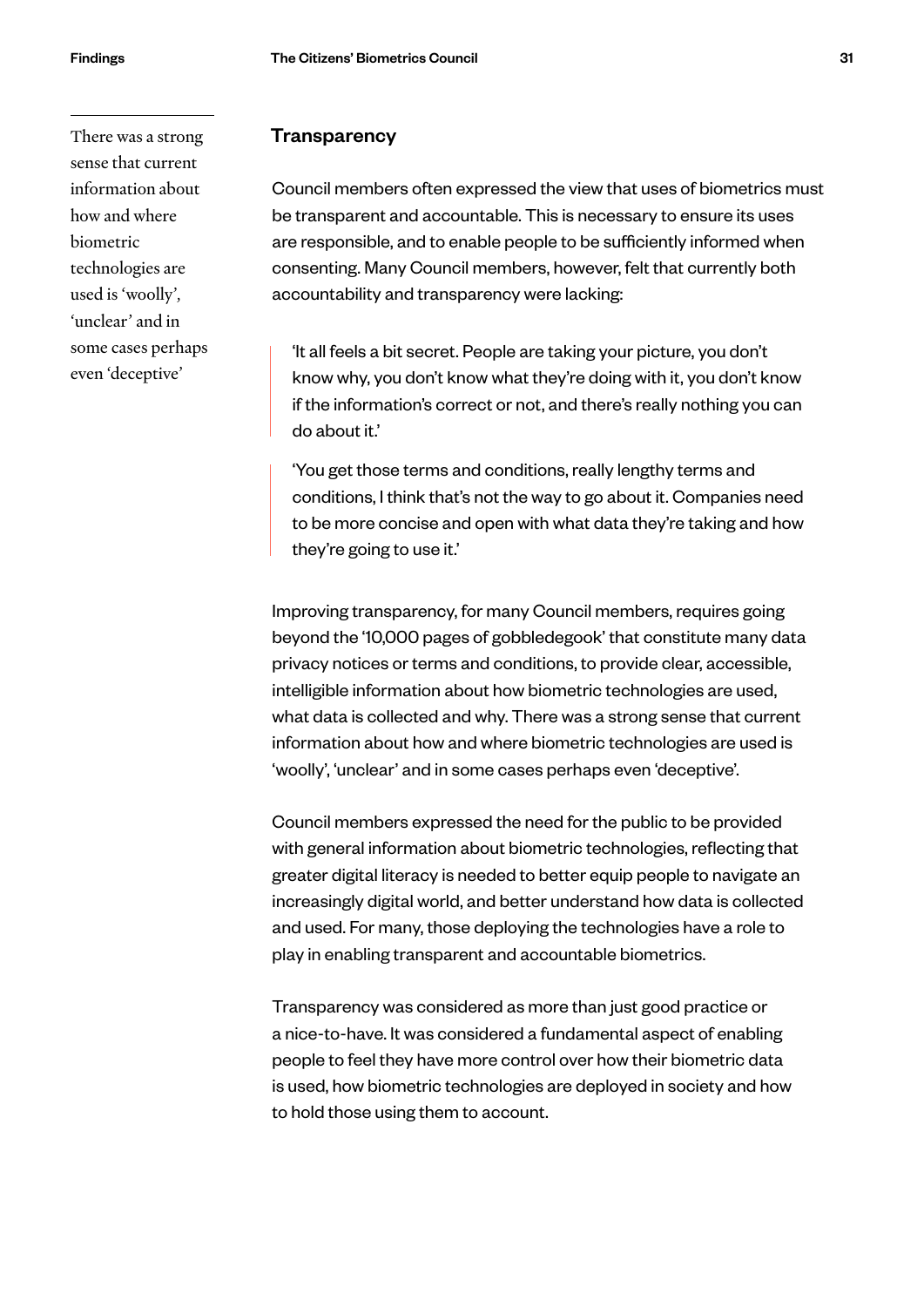> There was a strong sense that current information about how and where biometric technologies are used is 'woolly', 'unclear' and in some cases perhaps even 'deceptive'

## Transparency

Council members often expressed the view that uses of biometrics must be transparent and accountable. This is necessary to ensure its uses are responsible, and to enable people to be sufficiently informed when consenting. Many Council members, however, felt that currently both accountability and transparency were lacking:

> 'It all feels a bit secret. People are taking your picture, you don't know why, you don't know what they're doing with it, you don't know if the information's correct or not, and there's really nothing you can do about it.'

> 'You get those terms and conditions, really lengthy terms and conditions, I think that's not the way to go about it. Companies need to be more concise and open with what data they're taking and how they're going to use it.'

Improving transparency, for many Council members, requires going beyond the '10,000 pages of gobbledegook' that constitute many data privacy notices or terms and conditions, to provide clear, accessible, intelligible information about how biometric technologies are used, what data is collected and why. There was a strong sense that current information about how and where biometric technologies are used is 'woolly', 'unclear' and in some cases perhaps even 'deceptive'.

Council members expressed the need for the public to be provided with general information about biometric technologies, reflecting that greater digital literacy is needed to better equip people to navigate an increasingly digital world, and better understand how data is collected and used. For many, those deploying the technologies have a role to play in enabling transparent and accountable biometrics.

Transparency was considered as more than just good practice or a nice-to-have. It was considered a fundamental aspect of enabling people to feel they have more control over how their biometric data is used, how biometric technologies are deployed in society and how to hold those using them to account.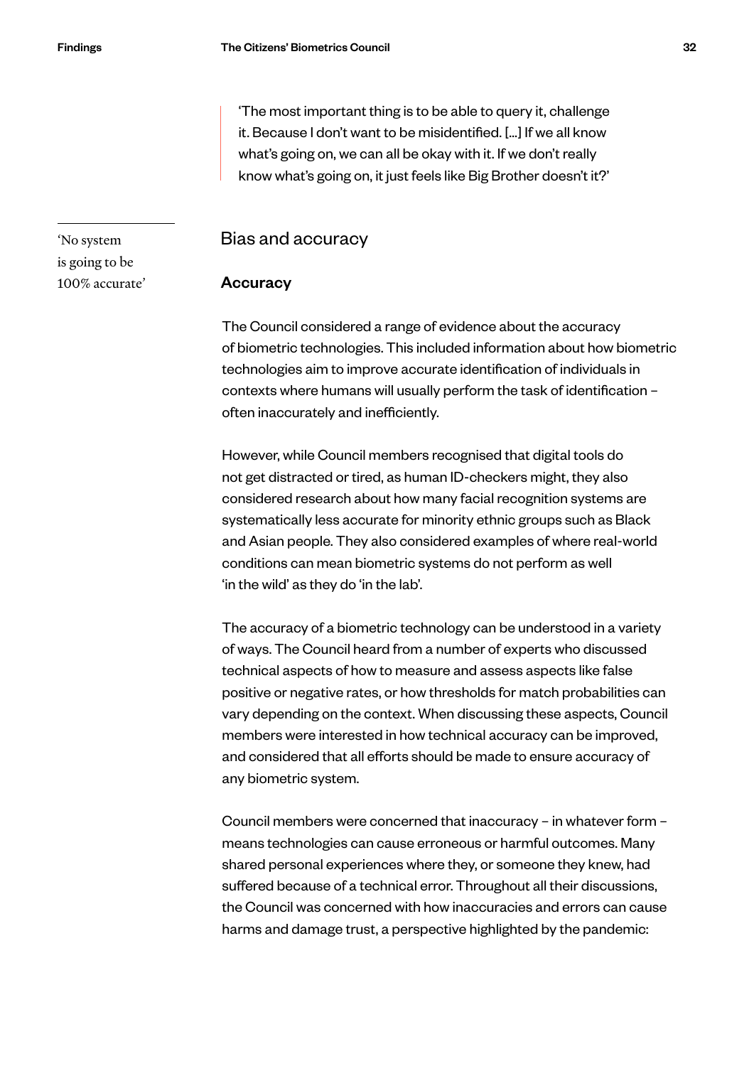> 'The most important thing is to be able to query it, challenge it. Because I don't want to be misidentified. […] If we all know what's going on, we can all be okay with it. If we don't really know what's going on, it just feels like Big Brother doesn't it?'

## Bias and accuracy

'No system is going to be 100% accurate'

### Accuracy

The Council considered a range of evidence about the accuracy of biometric technologies. This included information about how biometric technologies aim to improve accurate identification of individuals in contexts where humans will usually perform the task of identification – often inaccurately and inefficiently.

However, while Council members recognised that digital tools do not get distracted or tired, as human ID-checkers might, they also considered research about how many facial recognition systems are systematically less accurate for minority ethnic groups such as Black and Asian people. They also considered examples of where real-world conditions can mean biometric systems do not perform as well 'in the wild' as they do 'in the lab'.

The accuracy of a biometric technology can be understood in a variety of ways. The Council heard from a number of experts who discussed technical aspects of how to measure and assess aspects like false positive or negative rates, or how thresholds for match probabilities can vary depending on the context. When discussing these aspects, Council members were interested in how technical accuracy can be improved, and considered that all efforts should be made to ensure accuracy of any biometric system.

Council members were concerned that inaccuracy – in whatever form – means technologies can cause erroneous or harmful outcomes. Many shared personal experiences where they, or someone they knew, had suffered because of a technical error. Throughout all their discussions, the Council was concerned with how inaccuracies and errors can cause harms and damage trust, a perspective highlighted by the pandemic: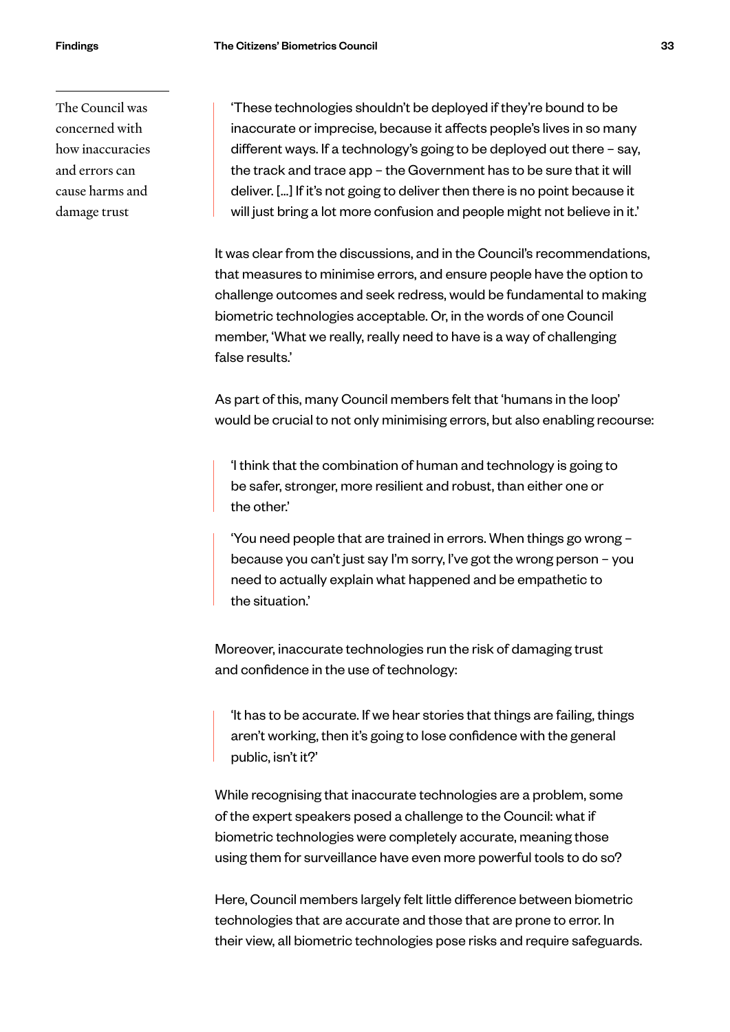The Council was concerned with how inaccuracies and errors can cause harms and damage trust

> 'These technologies shouldn't be deployed if they're bound to be inaccurate or imprecise, because it affects people's lives in so many different ways. If a technology's going to be deployed out there – say, the track and trace app – the Government has to be sure that it will deliver. [...] If it's not going to deliver then there is no point because it will just bring a lot more confusion and people might not believe in it.'

It was clear from the discussions, and in the Council's recommendations, that measures to minimise errors, and ensure people have the option to challenge outcomes and seek redress, would be fundamental to making biometric technologies acceptable. Or, in the words of one Council member, 'What we really, really need to have is a way of challenging false results.'

As part of this, many Council members felt that 'humans in the loop' would be crucial to not only minimising errors, but also enabling recourse:

> 'I think that the combination of human and technology is going to be safer, stronger, more resilient and robust, than either one or the other.'

> 'You need people that are trained in errors. When things go wrong – because you can't just say I'm sorry, I've got the wrong person – you need to actually explain what happened and be empathetic to the situation.'

Moreover, inaccurate technologies run the risk of damaging trust and confidence in the use of technology:

> 'It has to be accurate. If we hear stories that things are failing, things aren't working, then it's going to lose confidence with the general public, isn't it?'

While recognising that inaccurate technologies are a problem, some of the expert speakers posed a challenge to the Council: what if biometric technologies were completely accurate, meaning those using them for surveillance have even more powerful tools to do so?

Here, Council members largely felt little difference between biometric technologies that are accurate and those that are prone to error. In their view, all biometric technologies pose risks and require safeguards.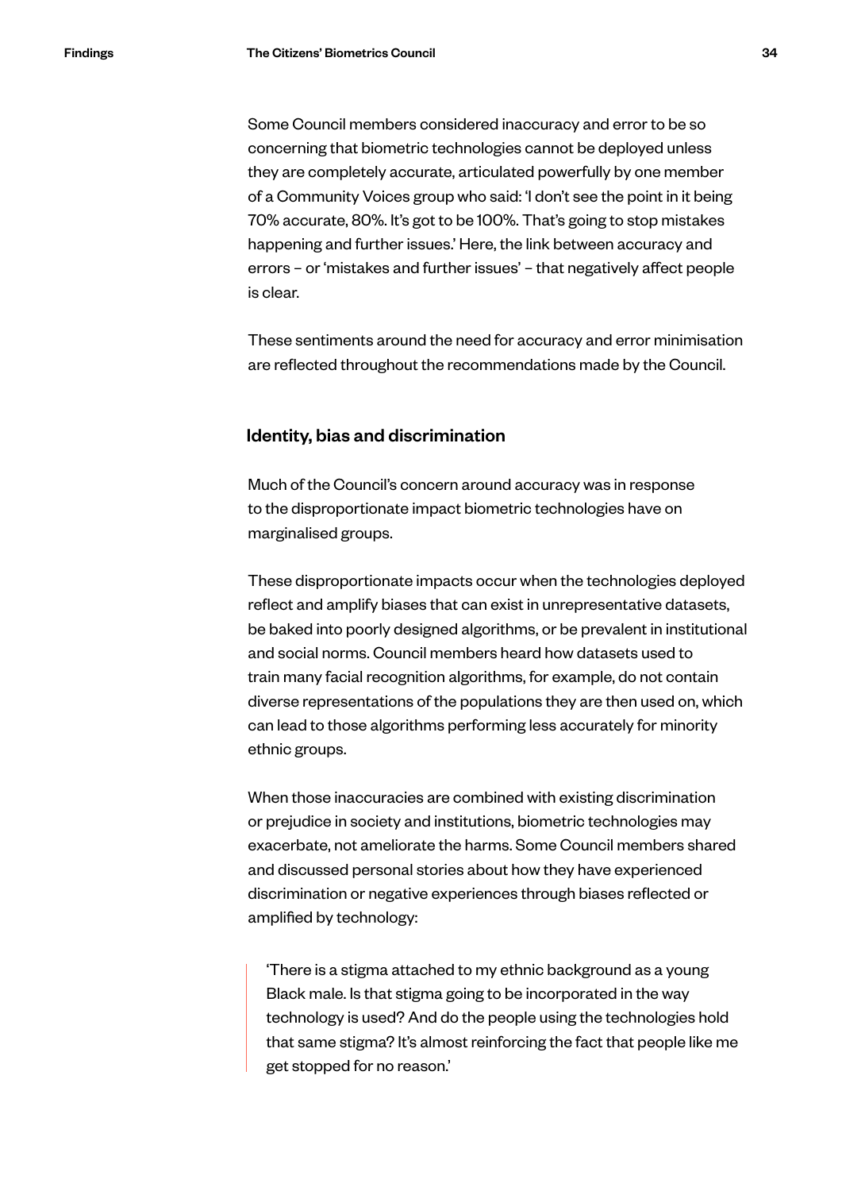Some Council members considered inaccuracy and error to be so concerning that biometric technologies cannot be deployed unless they are completely accurate, articulated powerfully by one member of a Community Voices group who said: 'I don't see the point in it being 70% accurate, 80%. It's got to be 100%. That's going to stop mistakes happening and further issues.' Here, the link between accuracy and errors – or 'mistakes and further issues' – that negatively affect people is clear.

These sentiments around the need for accuracy and error minimisation are reflected throughout the recommendations made by the Council.

### Identity, bias and discrimination

Much of the Council's concern around accuracy was in response to the disproportionate impact biometric technologies have on marginalised groups.

These disproportionate impacts occur when the technologies deployed reflect and amplify biases that can exist in unrepresentative datasets, be baked into poorly designed algorithms, or be prevalent in institutional and social norms. Council members heard how datasets used to train many facial recognition algorithms, for example, do not contain diverse representations of the populations they are then used on, which can lead to those algorithms performing less accurately for minority ethnic groups.

When those inaccuracies are combined with existing discrimination or prejudice in society and institutions, biometric technologies may exacerbate, not ameliorate the harms. Some Council members shared and discussed personal stories about how they have experienced discrimination or negative experiences through biases reflected or amplified by technology:

> 'There is a stigma attached to my ethnic background as a young Black male. Is that stigma going to be incorporated in the way technology is used? And do the people using the technologies hold that same stigma? It's almost reinforcing the fact that people like me get stopped for no reason.'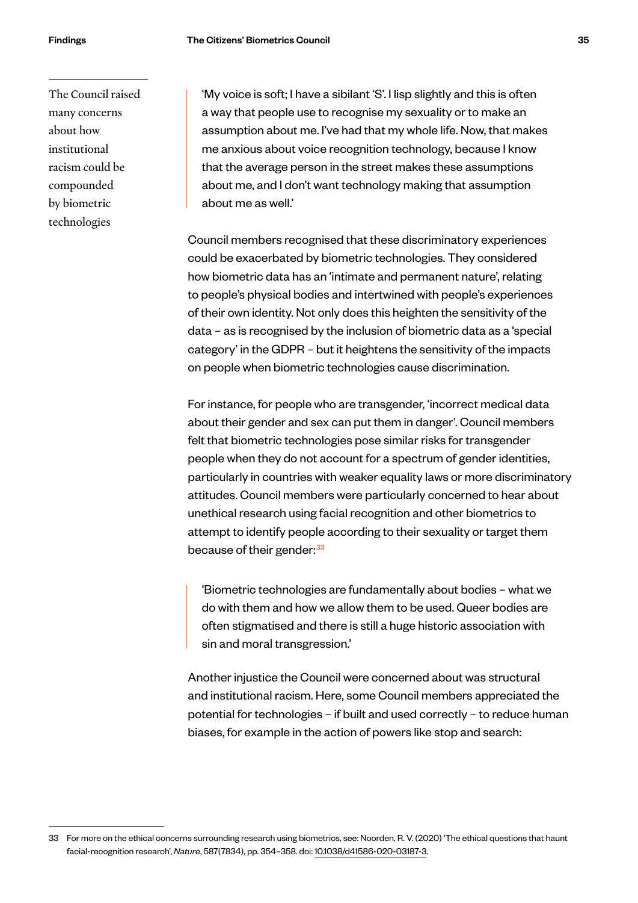The Council raised many concerns about how institutional racism could be compounded by biometric technologies

> 'My voice is soft; I have a sibilant 'S'. I lisp slightly and this is often a way that people use to recognise my sexuality or to make an assumption about me. I've had that my whole life. Now, that makes me anxious about voice recognition technology, because I know that the average person in the street makes these assumptions about me, and I don't want technology making that assumption about me as well.'

Council members recognised that these discriminatory experiences could be exacerbated by biometric technologies. They considered how biometric data has an 'intimate and permanent nature', relating to people's physical bodies and intertwined with people's experiences of their own identity. Not only does this heighten the sensitivity of the data – as is recognised by the inclusion of biometric data as a 'special category' in the GDPR – but it heightens the sensitivity of the impacts on people when biometric technologies cause discrimination.

For instance, for people who are transgender, 'incorrect medical data about their gender and sex can put them in danger'. Council members felt that biometric technologies pose similar risks for transgender people when they do not account for a spectrum of gender identities, particularly in countries with weaker equality laws or more discriminatory attitudes. Council members were particularly concerned to hear about unethical research using facial recognition and other biometrics to attempt to identify people according to their sexuality or target them because of their gender:[33]

> 'Biometric technologies are fundamentally about bodies – what we do with them and how we allow them to be used. Queer bodies are often stigmatised and there is still a huge historic association with sin and moral transgression.'

Another injustice the Council were concerned about was structural and institutional racism. Here, some Council members appreciated the potential for technologies – if built and used correctly – to reduce human biases, for example in the action of powers like stop and search:

---

33 For more on the ethical concerns surrounding research using biometrics, see: Noorden, R. V. (2020) 'The ethical questions that haunt facial-recognition research', *Nature*, 587(7834), pp. 354–358. doi: 10.1038/d41586-020-03187-3.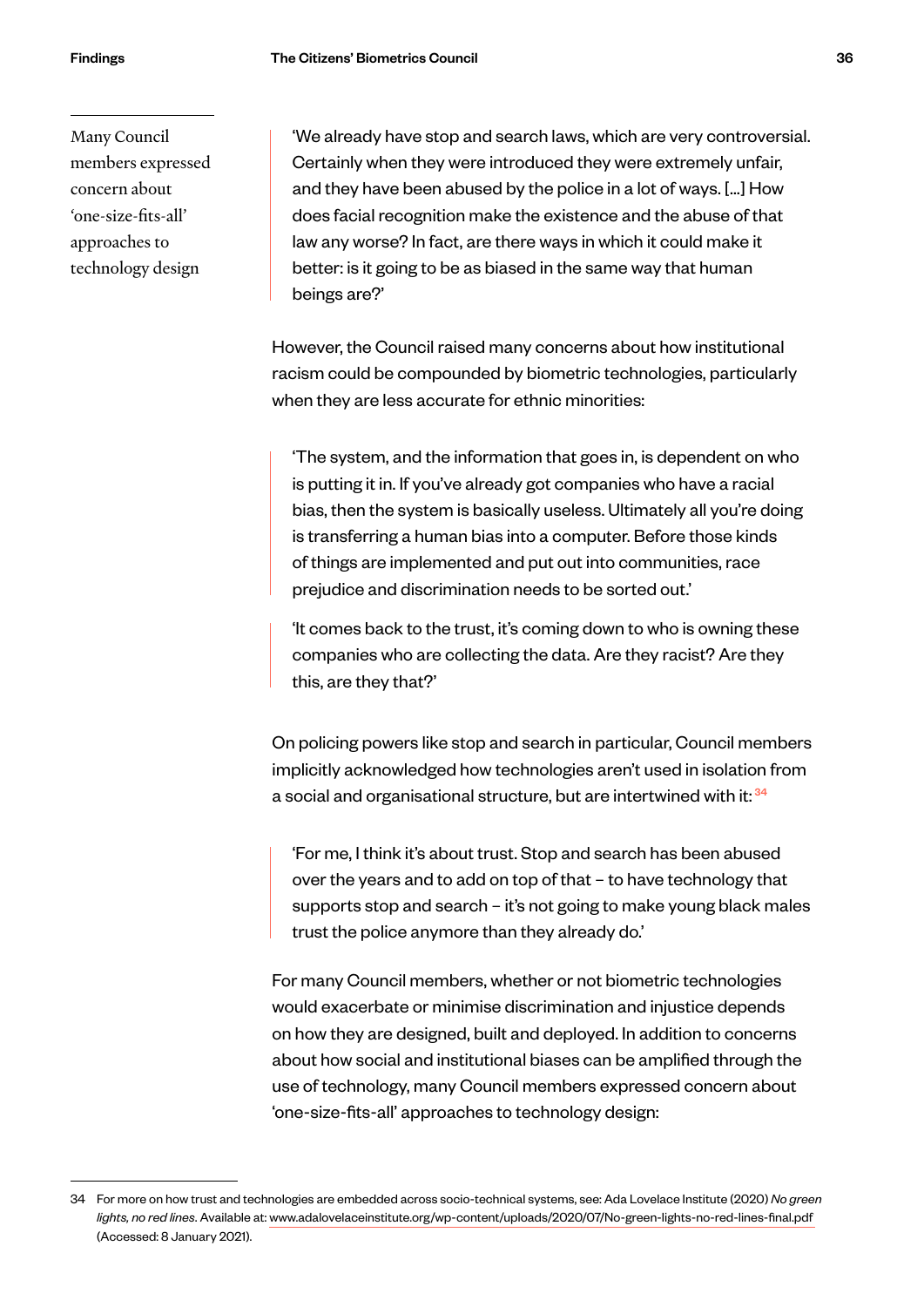> 'We already have stop and search laws, which are very controversial. Certainly when they were introduced they were extremely unfair, and they have been abused by the police in a lot of ways. [...] How does facial recognition make the existence and the abuse of that law any worse? In fact, are there ways in which it could make it better: is it going to be as biased in the same way that human beings are?'

However, the Council raised many concerns about how institutional racism could be compounded by biometric technologies, particularly when they are less accurate for ethnic minorities:

> 'The system, and the information that goes in, is dependent on who is putting it in. If you've already got companies who have a racial bias, then the system is basically useless. Ultimately all you're doing is transferring a human bias into a computer. Before those kinds of things are implemented and put out into communities, race prejudice and discrimination needs to be sorted out.'

> 'It comes back to the trust, it's coming down to who is owning these companies who are collecting the data. Are they racist? Are they this, are they that?'

On policing powers like stop and search in particular, Council members implicitly acknowledged how technologies aren't used in isolation from a social and organisational structure, but are intertwined with it:[34]

> 'For me, I think it's about trust. Stop and search has been abused over the years and to add on top of that – to have technology that supports stop and search – it's not going to make young black males trust the police anymore than they already do.'

For many Council members, whether or not biometric technologies would exacerbate or minimise discrimination and injustice depends on how they are designed, built and deployed. In addition to concerns about how social and institutional biases can be amplified through the use of technology, many Council members expressed concern about 'one-size-fits-all' approaches to technology design:

Many Council members expressed concern about 'one-size-fits-all' approaches to technology design

34 For more on how trust and technologies are embedded across socio-technical systems, see: Ada Lovelace Institute (2020) *No green lights, no red lines*. Available at: www.adalovelaceinstitute.org/wp-content/uploads/2020/07/No-green-lights-no-red-lines-final.pdf (Accessed: 8 January 2021).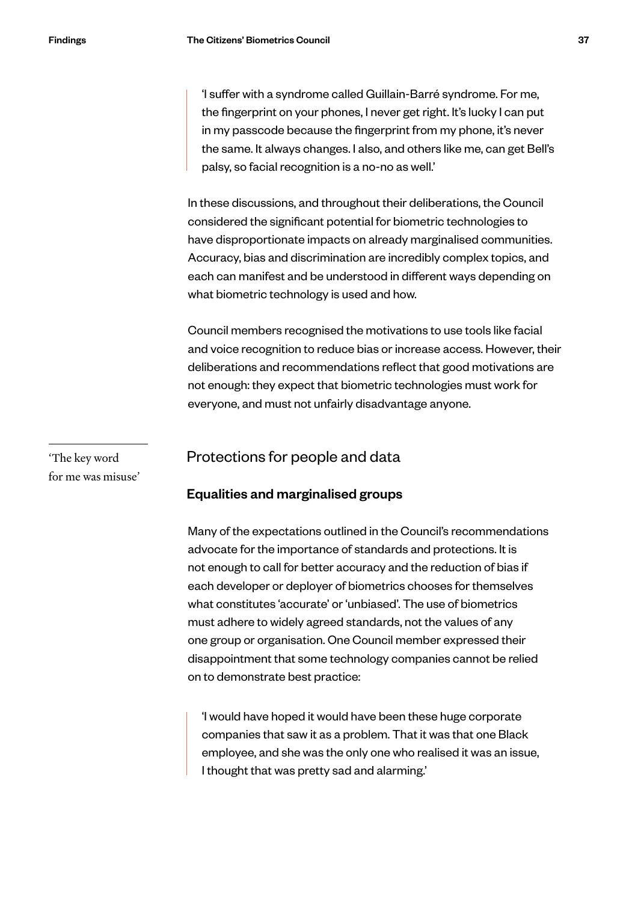> 'I suffer with a syndrome called Guillain-Barré syndrome. For me, the fingerprint on your phones, I never get right. It's lucky I can put in my passcode because the fingerprint from my phone, it's never the same. It always changes. I also, and others like me, can get Bell's palsy, so facial recognition is a no-no as well.'

In these discussions, and throughout their deliberations, the Council considered the significant potential for biometric technologies to have disproportionate impacts on already marginalised communities. Accuracy, bias and discrimination are incredibly complex topics, and each can manifest and be understood in different ways depending on what biometric technology is used and how.

Council members recognised the motivations to use tools like facial and voice recognition to reduce bias or increase access. However, their deliberations and recommendations reflect that good motivations are not enough: they expect that biometric technologies must work for everyone, and must not unfairly disadvantage anyone.

'The key word for me was misuse'

## Protections for people and data

### Equalities and marginalised groups

Many of the expectations outlined in the Council's recommendations advocate for the importance of standards and protections. It is not enough to call for better accuracy and the reduction of bias if each developer or deployer of biometrics chooses for themselves what constitutes 'accurate' or 'unbiased'. The use of biometrics must adhere to widely agreed standards, not the values of any one group or organisation. One Council member expressed their disappointment that some technology companies cannot be relied on to demonstrate best practice:

> 'I would have hoped it would have been these huge corporate companies that saw it as a problem. That it was that one Black employee, and she was the only one who realised it was an issue, I thought that was pretty sad and alarming.'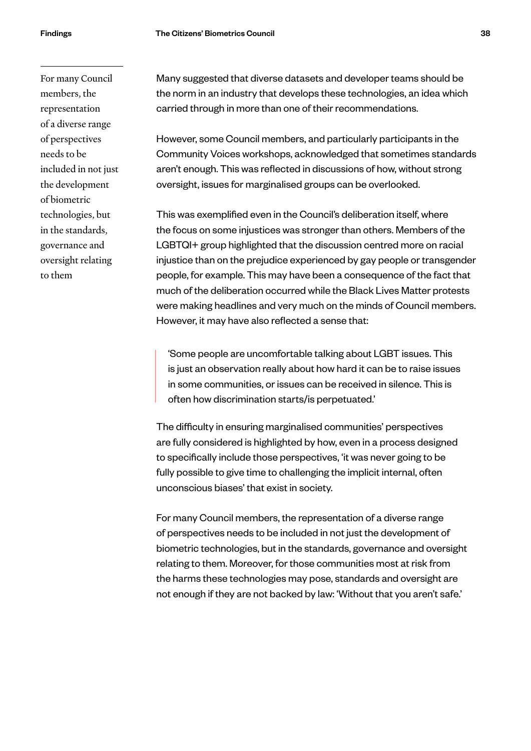> For many Council members, the representation of a diverse range of perspectives needs to be included in not just the development of biometric technologies, but in the standards, governance and oversight relating to them

Many suggested that diverse datasets and developer teams should be the norm in an industry that develops these technologies, an idea which carried through in more than one of their recommendations.

However, some Council members, and particularly participants in the Community Voices workshops, acknowledged that sometimes standards aren't enough. This was reflected in discussions of how, without strong oversight, issues for marginalised groups can be overlooked.

This was exemplified even in the Council's deliberation itself, where the focus on some injustices was stronger than others. Members of the LGBTQI+ group highlighted that the discussion centred more on racial injustice than on the prejudice experienced by gay people or transgender people, for example. This may have been a consequence of the fact that much of the deliberation occurred while the Black Lives Matter protests were making headlines and very much on the minds of Council members. However, it may have also reflected a sense that:

> 'Some people are uncomfortable talking about LGBT issues. This is just an observation really about how hard it can be to raise issues in some communities, or issues can be received in silence. This is often how discrimination starts/is perpetuated.'

The difficulty in ensuring marginalised communities' perspectives are fully considered is highlighted by how, even in a process designed to specifically include those perspectives, 'it was never going to be fully possible to give time to challenging the implicit internal, often unconscious biases' that exist in society.

For many Council members, the representation of a diverse range of perspectives needs to be included in not just the development of biometric technologies, but in the standards, governance and oversight relating to them. Moreover, for those communities most at risk from the harms these technologies may pose, standards and oversight are not enough if they are not backed by law: 'Without that you aren't safe.'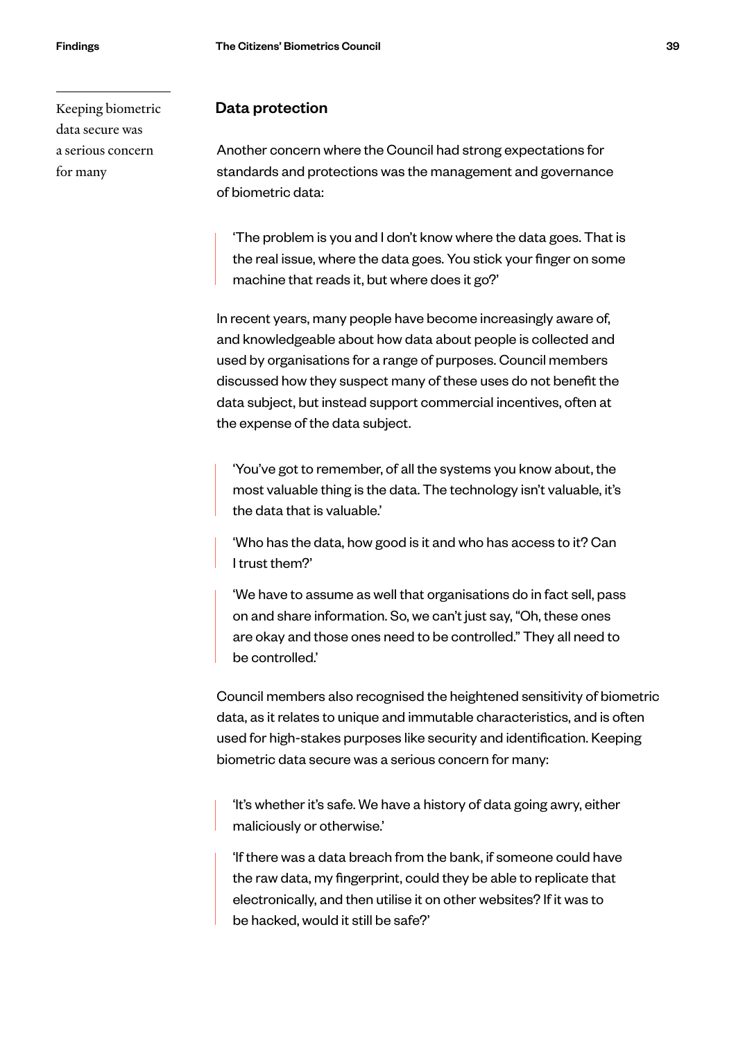> Keeping biometric data secure was a serious concern for many

## Data protection

Another concern where the Council had strong expectations for standards and protections was the management and governance of biometric data:

> 'The problem is you and I don't know where the data goes. That is the real issue, where the data goes. You stick your finger on some machine that reads it, but where does it go?'

In recent years, many people have become increasingly aware of, and knowledgeable about how data about people is collected and used by organisations for a range of purposes. Council members discussed how they suspect many of these uses do not benefit the data subject, but instead support commercial incentives, often at the expense of the data subject.

> 'You've got to remember, of all the systems you know about, the most valuable thing is the data. The technology isn't valuable, it's the data that is valuable.'

> 'Who has the data, how good is it and who has access to it? Can I trust them?'

> 'We have to assume as well that organisations do in fact sell, pass on and share information. So, we can't just say, "Oh, these ones are okay and those ones need to be controlled." They all need to be controlled.'

Council members also recognised the heightened sensitivity of biometric data, as it relates to unique and immutable characteristics, and is often used for high-stakes purposes like security and identification. Keeping biometric data secure was a serious concern for many:

> 'It's whether it's safe. We have a history of data going awry, either maliciously or otherwise.'

> 'If there was a data breach from the bank, if someone could have the raw data, my fingerprint, could they be able to replicate that electronically, and then utilise it on other websites? If it was to be hacked, would it still be safe?'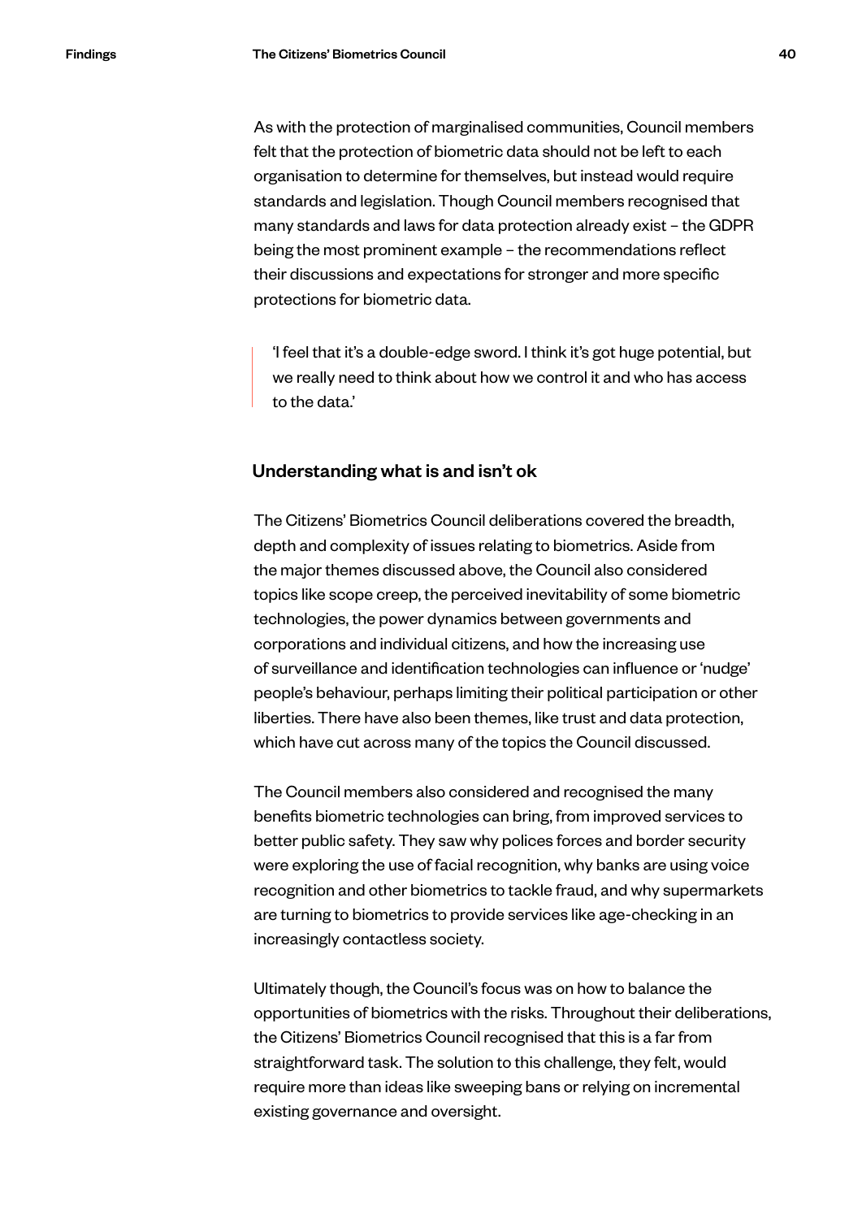As with the protection of marginalised communities, Council members felt that the protection of biometric data should not be left to each organisation to determine for themselves, but instead would require standards and legislation. Though Council members recognised that many standards and laws for data protection already exist – the GDPR being the most prominent example – the recommendations reflect their discussions and expectations for stronger and more specific protections for biometric data.

> 'I feel that it's a double-edge sword. I think it's got huge potential, but we really need to think about how we control it and who has access to the data.'

### Understanding what is and isn't ok

The Citizens' Biometrics Council deliberations covered the breadth, depth and complexity of issues relating to biometrics. Aside from the major themes discussed above, the Council also considered topics like scope creep, the perceived inevitability of some biometric technologies, the power dynamics between governments and corporations and individual citizens, and how the increasing use of surveillance and identification technologies can influence or 'nudge' people's behaviour, perhaps limiting their political participation or other liberties. There have also been themes, like trust and data protection, which have cut across many of the topics the Council discussed.

The Council members also considered and recognised the many benefits biometric technologies can bring, from improved services to better public safety. They saw why polices forces and border security were exploring the use of facial recognition, why banks are using voice recognition and other biometrics to tackle fraud, and why supermarkets are turning to biometrics to provide services like age-checking in an increasingly contactless society.

Ultimately though, the Council's focus was on how to balance the opportunities of biometrics with the risks. Throughout their deliberations, the Citizens' Biometrics Council recognised that this is a far from straightforward task. The solution to this challenge, they felt, would require more than ideas like sweeping bans or relying on incremental existing governance and oversight.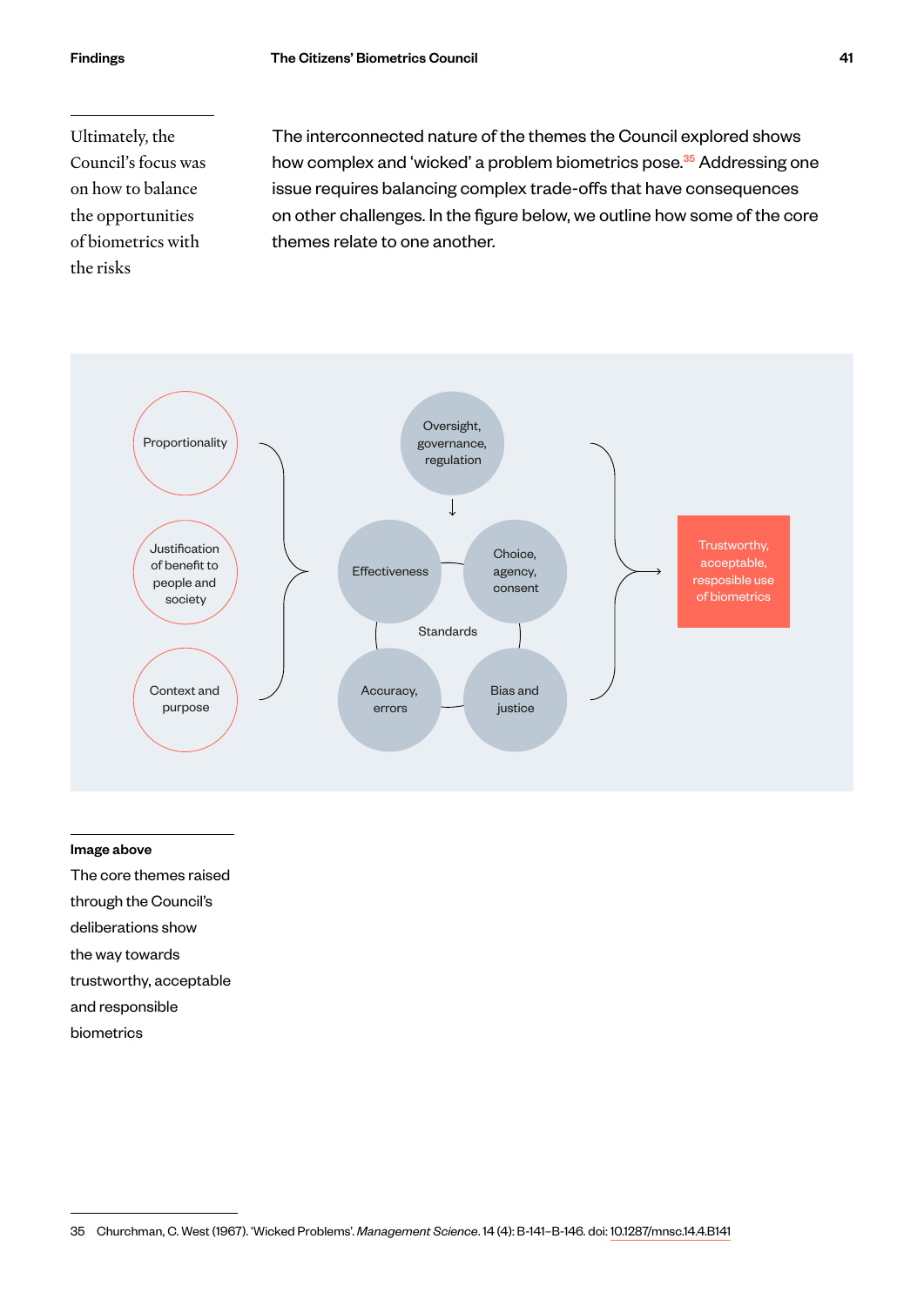Ultimately, the Council's focus was on how to balance the opportunities of biometrics with the risks

The interconnected nature of the themes the Council explored shows how complex and 'wicked' a problem biometrics pose.[35] Addressing one issue requires balancing complex trade-offs that have consequences on other challenges. In the figure below, we outline how some of the core themes relate to one another.

Proportionality

Justification of benefit to people and society

Context and purpose

Oversight, governance, regulation

Effectiveness

Choice, agency, consent

Standards

Accuracy, errors

Bias and justice

Trustworthy, acceptable, resposible use of biometrics

**Image above**

The core themes raised through the Council's deliberations show the way towards trustworthy, acceptable and responsible biometrics

35 Churchman, C. West (1967). 'Wicked Problems'. *Management Science*. 14 (4): B-141–B-146. doi: 10.1287/mnsc.14.4.B141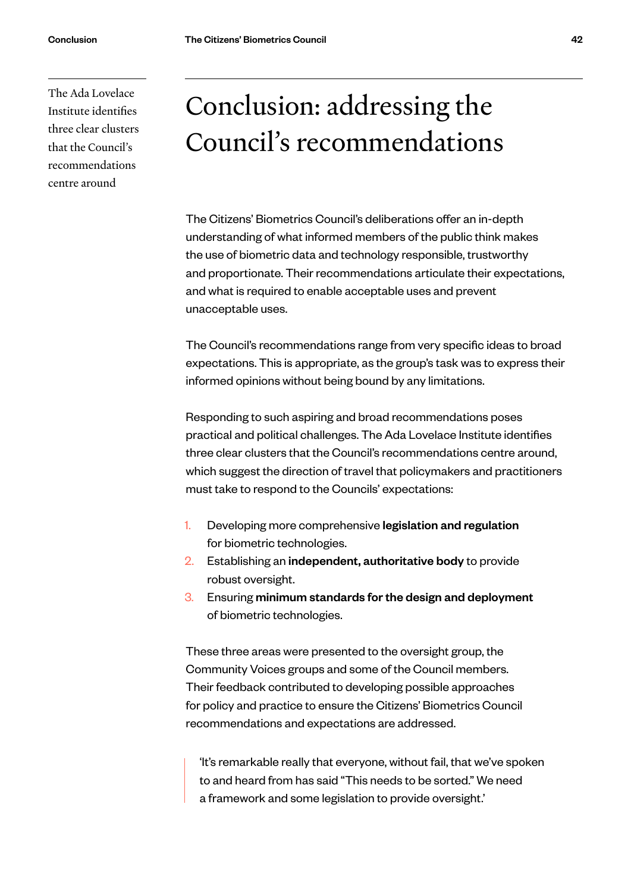The Ada Lovelace Institute identifies three clear clusters that the Council's recommendations centre around

# Conclusion: addressing the Council's recommendations

The Citizens' Biometrics Council's deliberations offer an in-depth understanding of what informed members of the public think makes the use of biometric data and technology responsible, trustworthy and proportionate. Their recommendations articulate their expectations, and what is required to enable acceptable uses and prevent unacceptable uses.

The Council's recommendations range from very specific ideas to broad expectations. This is appropriate, as the group's task was to express their informed opinions without being bound by any limitations.

Responding to such aspiring and broad recommendations poses practical and political challenges. The Ada Lovelace Institute identifies three clear clusters that the Council's recommendations centre around, which suggest the direction of travel that policymakers and practitioners must take to respond to the Councils' expectations:

1. Developing more comprehensive **legislation and regulation** for biometric technologies.
2. Establishing an **independent, authoritative body** to provide robust oversight.
3. Ensuring **minimum standards for the design and deployment** of biometric technologies.

These three areas were presented to the oversight group, the Community Voices groups and some of the Council members. Their feedback contributed to developing possible approaches for policy and practice to ensure the Citizens' Biometrics Council recommendations and expectations are addressed.

> 'It's remarkable really that everyone, without fail, that we've spoken to and heard from has said "This needs to be sorted." We need a framework and some legislation to provide oversight.'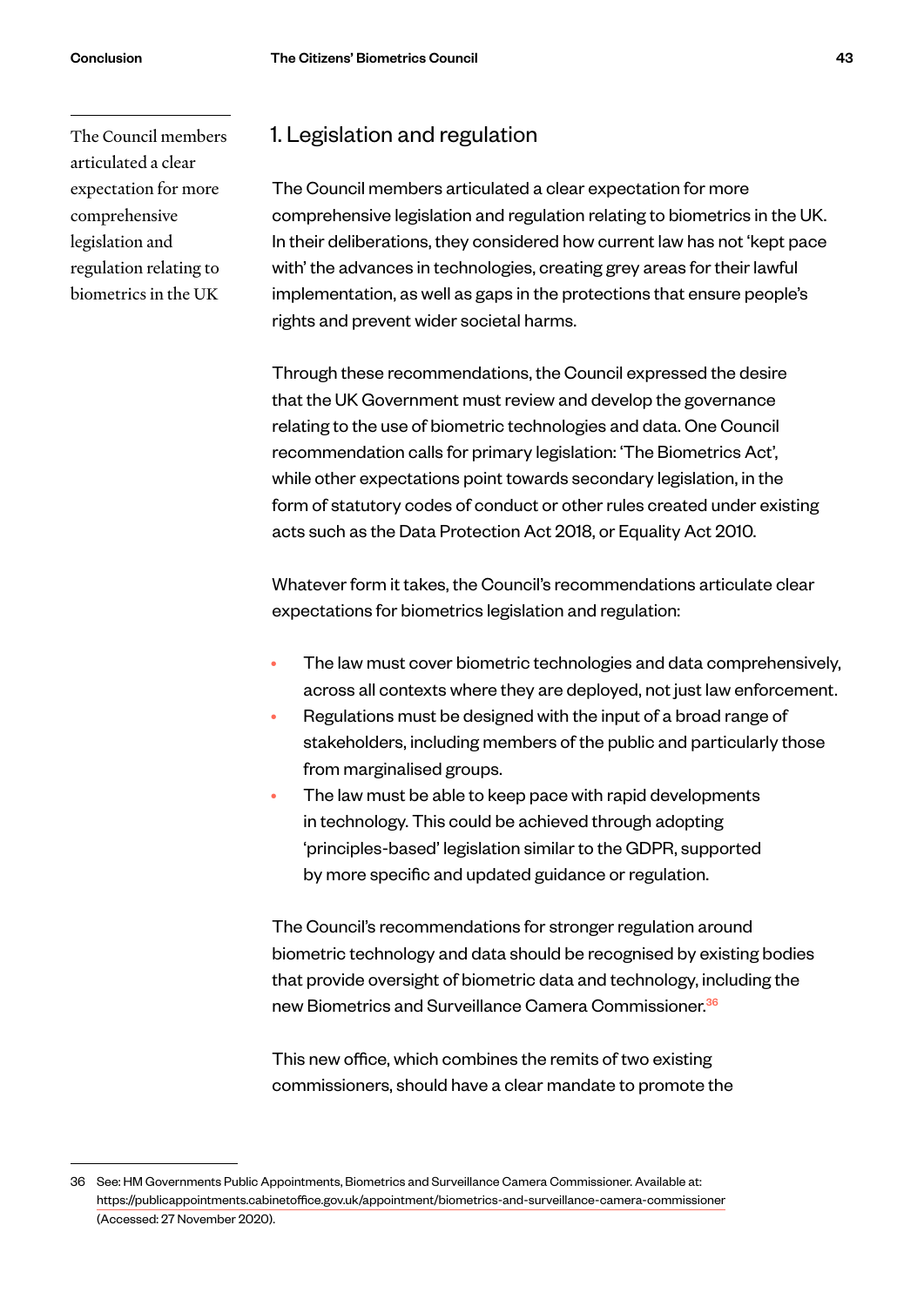The Council members articulated a clear expectation for more comprehensive legislation and regulation relating to biometrics in the UK

## 1. Legislation and regulation

The Council members articulated a clear expectation for more comprehensive legislation and regulation relating to biometrics in the UK. In their deliberations, they considered how current law has not 'kept pace with' the advances in technologies, creating grey areas for their lawful implementation, as well as gaps in the protections that ensure people's rights and prevent wider societal harms.

Through these recommendations, the Council expressed the desire that the UK Government must review and develop the governance relating to the use of biometric technologies and data. One Council recommendation calls for primary legislation: 'The Biometrics Act', while other expectations point towards secondary legislation, in the form of statutory codes of conduct or other rules created under existing acts such as the Data Protection Act 2018, or Equality Act 2010.

Whatever form it takes, the Council's recommendations articulate clear expectations for biometrics legislation and regulation:

- The law must cover biometric technologies and data comprehensively, across all contexts where they are deployed, not just law enforcement.
- Regulations must be designed with the input of a broad range of stakeholders, including members of the public and particularly those from marginalised groups.
- The law must be able to keep pace with rapid developments in technology. This could be achieved through adopting 'principles-based' legislation similar to the GDPR, supported by more specific and updated guidance or regulation.

The Council's recommendations for stronger regulation around biometric technology and data should be recognised by existing bodies that provide oversight of biometric data and technology, including the new Biometrics and Surveillance Camera Commissioner.[36]

This new office, which combines the remits of two existing commissioners, should have a clear mandate to promote the

36 See: HM Governments Public Appointments, Biometrics and Surveillance Camera Commissioner. Available at: https://publicappointments.cabinetoffice.gov.uk/appointment/biometrics-and-surveillance-camera-commissioner (Accessed: 27 November 2020).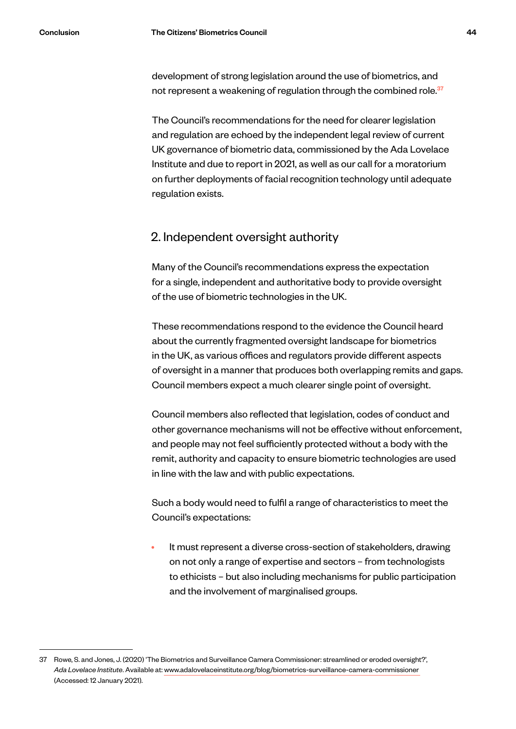development of strong legislation around the use of biometrics, and not represent a weakening of regulation through the combined role.[37]

The Council's recommendations for the need for clearer legislation and regulation are echoed by the independent legal review of current UK governance of biometric data, commissioned by the Ada Lovelace Institute and due to report in 2021, as well as our call for a moratorium on further deployments of facial recognition technology until adequate regulation exists.

## 2. Independent oversight authority

Many of the Council's recommendations express the expectation for a single, independent and authoritative body to provide oversight of the use of biometric technologies in the UK.

These recommendations respond to the evidence the Council heard about the currently fragmented oversight landscape for biometrics in the UK, as various offices and regulators provide different aspects of oversight in a manner that produces both overlapping remits and gaps. Council members expect a much clearer single point of oversight.

Council members also reflected that legislation, codes of conduct and other governance mechanisms will not be effective without enforcement, and people may not feel sufficiently protected without a body with the remit, authority and capacity to ensure biometric technologies are used in line with the law and with public expectations.

Such a body would need to fulfil a range of characteristics to meet the Council's expectations:

- It must represent a diverse cross-section of stakeholders, drawing on not only a range of expertise and sectors – from technologists to ethicists – but also including mechanisms for public participation and the involvement of marginalised groups.

---

37 Rowe, S. and Jones, J. (2020) 'The Biometrics and Surveillance Camera Commissioner: streamlined or eroded oversight?', *Ada Lovelace Institute*. Available at: www.adalovelaceinstitute.org/blog/biometrics-surveillance-camera-commissioner (Accessed: 12 January 2021).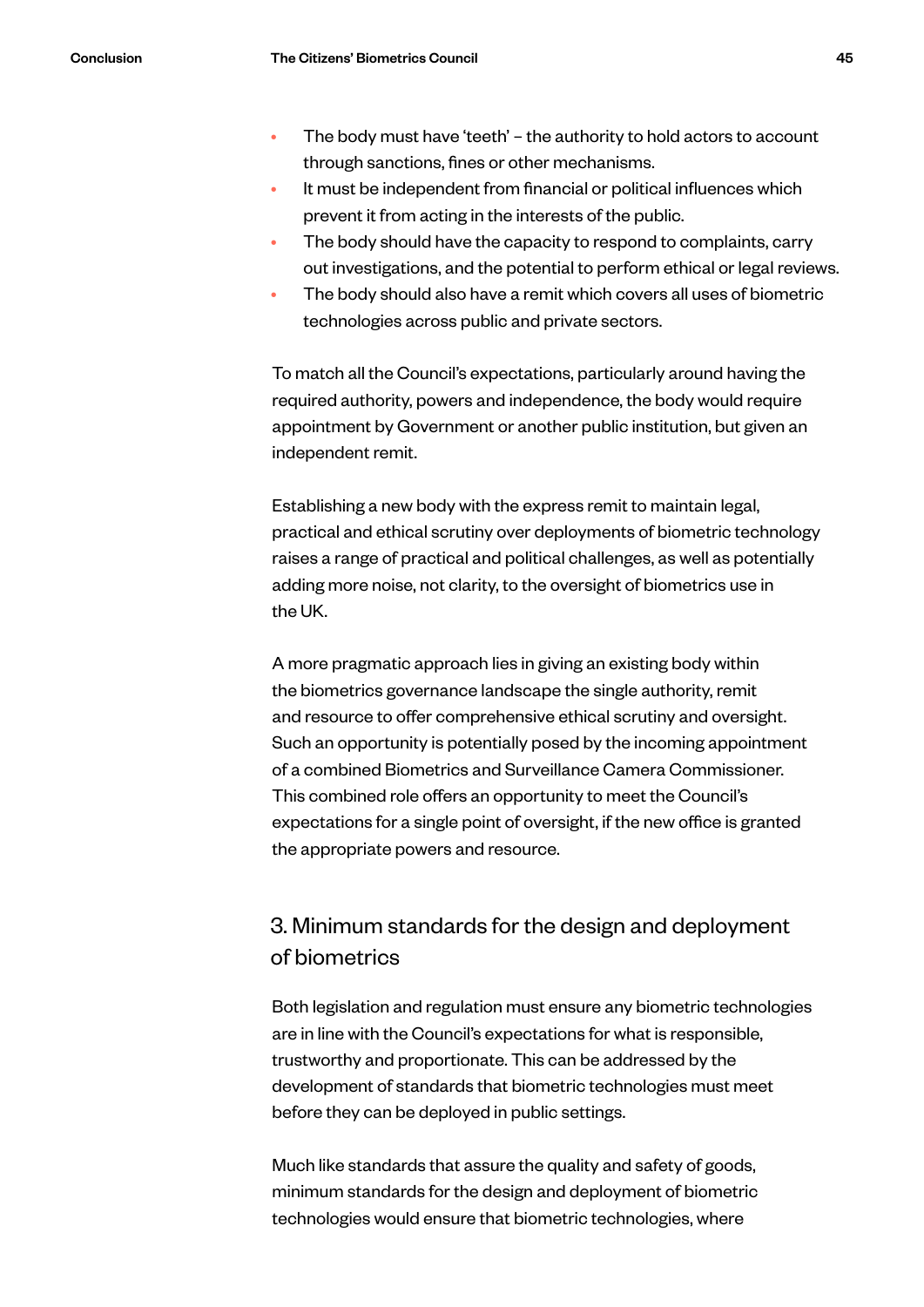- The body must have 'teeth' – the authority to hold actors to account through sanctions, fines or other mechanisms.
- It must be independent from financial or political influences which prevent it from acting in the interests of the public.
- The body should have the capacity to respond to complaints, carry out investigations, and the potential to perform ethical or legal reviews.
- The body should also have a remit which covers all uses of biometric technologies across public and private sectors.

To match all the Council's expectations, particularly around having the required authority, powers and independence, the body would require appointment by Government or another public institution, but given an independent remit.

Establishing a new body with the express remit to maintain legal, practical and ethical scrutiny over deployments of biometric technology raises a range of practical and political challenges, as well as potentially adding more noise, not clarity, to the oversight of biometrics use in the UK.

A more pragmatic approach lies in giving an existing body within the biometrics governance landscape the single authority, remit and resource to offer comprehensive ethical scrutiny and oversight. Such an opportunity is potentially posed by the incoming appointment of a combined Biometrics and Surveillance Camera Commissioner. This combined role offers an opportunity to meet the Council's expectations for a single point of oversight, if the new office is granted the appropriate powers and resource.

## 3. Minimum standards for the design and deployment of biometrics

Both legislation and regulation must ensure any biometric technologies are in line with the Council's expectations for what is responsible, trustworthy and proportionate. This can be addressed by the development of standards that biometric technologies must meet before they can be deployed in public settings.

Much like standards that assure the quality and safety of goods, minimum standards for the design and deployment of biometric technologies would ensure that biometric technologies, where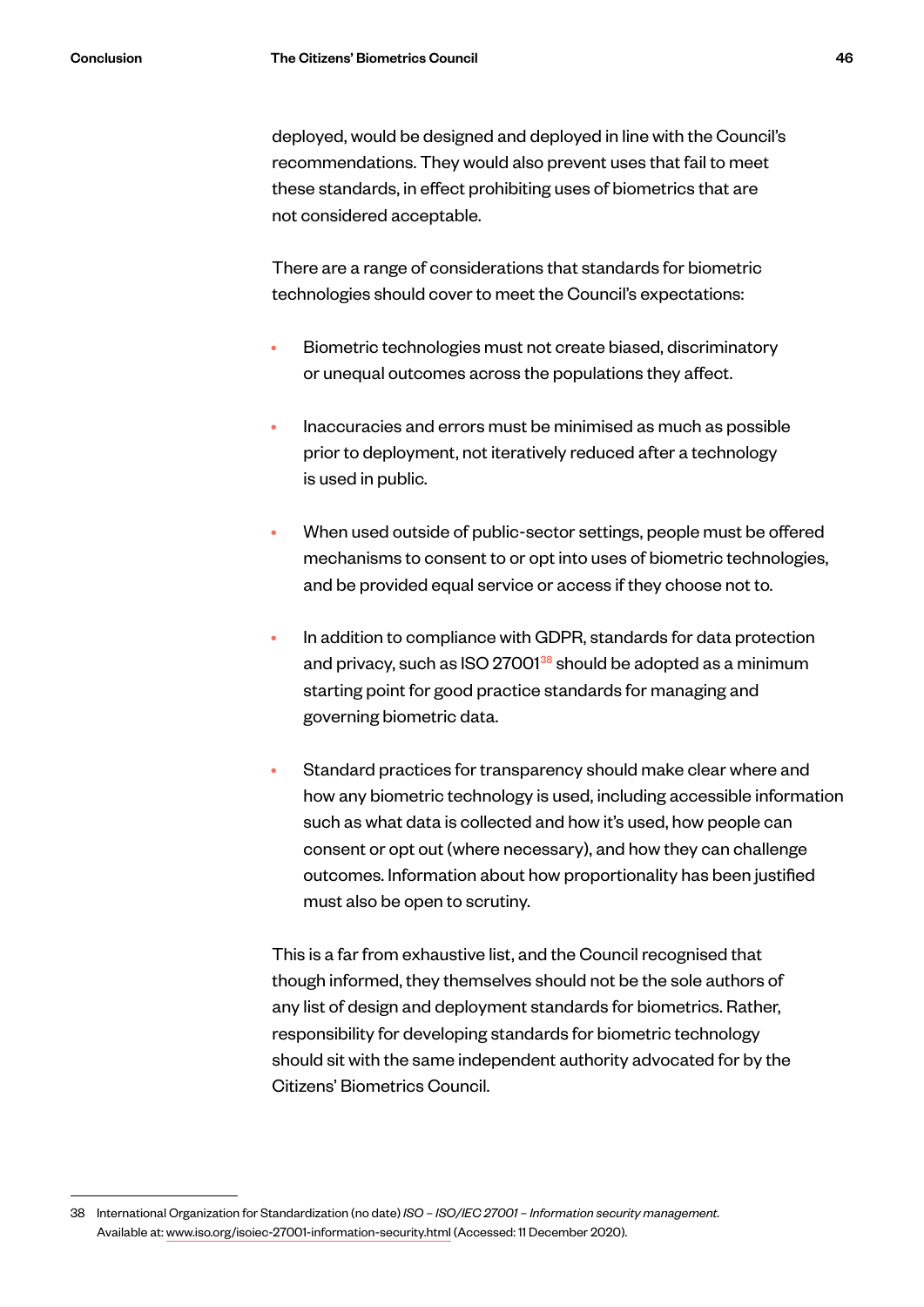deployed, would be designed and deployed in line with the Council's recommendations. They would also prevent uses that fail to meet these standards, in effect prohibiting uses of biometrics that are not considered acceptable.

There are a range of considerations that standards for biometric technologies should cover to meet the Council's expectations:

- Biometric technologies must not create biased, discriminatory or unequal outcomes across the populations they affect.

- Inaccuracies and errors must be minimised as much as possible prior to deployment, not iteratively reduced after a technology is used in public.

- When used outside of public-sector settings, people must be offered mechanisms to consent to or opt into uses of biometric technologies, and be provided equal service or access if they choose not to.

- In addition to compliance with GDPR, standards for data protection and privacy, such as ISO 27001[38] should be adopted as a minimum starting point for good practice standards for managing and governing biometric data.

- Standard practices for transparency should make clear where and how any biometric technology is used, including accessible information such as what data is collected and how it's used, how people can consent or opt out (where necessary), and how they can challenge outcomes. Information about how proportionality has been justified must also be open to scrutiny.

This is a far from exhaustive list, and the Council recognised that though informed, they themselves should not be the sole authors of any list of design and deployment standards for biometrics. Rather, responsibility for developing standards for biometric technology should sit with the same independent authority advocated for by the Citizens' Biometrics Council.

---

38 International Organization for Standardization (no date) *ISO – ISO/IEC 27001 – Information security management.* Available at: www.iso.org/isoiec-27001-information-security.html (Accessed: 11 December 2020).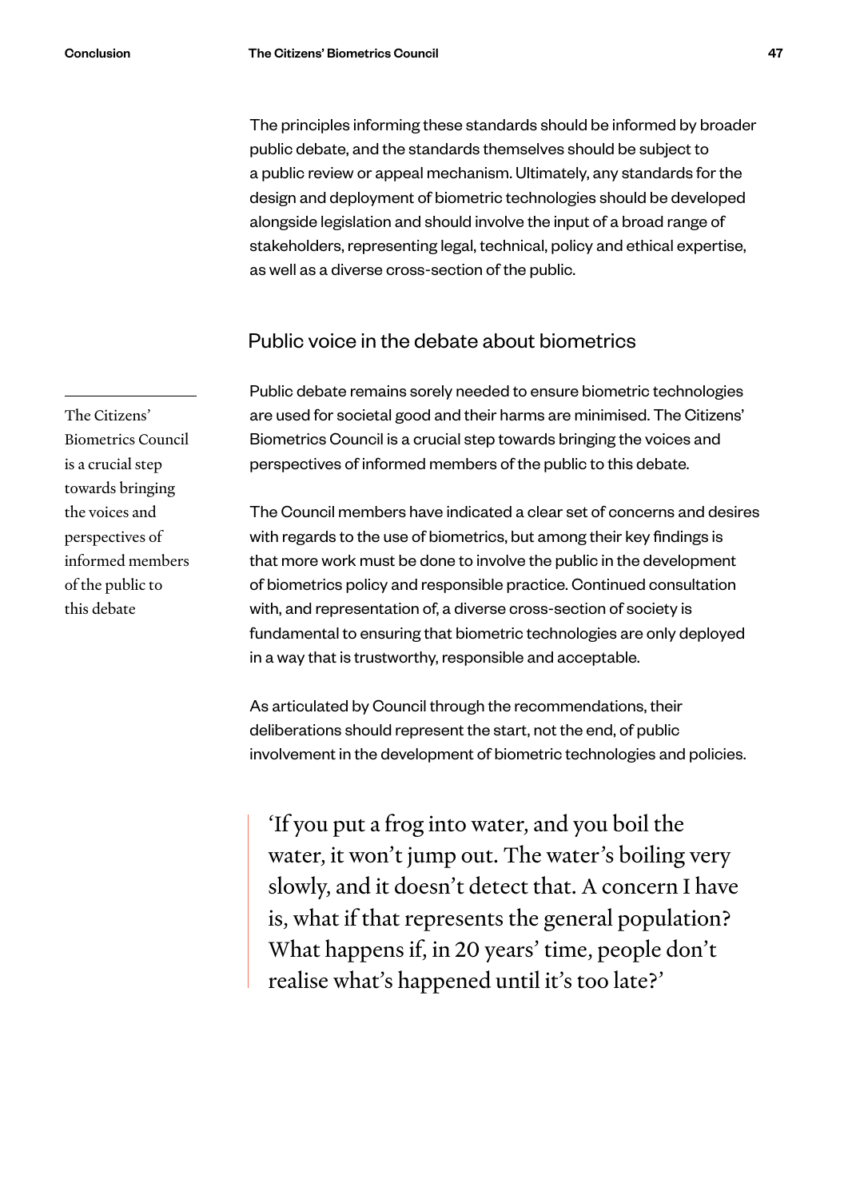The principles informing these standards should be informed by broader public debate, and the standards themselves should be subject to a public review or appeal mechanism. Ultimately, any standards for the design and deployment of biometric technologies should be developed alongside legislation and should involve the input of a broad range of stakeholders, representing legal, technical, policy and ethical expertise, as well as a diverse cross-section of the public.

## Public voice in the debate about biometrics

Public debate remains sorely needed to ensure biometric technologies are used for societal good and their harms are minimised. The Citizens' Biometrics Council is a crucial step towards bringing the voices and perspectives of informed members of the public to this debate.

The Citizens' Biometrics Council is a crucial step towards bringing the voices and perspectives of informed members of the public to this debate

The Council members have indicated a clear set of concerns and desires with regards to the use of biometrics, but among their key findings is that more work must be done to involve the public in the development of biometrics policy and responsible practice. Continued consultation with, and representation of, a diverse cross-section of society is fundamental to ensuring that biometric technologies are only deployed in a way that is trustworthy, responsible and acceptable.

As articulated by Council through the recommendations, their deliberations should represent the start, not the end, of public involvement in the development of biometric technologies and policies.

> 'If you put a frog into water, and you boil the water, it won't jump out. The water's boiling very slowly, and it doesn't detect that. A concern I have is, what if that represents the general population? What happens if, in 20 years' time, people don't realise what's happened until it's too late?'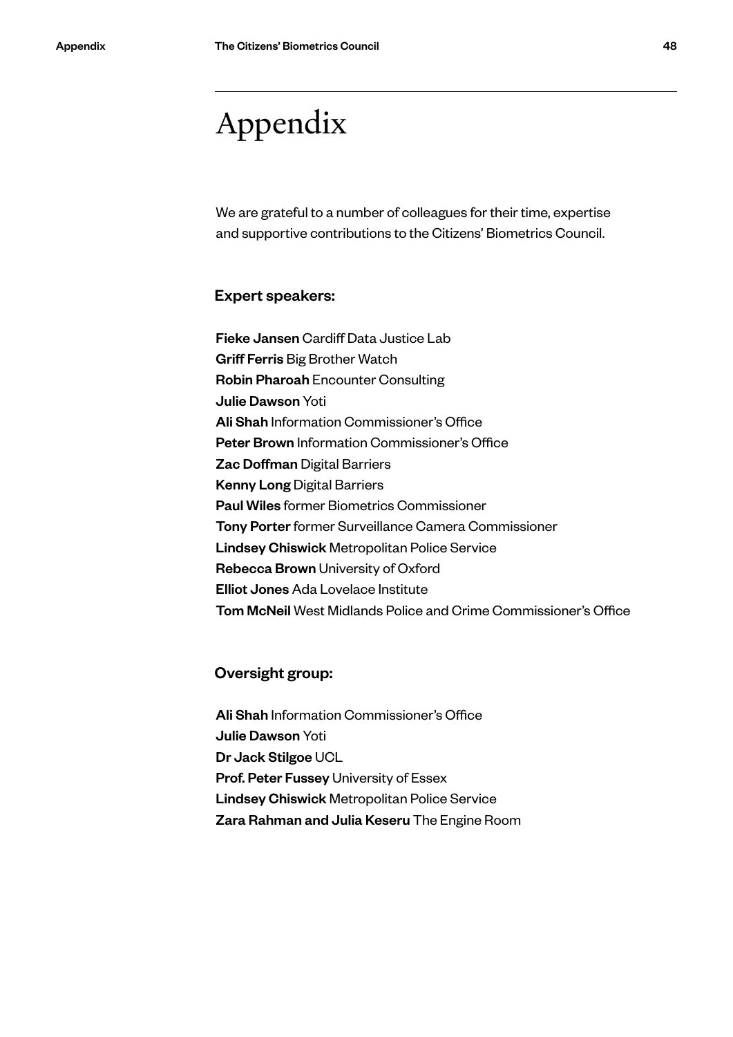# Appendix

We are grateful to a number of colleagues for their time, expertise and supportive contributions to the Citizens' Biometrics Council.

### Expert speakers:

**Fieke Jansen** Cardiff Data Justice Lab
**Griff Ferris** Big Brother Watch
**Robin Pharoah** Encounter Consulting
**Julie Dawson** Yoti
**Ali Shah** Information Commissioner's Office
**Peter Brown** Information Commissioner's Office
**Zac Doffman** Digital Barriers
**Kenny Long** Digital Barriers
**Paul Wiles** former Biometrics Commissioner
**Tony Porter** former Surveillance Camera Commissioner
**Lindsey Chiswick** Metropolitan Police Service
**Rebecca Brown** University of Oxford
**Elliot Jones** Ada Lovelace Institute
**Tom McNeil** West Midlands Police and Crime Commissioner's Office

### Oversight group:

**Ali Shah** Information Commissioner's Office
**Julie Dawson** Yoti
**Dr Jack Stilgoe** UCL
**Prof. Peter Fussey** University of Essex
**Lindsey Chiswick** Metropolitan Police Service
**Zara Rahman and Julia Keseru** The Engine Room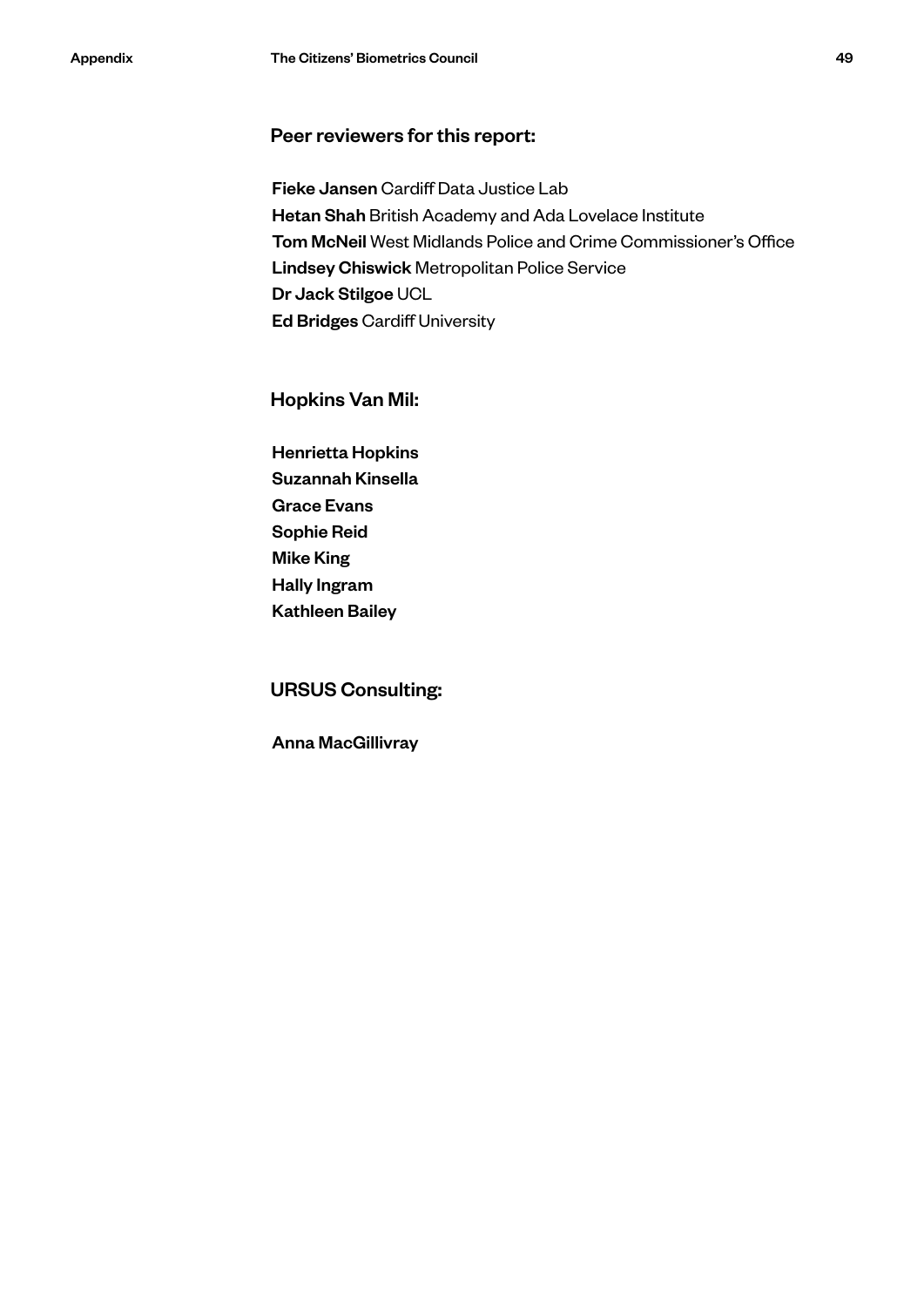## Peer reviewers for this report:

**Fieke Jansen** Cardiff Data Justice Lab
**Hetan Shah** British Academy and Ada Lovelace Institute
**Tom McNeil** West Midlands Police and Crime Commissioner's Office
**Lindsey Chiswick** Metropolitan Police Service
**Dr Jack Stilgoe** UCL
**Ed Bridges** Cardiff University

## Hopkins Van Mil:

**Henrietta Hopkins**
**Suzannah Kinsella**
**Grace Evans**
**Sophie Reid**
**Mike King**
**Hally Ingram**
**Kathleen Bailey**

## URSUS Consulting:

**Anna MacGillivray**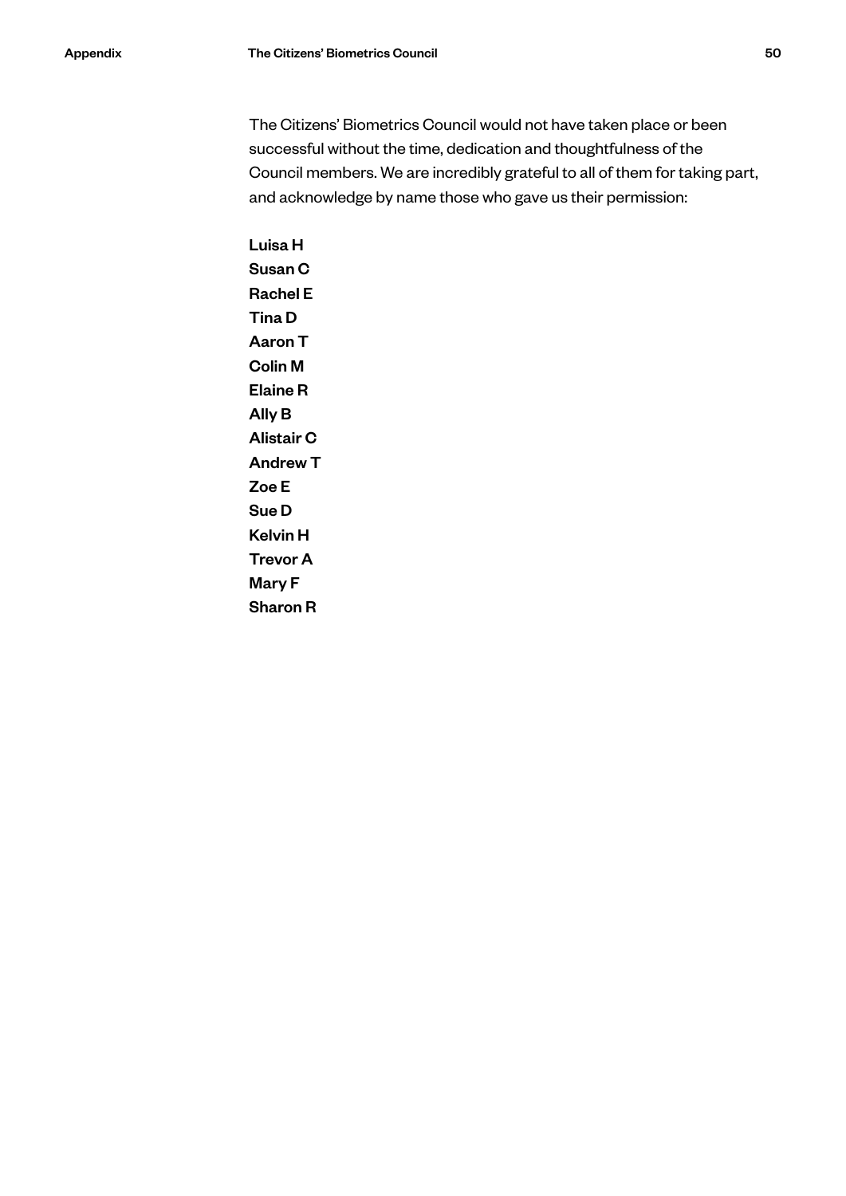The Citizens' Biometrics Council would not have taken place or been successful without the time, dedication and thoughtfulness of the Council members. We are incredibly grateful to all of them for taking part, and acknowledge by name those who gave us their permission:

**Luisa H**
**Susan C**
**Rachel E**
**Tina D**
**Aaron T**
**Colin M**
**Elaine R**
**Ally B**
**Alistair C**
**Andrew T**
**Zoe E**
**Sue D**
**Kelvin H**
**Trevor A**
**Mary F**
**Sharon R**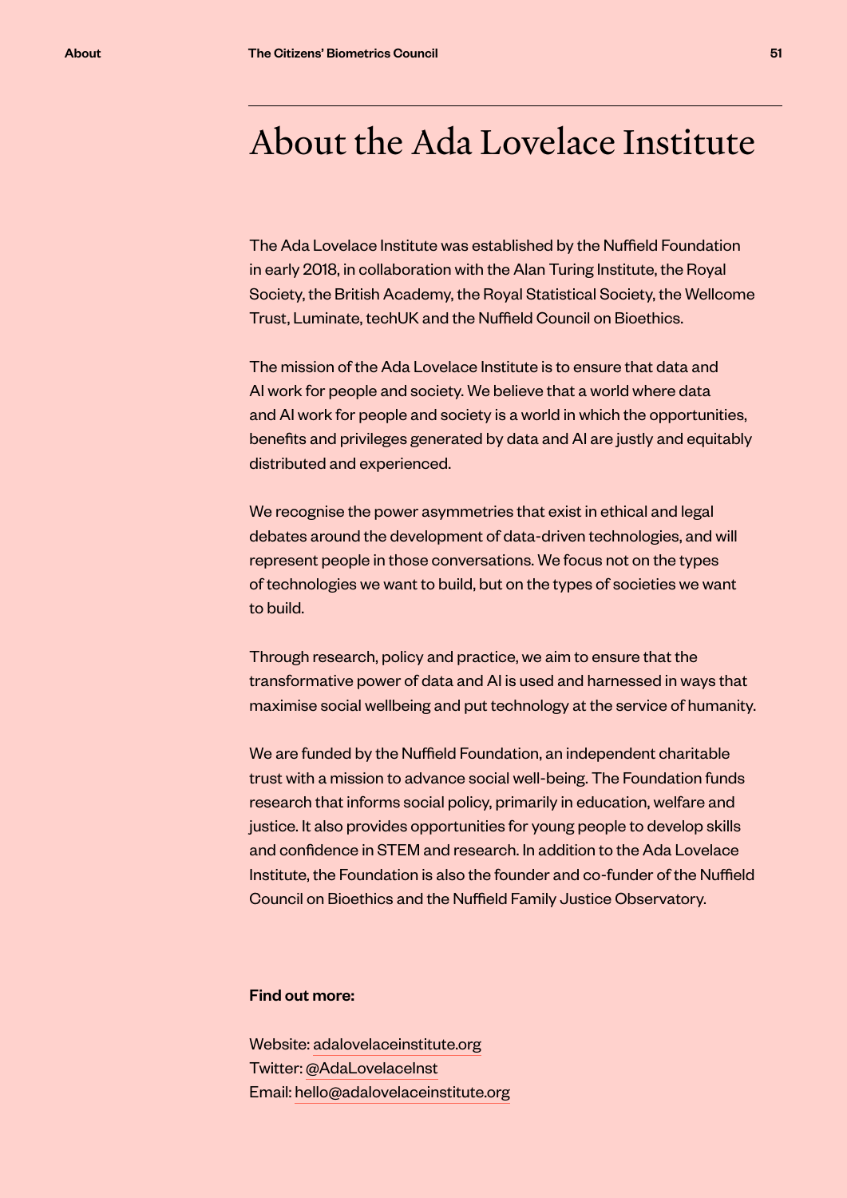# About the Ada Lovelace Institute

The Ada Lovelace Institute was established by the Nuffield Foundation in early 2018, in collaboration with the Alan Turing Institute, the Royal Society, the British Academy, the Royal Statistical Society, the Wellcome Trust, Luminate, techUK and the Nuffield Council on Bioethics.

The mission of the Ada Lovelace Institute is to ensure that data and AI work for people and society. We believe that a world where data and AI work for people and society is a world in which the opportunities, benefits and privileges generated by data and AI are justly and equitably distributed and experienced.

We recognise the power asymmetries that exist in ethical and legal debates around the development of data-driven technologies, and will represent people in those conversations. We focus not on the types of technologies we want to build, but on the types of societies we want to build.

Through research, policy and practice, we aim to ensure that the transformative power of data and AI is used and harnessed in ways that maximise social wellbeing and put technology at the service of humanity.

We are funded by the Nuffield Foundation, an independent charitable trust with a mission to advance social well-being. The Foundation funds research that informs social policy, primarily in education, welfare and justice. It also provides opportunities for young people to develop skills and confidence in STEM and research. In addition to the Ada Lovelace Institute, the Foundation is also the founder and co-funder of the Nuffield Council on Bioethics and the Nuffield Family Justice Observatory.

**Find out more:**

Website: adalovelaceinstitute.org
Twitter: @AdaLovelaceInst
Email: hello@adalovelaceinstitute.org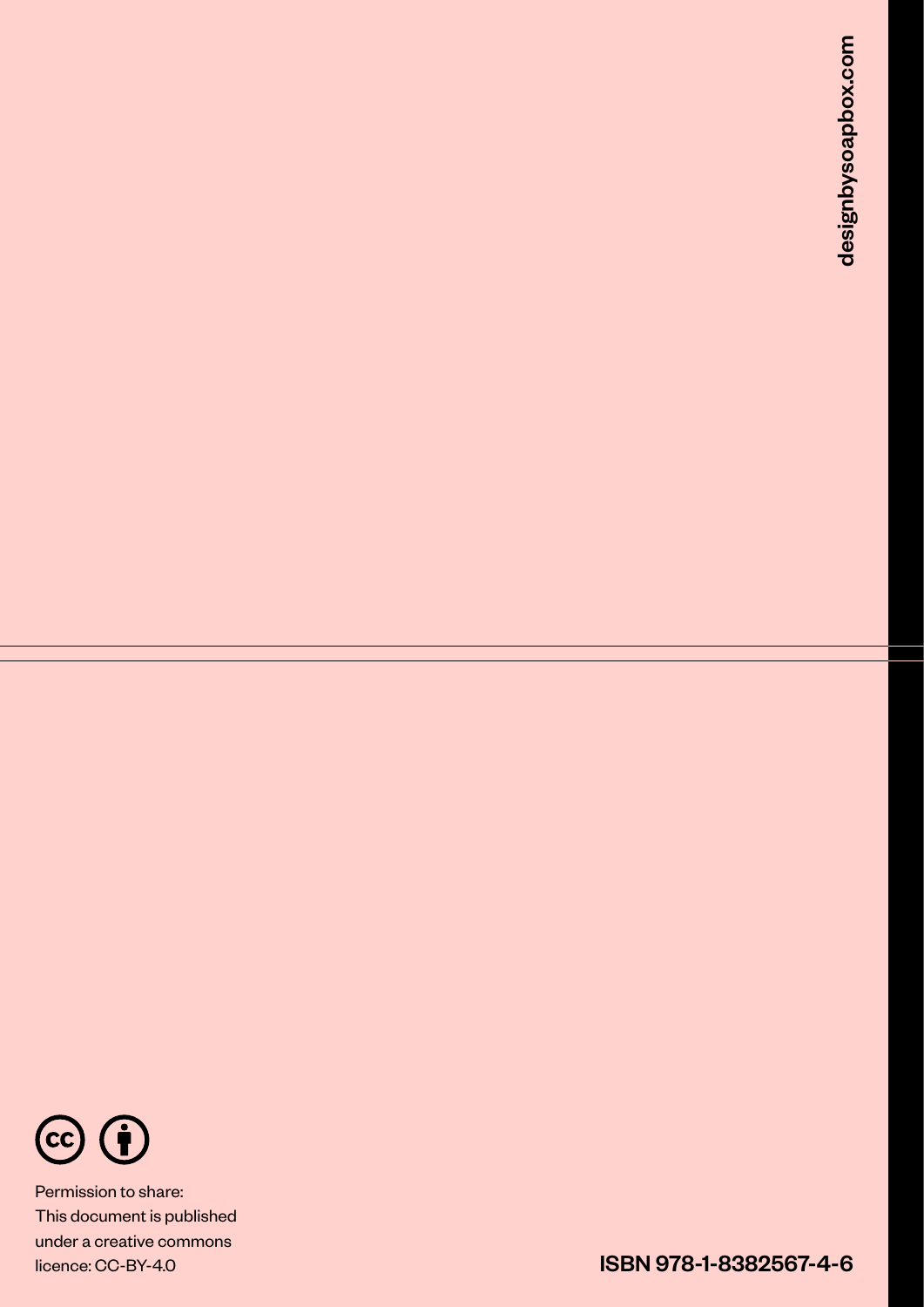designbysoapbox.com

Permission to share:
This document is published
under a creative commons
licence: CC-BY-4.0

ISBN 978-1-8382567-4-6